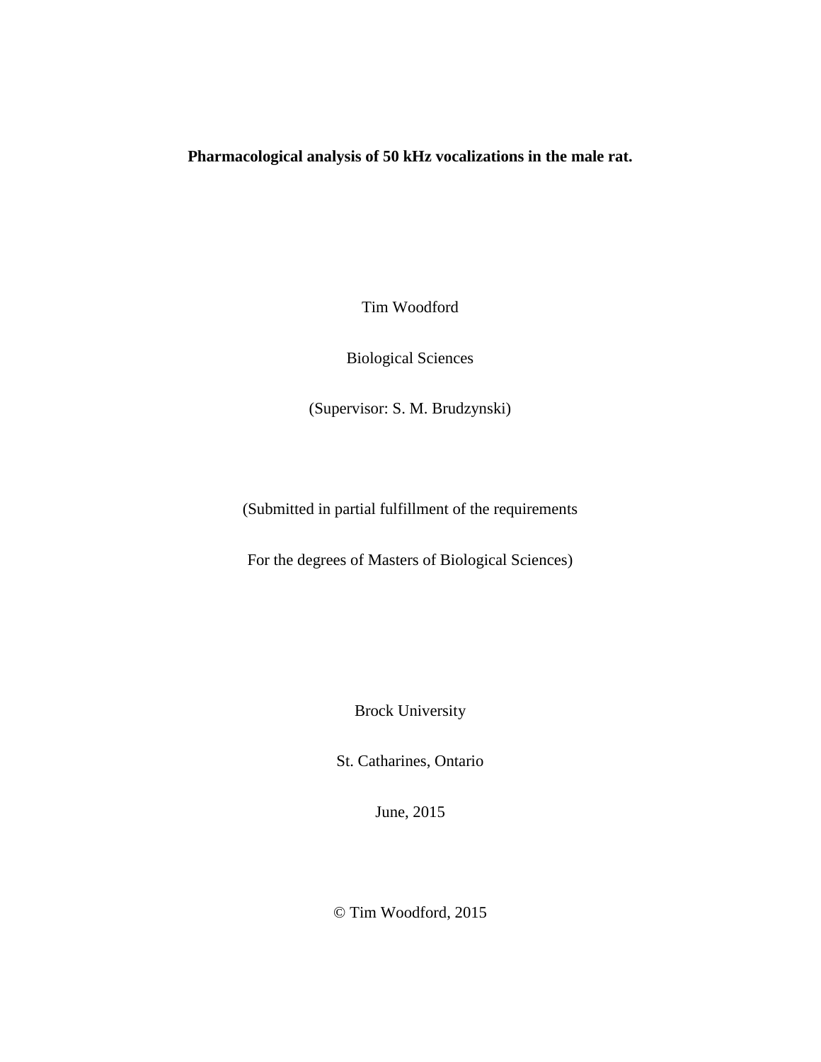**Pharmacological analysis of 50 kHz vocalizations in the male rat.**

Tim Woodford

Biological Sciences

(Supervisor: S. M. Brudzynski)

(Submitted in partial fulfillment of the requirements

For the degrees of Masters of Biological Sciences)

Brock University

St. Catharines, Ontario

June, 2015

© Tim Woodford, 2015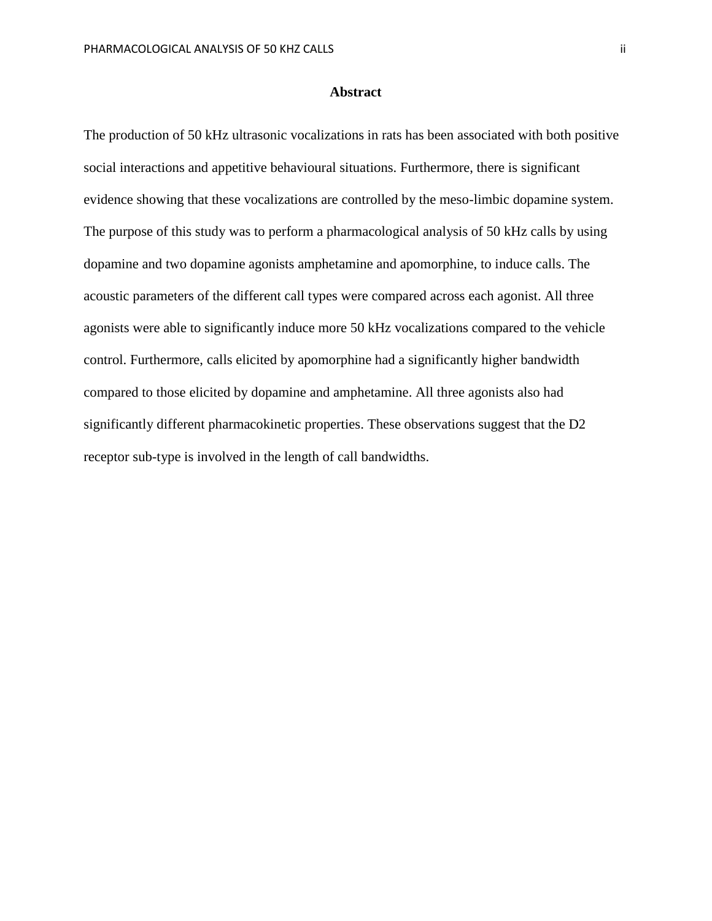# Abstract

The production of 50 kHz ultrasonic vocalizations in rats has been associated with both positive social interactions and appetitive behavioural situations. Furthermore, there is significant evidence showing that these vocalizations are controlled by the meso-limbic dopamine system. The purpose of this study was to perform a pharmacological analysis of 50 kHz calls by using dopamine and two dopamine agonists amphetamine and apomorphine, to induce calls. The acoustic parameters of the different call types were compared across each agonist. All three agonists were able to significantly induce more 50 kHz vocalizations compared to the vehicle control. Furthermore, calls elicited by apomorphine had a significantly higher bandwidth compared to those elicited by dopamine and amphetamine. All three agonists also had significantly different pharmacokinetic properties. These observations suggest that the D2 receptor sub-type is involved in the length of call bandwidths.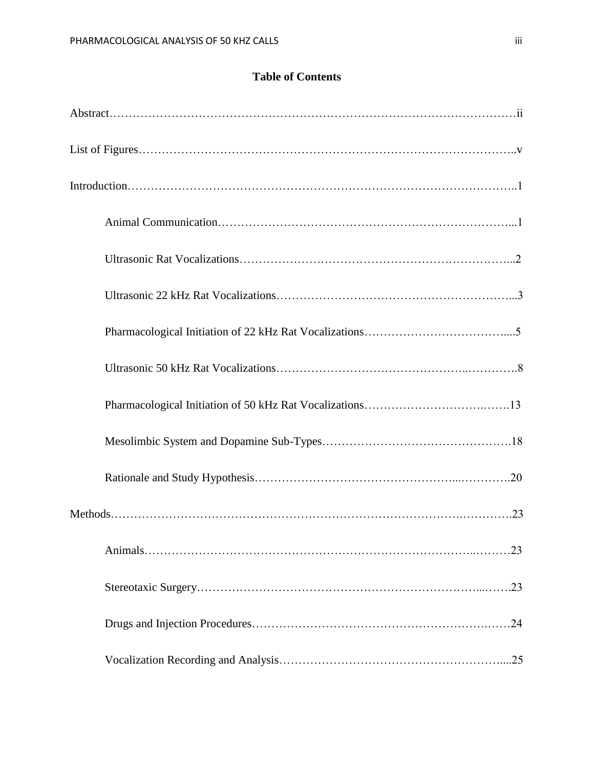## Table of Contents

Abstract……………………………………………………………………………………………ii

List of Figures……………………………………………………………………………………..v

Introduction………………………………………………………………………………………..1

- Animal Communication…………………………………………………………………...1
- Ultrasonic Rat Vocalizations……………………………………………………………...2
- Ultrasonic 22 kHz Rat Vocalizations……………………………………………………...3
- Pharmacological Initiation of 22 kHz Rat Vocalizations………………………………....5
- Ultrasonic 50 kHz Rat Vocalizations……………………………………………………….8
- Pharmacological Initiation of 50 kHz Rat Vocalizations……………………………….13
- Mesolimbic System and Dopamine Sub-Types………………………………………….18
- Rationale and Study Hypothesis…………………………………………………………..20

Methods…………………………………………………………………………………………23

- Animals……………………………………………………………………………………23
- Stereotaxic Surgery………………………………………………………………………..23
- Drugs and Injection Procedures…………………………………………………………24
- Vocalization Recording and Analysis……………………………………………………...25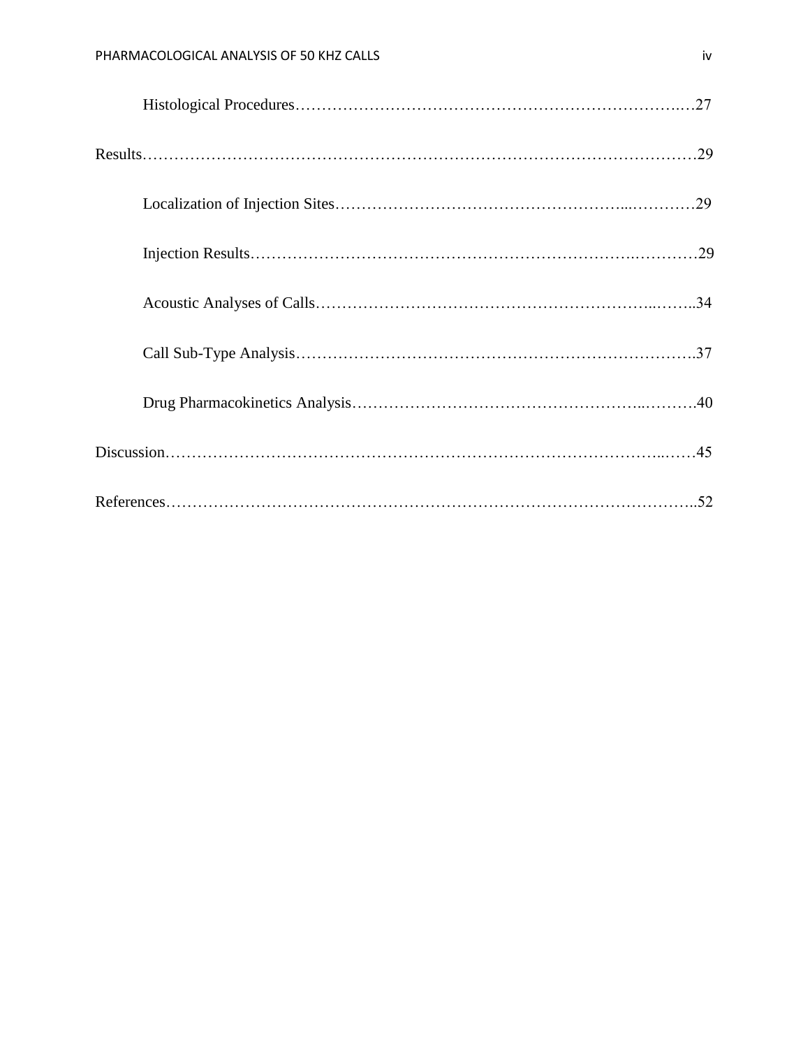Histological Procedures……………………………………………………………………27

Results……………………………………………………………………………………29

Localization of Injection Sites……………………………………………………………29

Injection Results……………………………………………………………………………29

Acoustic Analyses of Calls…………………………………………………………………34

Call Sub-Type Analysis……………………………………………………………………37

Drug Pharmacokinetics Analysis…………………………………………………………40

Discussion…………………………………………………………………………………45

References…………………………………………………………………………………52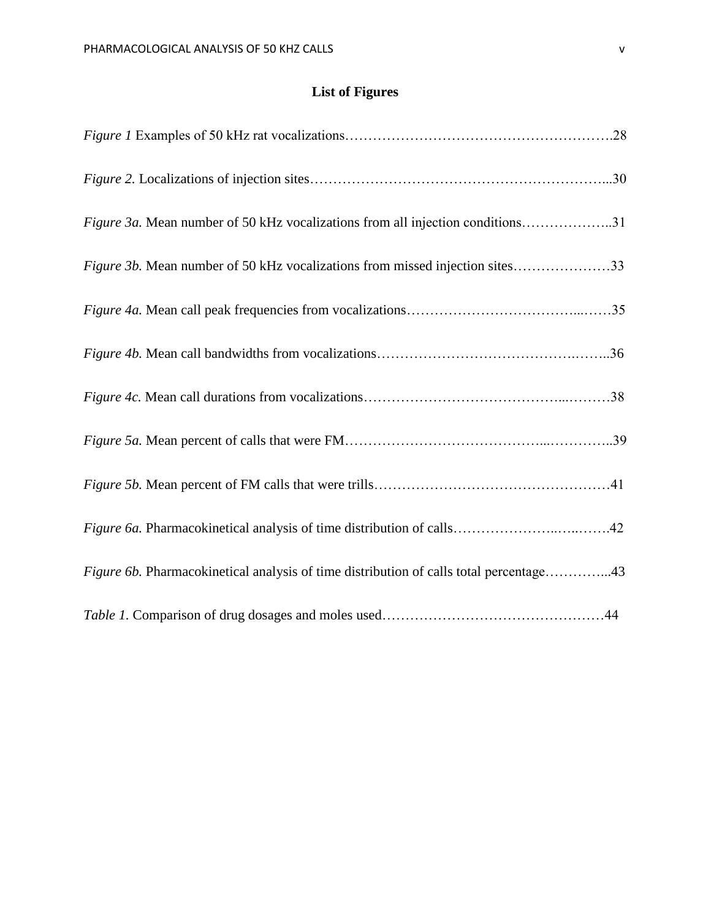## List of Figures

*Figure 1* Examples of 50 kHz rat vocalizations……………………………………………….…….28

*Figure 2.* Localizations of injection sites………………………………………………………...30

*Figure 3a.* Mean number of 50 kHz vocalizations from all injection conditions………………..31

*Figure 3b.* Mean number of 50 kHz vocalizations from missed injection sites…………………33

*Figure 4a.* Mean call peak frequencies from vocalizations………………………………...……35

*Figure 4b.* Mean call bandwidths from vocalizations…………………………………….……..36

*Figure 4c.* Mean call durations from vocalizations……………………………………...………38

*Figure 5a.* Mean percent of calls that were FM…………………………………...…………..39

*Figure 5b.* Mean percent of FM calls that were trills……………………………………………41

*Figure 6a.* Pharmacokinetical analysis of time distribution of calls…………………..…..…….42

*Figure 6b.* Pharmacokinetical analysis of time distribution of calls total percentage…………...43

*Table 1.* Comparison of drug dosages and moles used……………………………………….…44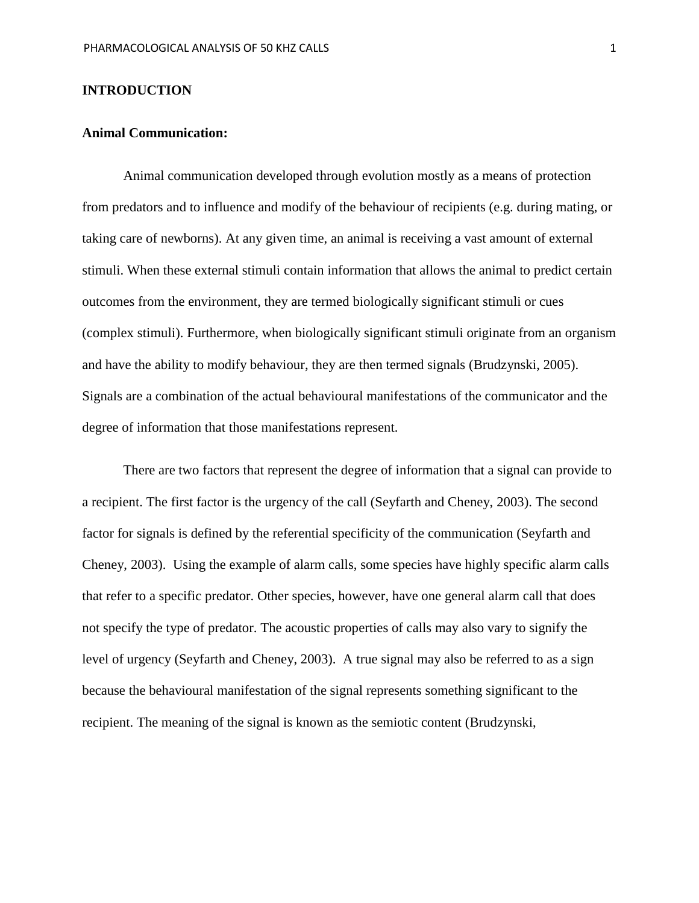# INTRODUCTION

## Animal Communication:

Animal communication developed through evolution mostly as a means of protection from predators and to influence and modify of the behaviour of recipients (e.g. during mating, or taking care of newborns). At any given time, an animal is receiving a vast amount of external stimuli. When these external stimuli contain information that allows the animal to predict certain outcomes from the environment, they are termed biologically significant stimuli or cues (complex stimuli). Furthermore, when biologically significant stimuli originate from an organism and have the ability to modify behaviour, they are then termed signals (Brudzynski, 2005). Signals are a combination of the actual behavioural manifestations of the communicator and the degree of information that those manifestations represent.

There are two factors that represent the degree of information that a signal can provide to a recipient. The first factor is the urgency of the call (Seyfarth and Cheney, 2003). The second factor for signals is defined by the referential specificity of the communication (Seyfarth and Cheney, 2003). Using the example of alarm calls, some species have highly specific alarm calls that refer to a specific predator. Other species, however, have one general alarm call that does not specify the type of predator. The acoustic properties of calls may also vary to signify the level of urgency (Seyfarth and Cheney, 2003). A true signal may also be referred to as a sign because the behavioural manifestation of the signal represents something significant to the recipient. The meaning of the signal is known as the semiotic content (Brudzynski,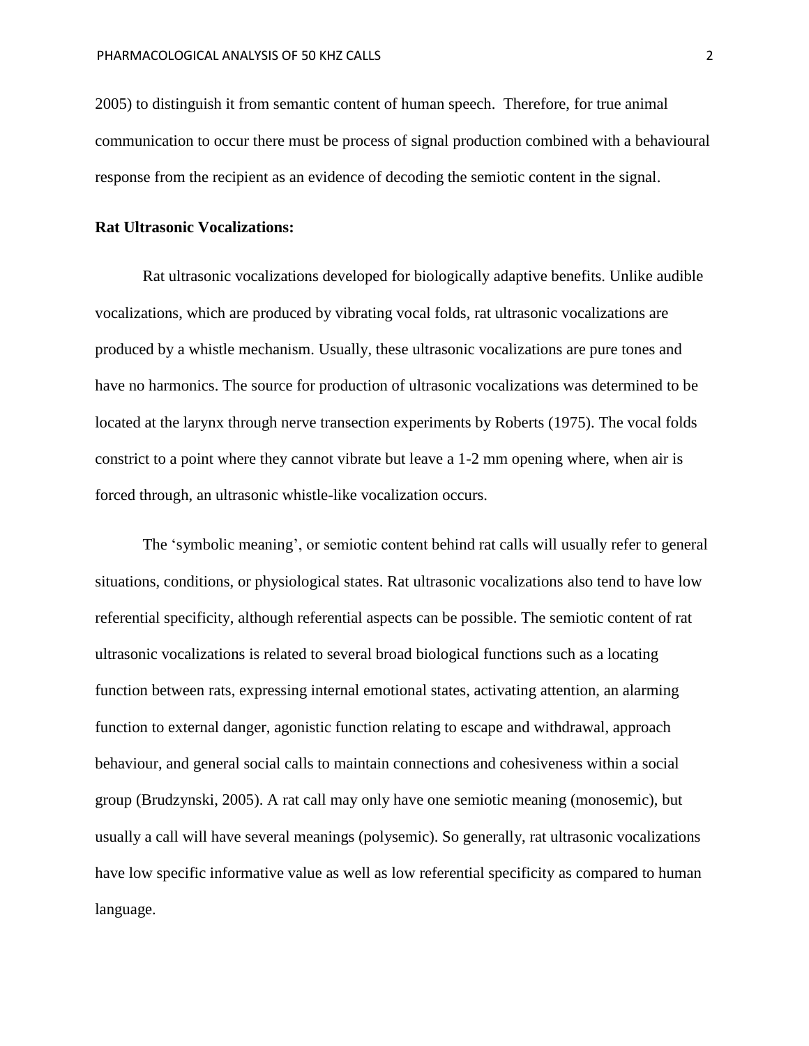2005) to distinguish it from semantic content of human speech.  Therefore, for true animal communication to occur there must be process of signal production combined with a behavioural response from the recipient as an evidence of decoding the semiotic content in the signal.

**Rat Ultrasonic Vocalizations:**

Rat ultrasonic vocalizations developed for biologically adaptive benefits. Unlike audible vocalizations, which are produced by vibrating vocal folds, rat ultrasonic vocalizations are produced by a whistle mechanism. Usually, these ultrasonic vocalizations are pure tones and have no harmonics. The source for production of ultrasonic vocalizations was determined to be located at the larynx through nerve transection experiments by Roberts (1975). The vocal folds constrict to a point where they cannot vibrate but leave a 1-2 mm opening where, when air is forced through, an ultrasonic whistle-like vocalization occurs.

The 'symbolic meaning', or semiotic content behind rat calls will usually refer to general situations, conditions, or physiological states. Rat ultrasonic vocalizations also tend to have low referential specificity, although referential aspects can be possible. The semiotic content of rat ultrasonic vocalizations is related to several broad biological functions such as a locating function between rats, expressing internal emotional states, activating attention, an alarming function to external danger, agonistic function relating to escape and withdrawal, approach behaviour, and general social calls to maintain connections and cohesiveness within a social group (Brudzynski, 2005). A rat call may only have one semiotic meaning (monosemic), but usually a call will have several meanings (polysemic). So generally, rat ultrasonic vocalizations have low specific informative value as well as low referential specificity as compared to human language.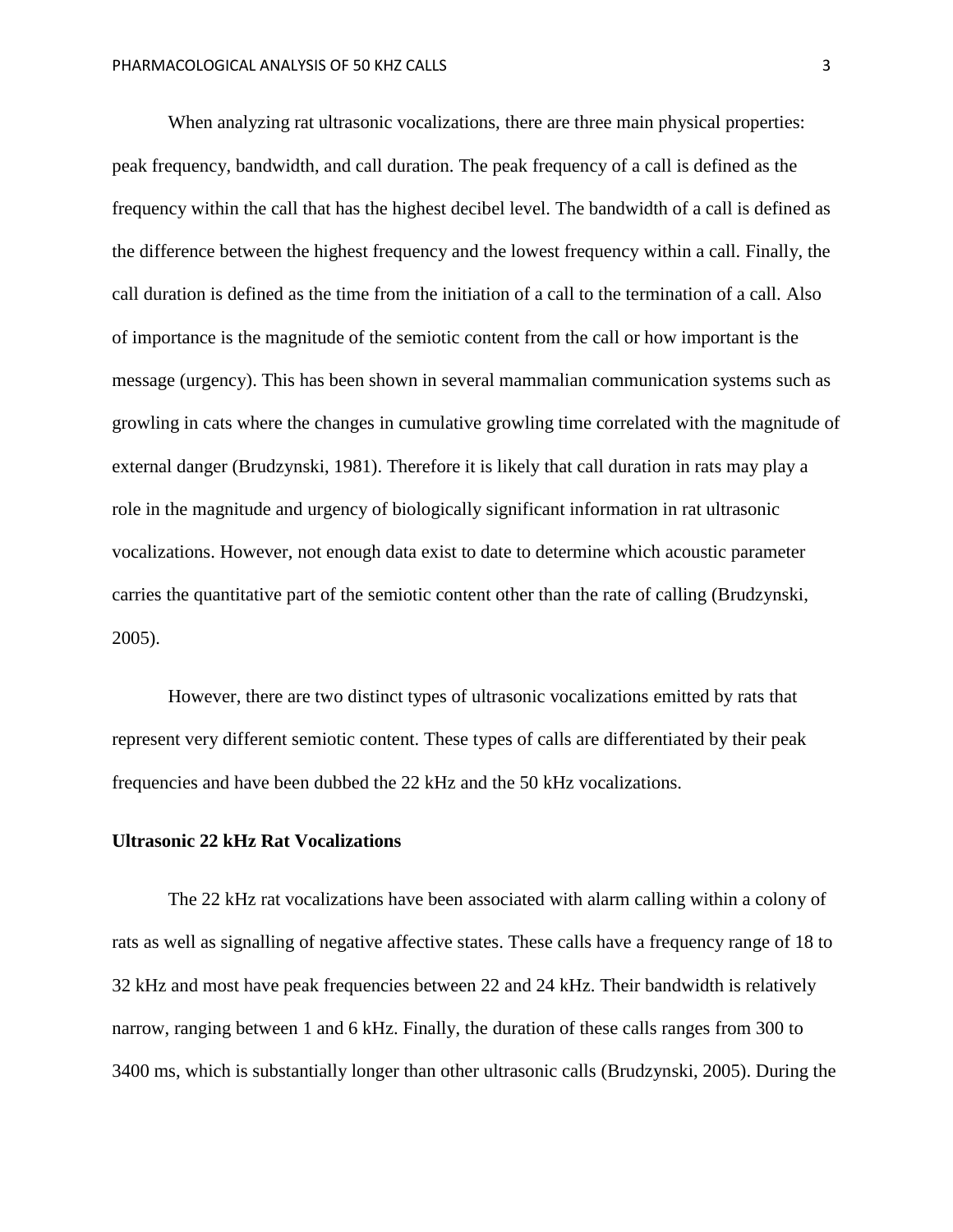When analyzing rat ultrasonic vocalizations, there are three main physical properties: peak frequency, bandwidth, and call duration. The peak frequency of a call is defined as the frequency within the call that has the highest decibel level. The bandwidth of a call is defined as the difference between the highest frequency and the lowest frequency within a call. Finally, the call duration is defined as the time from the initiation of a call to the termination of a call. Also of importance is the magnitude of the semiotic content from the call or how important is the message (urgency). This has been shown in several mammalian communication systems such as growling in cats where the changes in cumulative growling time correlated with the magnitude of external danger (Brudzynski, 1981). Therefore it is likely that call duration in rats may play a role in the magnitude and urgency of biologically significant information in rat ultrasonic vocalizations. However, not enough data exist to date to determine which acoustic parameter carries the quantitative part of the semiotic content other than the rate of calling (Brudzynski, 2005).

However, there are two distinct types of ultrasonic vocalizations emitted by rats that represent very different semiotic content. These types of calls are differentiated by their peak frequencies and have been dubbed the 22 kHz and the 50 kHz vocalizations.

**Ultrasonic 22 kHz Rat Vocalizations**

The 22 kHz rat vocalizations have been associated with alarm calling within a colony of rats as well as signalling of negative affective states. These calls have a frequency range of 18 to 32 kHz and most have peak frequencies between 22 and 24 kHz. Their bandwidth is relatively narrow, ranging between 1 and 6 kHz. Finally, the duration of these calls ranges from 300 to 3400 ms, which is substantially longer than other ultrasonic calls (Brudzynski, 2005). During the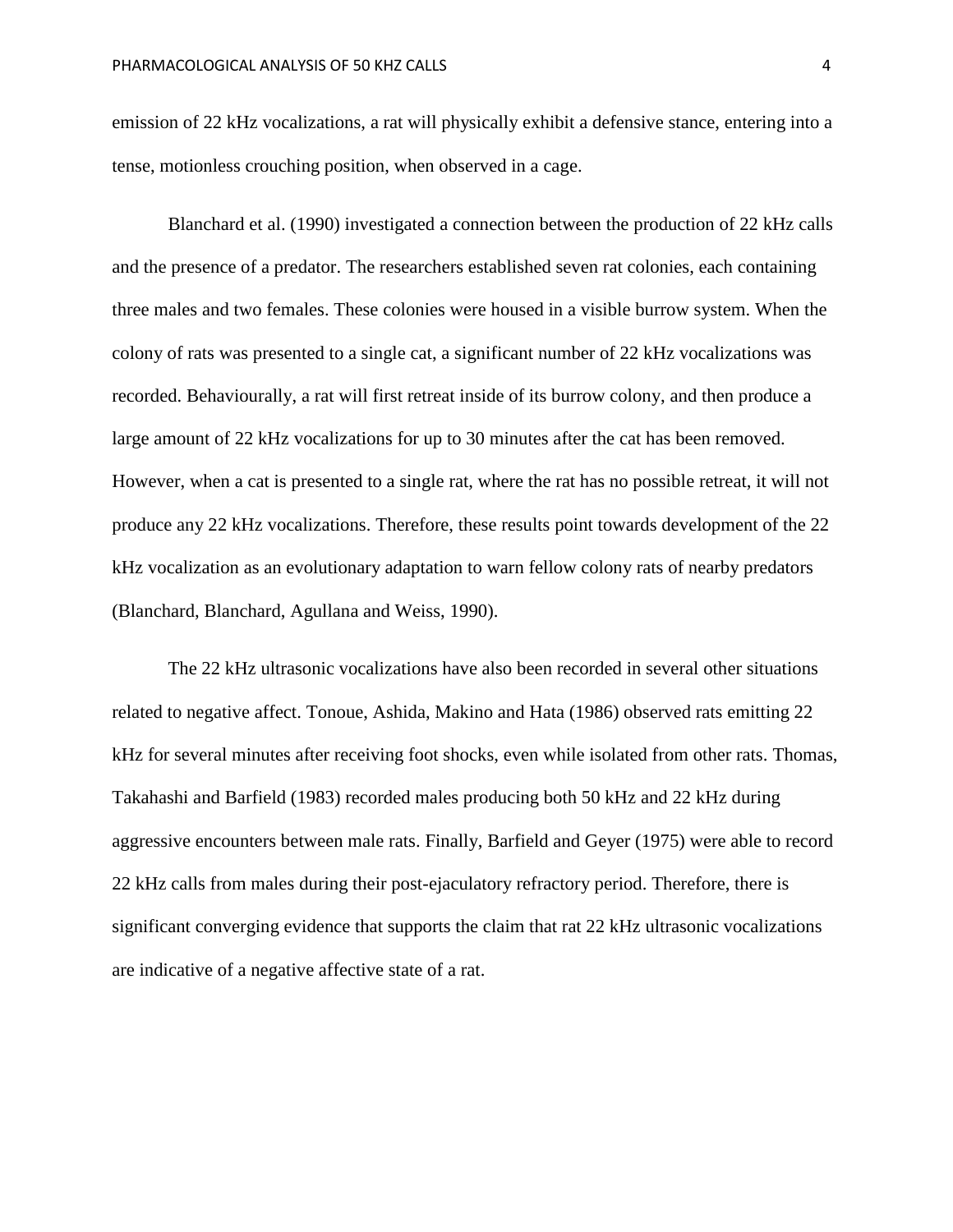emission of 22 kHz vocalizations, a rat will physically exhibit a defensive stance, entering into a tense, motionless crouching position, when observed in a cage.

Blanchard et al. (1990) investigated a connection between the production of 22 kHz calls and the presence of a predator. The researchers established seven rat colonies, each containing three males and two females. These colonies were housed in a visible burrow system. When the colony of rats was presented to a single cat, a significant number of 22 kHz vocalizations was recorded. Behaviourally, a rat will first retreat inside of its burrow colony, and then produce a large amount of 22 kHz vocalizations for up to 30 minutes after the cat has been removed. However, when a cat is presented to a single rat, where the rat has no possible retreat, it will not produce any 22 kHz vocalizations. Therefore, these results point towards development of the 22 kHz vocalization as an evolutionary adaptation to warn fellow colony rats of nearby predators (Blanchard, Blanchard, Agullana and Weiss, 1990).

The 22 kHz ultrasonic vocalizations have also been recorded in several other situations related to negative affect. Tonoue, Ashida, Makino and Hata (1986) observed rats emitting 22 kHz for several minutes after receiving foot shocks, even while isolated from other rats. Thomas, Takahashi and Barfield (1983) recorded males producing both 50 kHz and 22 kHz during aggressive encounters between male rats. Finally, Barfield and Geyer (1975) were able to record 22 kHz calls from males during their post-ejaculatory refractory period. Therefore, there is significant converging evidence that supports the claim that rat 22 kHz ultrasonic vocalizations are indicative of a negative affective state of a rat.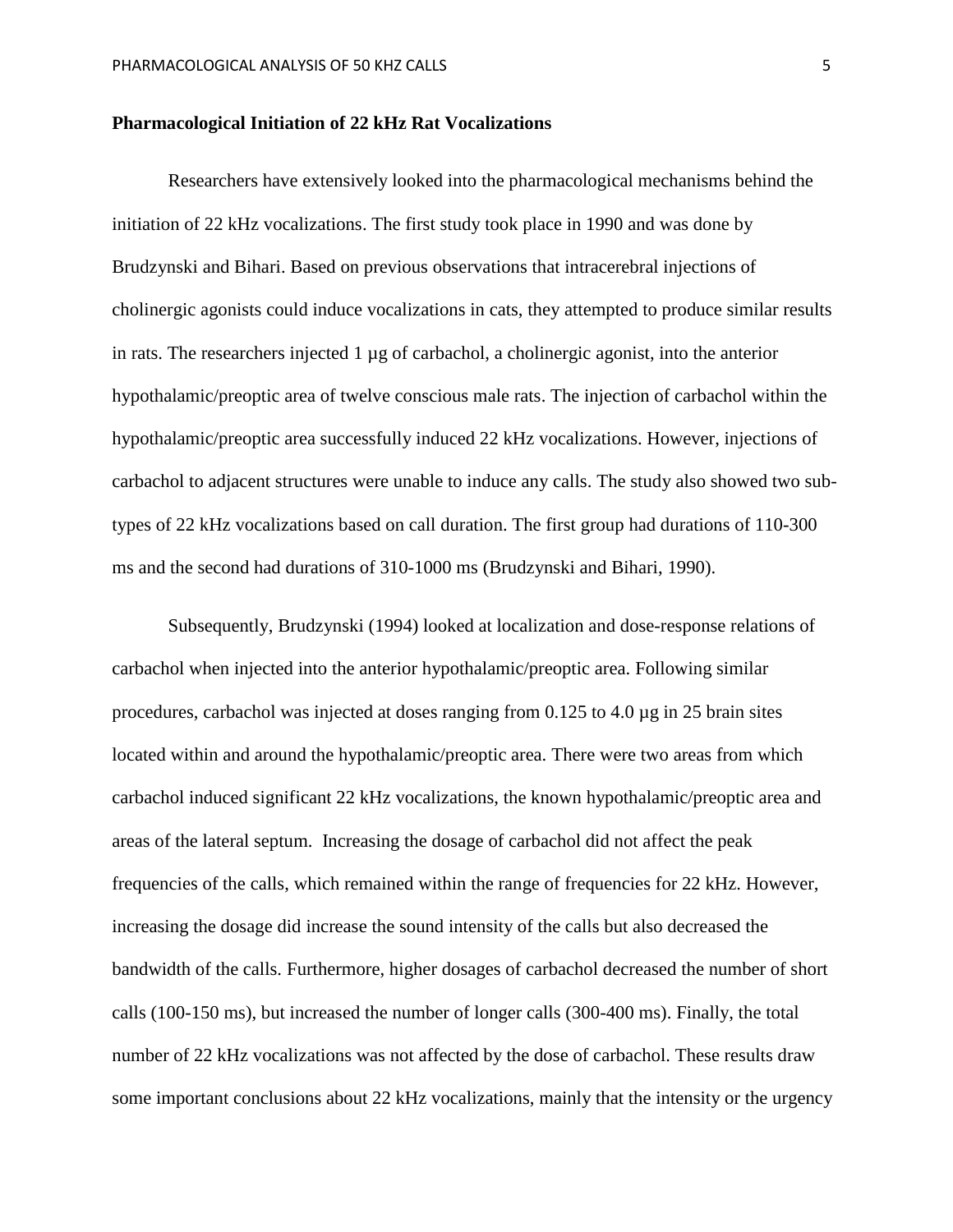**Pharmacological Initiation of 22 kHz Rat Vocalizations**

Researchers have extensively looked into the pharmacological mechanisms behind the initiation of 22 kHz vocalizations. The first study took place in 1990 and was done by Brudzynski and Bihari. Based on previous observations that intracerebral injections of cholinergic agonists could induce vocalizations in cats, they attempted to produce similar results in rats. The researchers injected 1 µg of carbachol, a cholinergic agonist, into the anterior hypothalamic/preoptic area of twelve conscious male rats. The injection of carbachol within the hypothalamic/preoptic area successfully induced 22 kHz vocalizations. However, injections of carbachol to adjacent structures were unable to induce any calls. The study also showed two sub-types of 22 kHz vocalizations based on call duration. The first group had durations of 110-300 ms and the second had durations of 310-1000 ms (Brudzynski and Bihari, 1990).

Subsequently, Brudzynski (1994) looked at localization and dose-response relations of carbachol when injected into the anterior hypothalamic/preoptic area. Following similar procedures, carbachol was injected at doses ranging from 0.125 to 4.0 µg in 25 brain sites located within and around the hypothalamic/preoptic area. There were two areas from which carbachol induced significant 22 kHz vocalizations, the known hypothalamic/preoptic area and areas of the lateral septum. Increasing the dosage of carbachol did not affect the peak frequencies of the calls, which remained within the range of frequencies for 22 kHz. However, increasing the dosage did increase the sound intensity of the calls but also decreased the bandwidth of the calls. Furthermore, higher dosages of carbachol decreased the number of short calls (100-150 ms), but increased the number of longer calls (300-400 ms). Finally, the total number of 22 kHz vocalizations was not affected by the dose of carbachol. These results draw some important conclusions about 22 kHz vocalizations, mainly that the intensity or the urgency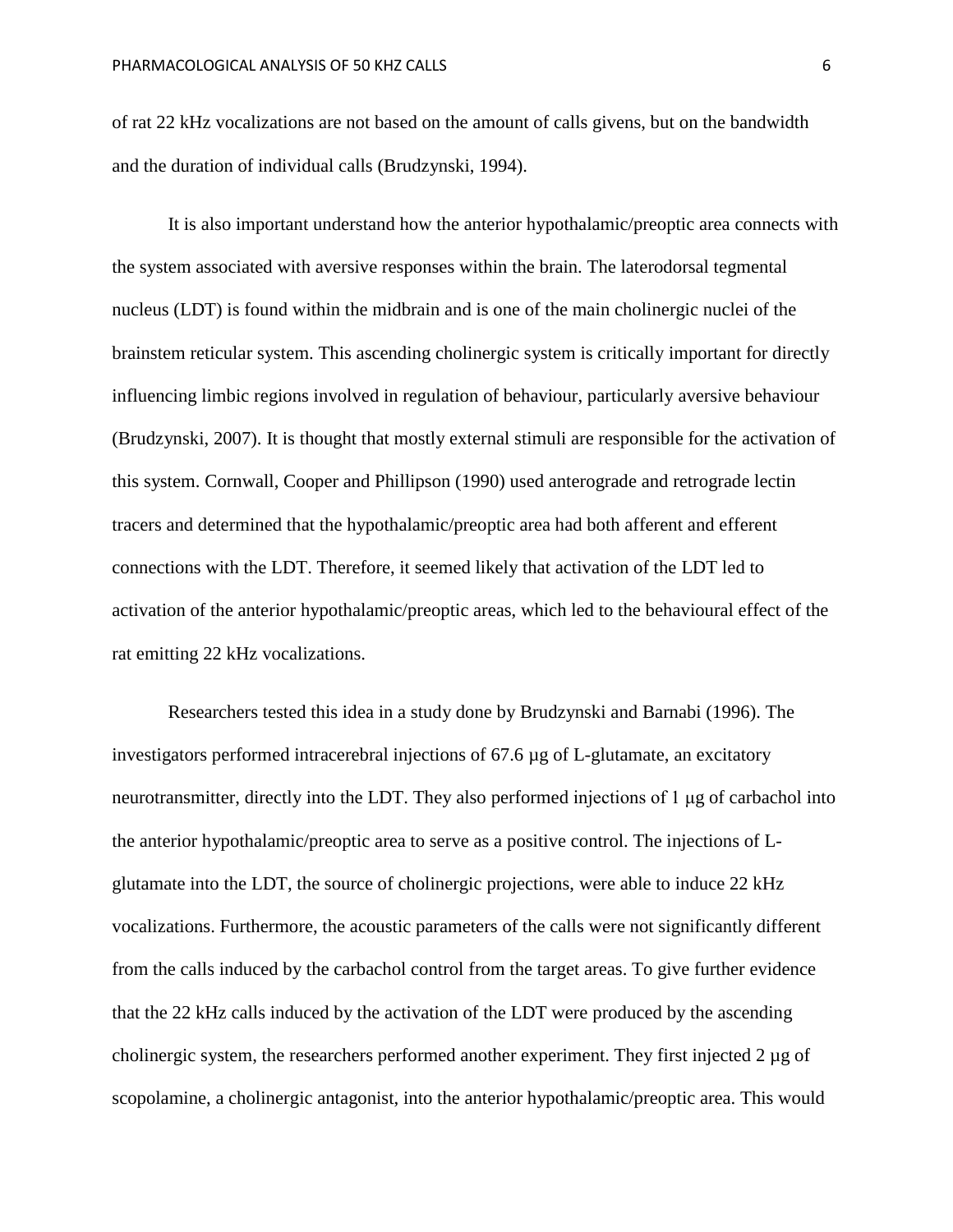of rat 22 kHz vocalizations are not based on the amount of calls givens, but on the bandwidth and the duration of individual calls (Brudzynski, 1994).

It is also important understand how the anterior hypothalamic/preoptic area connects with the system associated with aversive responses within the brain. The laterodorsal tegmental nucleus (LDT) is found within the midbrain and is one of the main cholinergic nuclei of the brainstem reticular system. This ascending cholinergic system is critically important for directly influencing limbic regions involved in regulation of behaviour, particularly aversive behaviour (Brudzynski, 2007). It is thought that mostly external stimuli are responsible for the activation of this system. Cornwall, Cooper and Phillipson (1990) used anterograde and retrograde lectin tracers and determined that the hypothalamic/preoptic area had both afferent and efferent connections with the LDT. Therefore, it seemed likely that activation of the LDT led to activation of the anterior hypothalamic/preoptic areas, which led to the behavioural effect of the rat emitting 22 kHz vocalizations.

Researchers tested this idea in a study done by Brudzynski and Barnabi (1996). The investigators performed intracerebral injections of 67.6 µg of L-glutamate, an excitatory neurotransmitter, directly into the LDT. They also performed injections of 1 µg of carbachol into the anterior hypothalamic/preoptic area to serve as a positive control. The injections of L-glutamate into the LDT, the source of cholinergic projections, were able to induce 22 kHz vocalizations. Furthermore, the acoustic parameters of the calls were not significantly different from the calls induced by the carbachol control from the target areas. To give further evidence that the 22 kHz calls induced by the activation of the LDT were produced by the ascending cholinergic system, the researchers performed another experiment. They first injected 2 µg of scopolamine, a cholinergic antagonist, into the anterior hypothalamic/preoptic area. This would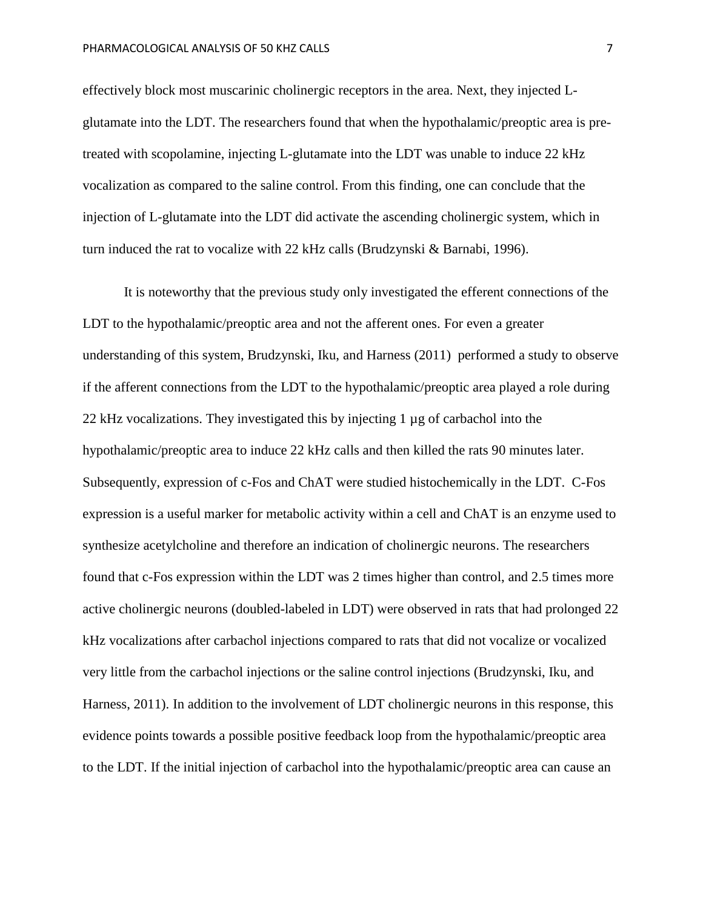effectively block most muscarinic cholinergic receptors in the area. Next, they injected L-glutamate into the LDT. The researchers found that when the hypothalamic/preoptic area is pre-treated with scopolamine, injecting L-glutamate into the LDT was unable to induce 22 kHz vocalization as compared to the saline control. From this finding, one can conclude that the injection of L-glutamate into the LDT did activate the ascending cholinergic system, which in turn induced the rat to vocalize with 22 kHz calls (Brudzynski & Barnabi, 1996).

It is noteworthy that the previous study only investigated the efferent connections of the LDT to the hypothalamic/preoptic area and not the afferent ones. For even a greater understanding of this system, Brudzynski, Iku, and Harness (2011) performed a study to observe if the afferent connections from the LDT to the hypothalamic/preoptic area played a role during 22 kHz vocalizations. They investigated this by injecting 1 µg of carbachol into the hypothalamic/preoptic area to induce 22 kHz calls and then killed the rats 90 minutes later. Subsequently, expression of c-Fos and ChAT were studied histochemically in the LDT. C-Fos expression is a useful marker for metabolic activity within a cell and ChAT is an enzyme used to synthesize acetylcholine and therefore an indication of cholinergic neurons. The researchers found that c-Fos expression within the LDT was 2 times higher than control, and 2.5 times more active cholinergic neurons (doubled-labeled in LDT) were observed in rats that had prolonged 22 kHz vocalizations after carbachol injections compared to rats that did not vocalize or vocalized very little from the carbachol injections or the saline control injections (Brudzynski, Iku, and Harness, 2011). In addition to the involvement of LDT cholinergic neurons in this response, this evidence points towards a possible positive feedback loop from the hypothalamic/preoptic area to the LDT. If the initial injection of carbachol into the hypothalamic/preoptic area can cause an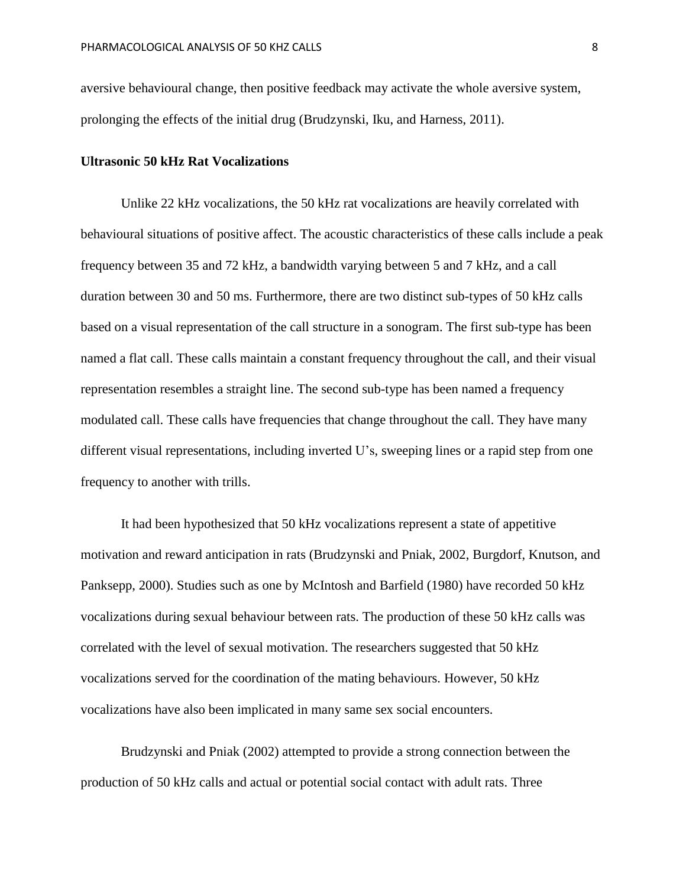aversive behavioural change, then positive feedback may activate the whole aversive system, prolonging the effects of the initial drug (Brudzynski, Iku, and Harness, 2011).

**Ultrasonic 50 kHz Rat Vocalizations**

Unlike 22 kHz vocalizations, the 50 kHz rat vocalizations are heavily correlated with behavioural situations of positive affect. The acoustic characteristics of these calls include a peak frequency between 35 and 72 kHz, a bandwidth varying between 5 and 7 kHz, and a call duration between 30 and 50 ms. Furthermore, there are two distinct sub-types of 50 kHz calls based on a visual representation of the call structure in a sonogram. The first sub-type has been named a flat call. These calls maintain a constant frequency throughout the call, and their visual representation resembles a straight line. The second sub-type has been named a frequency modulated call. These calls have frequencies that change throughout the call. They have many different visual representations, including inverted U's, sweeping lines or a rapid step from one frequency to another with trills.

It had been hypothesized that 50 kHz vocalizations represent a state of appetitive motivation and reward anticipation in rats (Brudzynski and Pniak, 2002, Burgdorf, Knutson, and Panksepp, 2000). Studies such as one by McIntosh and Barfield (1980) have recorded 50 kHz vocalizations during sexual behaviour between rats. The production of these 50 kHz calls was correlated with the level of sexual motivation. The researchers suggested that 50 kHz vocalizations served for the coordination of the mating behaviours. However, 50 kHz vocalizations have also been implicated in many same sex social encounters.

Brudzynski and Pniak (2002) attempted to provide a strong connection between the production of 50 kHz calls and actual or potential social contact with adult rats. Three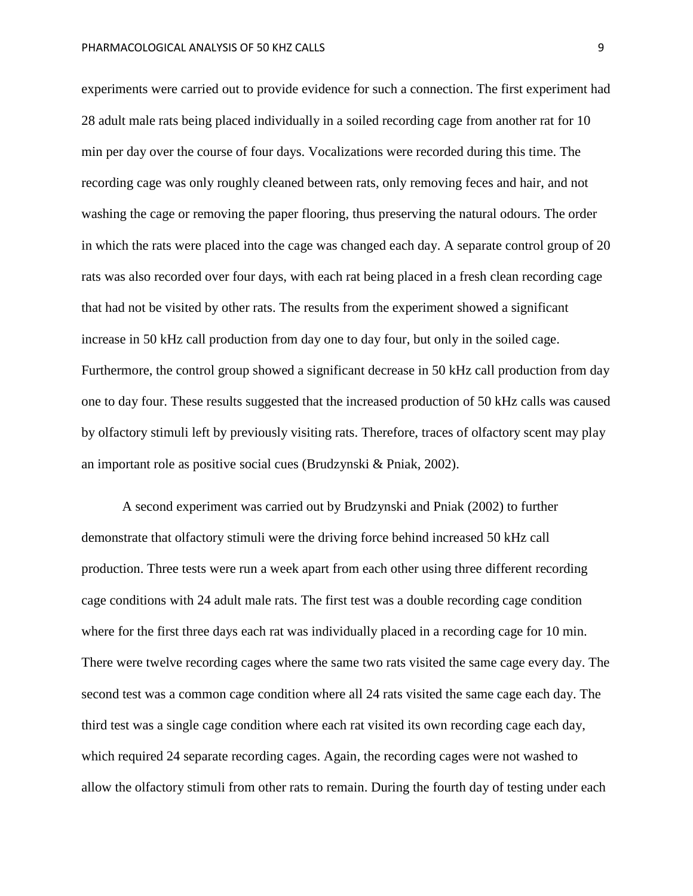experiments were carried out to provide evidence for such a connection. The first experiment had 28 adult male rats being placed individually in a soiled recording cage from another rat for 10 min per day over the course of four days. Vocalizations were recorded during this time. The recording cage was only roughly cleaned between rats, only removing feces and hair, and not washing the cage or removing the paper flooring, thus preserving the natural odours. The order in which the rats were placed into the cage was changed each day. A separate control group of 20 rats was also recorded over four days, with each rat being placed in a fresh clean recording cage that had not be visited by other rats. The results from the experiment showed a significant increase in 50 kHz call production from day one to day four, but only in the soiled cage. Furthermore, the control group showed a significant decrease in 50 kHz call production from day one to day four. These results suggested that the increased production of 50 kHz calls was caused by olfactory stimuli left by previously visiting rats. Therefore, traces of olfactory scent may play an important role as positive social cues (Brudzynski & Pniak, 2002).

A second experiment was carried out by Brudzynski and Pniak (2002) to further demonstrate that olfactory stimuli were the driving force behind increased 50 kHz call production. Three tests were run a week apart from each other using three different recording cage conditions with 24 adult male rats. The first test was a double recording cage condition where for the first three days each rat was individually placed in a recording cage for 10 min. There were twelve recording cages where the same two rats visited the same cage every day. The second test was a common cage condition where all 24 rats visited the same cage each day. The third test was a single cage condition where each rat visited its own recording cage each day, which required 24 separate recording cages. Again, the recording cages were not washed to allow the olfactory stimuli from other rats to remain. During the fourth day of testing under each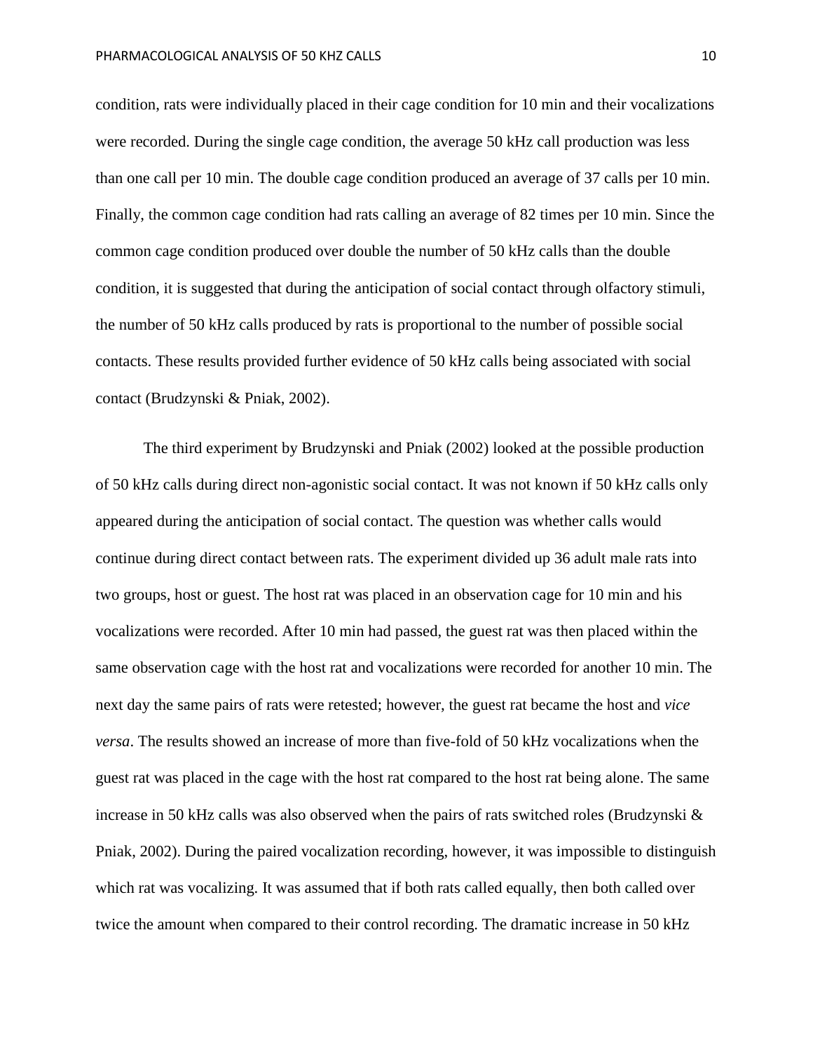condition, rats were individually placed in their cage condition for 10 min and their vocalizations were recorded. During the single cage condition, the average 50 kHz call production was less than one call per 10 min. The double cage condition produced an average of 37 calls per 10 min. Finally, the common cage condition had rats calling an average of 82 times per 10 min. Since the common cage condition produced over double the number of 50 kHz calls than the double condition, it is suggested that during the anticipation of social contact through olfactory stimuli, the number of 50 kHz calls produced by rats is proportional to the number of possible social contacts. These results provided further evidence of 50 kHz calls being associated with social contact (Brudzynski & Pniak, 2002).

The third experiment by Brudzynski and Pniak (2002) looked at the possible production of 50 kHz calls during direct non-agonistic social contact. It was not known if 50 kHz calls only appeared during the anticipation of social contact. The question was whether calls would continue during direct contact between rats. The experiment divided up 36 adult male rats into two groups, host or guest. The host rat was placed in an observation cage for 10 min and his vocalizations were recorded. After 10 min had passed, the guest rat was then placed within the same observation cage with the host rat and vocalizations were recorded for another 10 min. The next day the same pairs of rats were retested; however, the guest rat became the host and *vice versa*. The results showed an increase of more than five-fold of 50 kHz vocalizations when the guest rat was placed in the cage with the host rat compared to the host rat being alone. The same increase in 50 kHz calls was also observed when the pairs of rats switched roles (Brudzynski & Pniak, 2002). During the paired vocalization recording, however, it was impossible to distinguish which rat was vocalizing. It was assumed that if both rats called equally, then both called over twice the amount when compared to their control recording. The dramatic increase in 50 kHz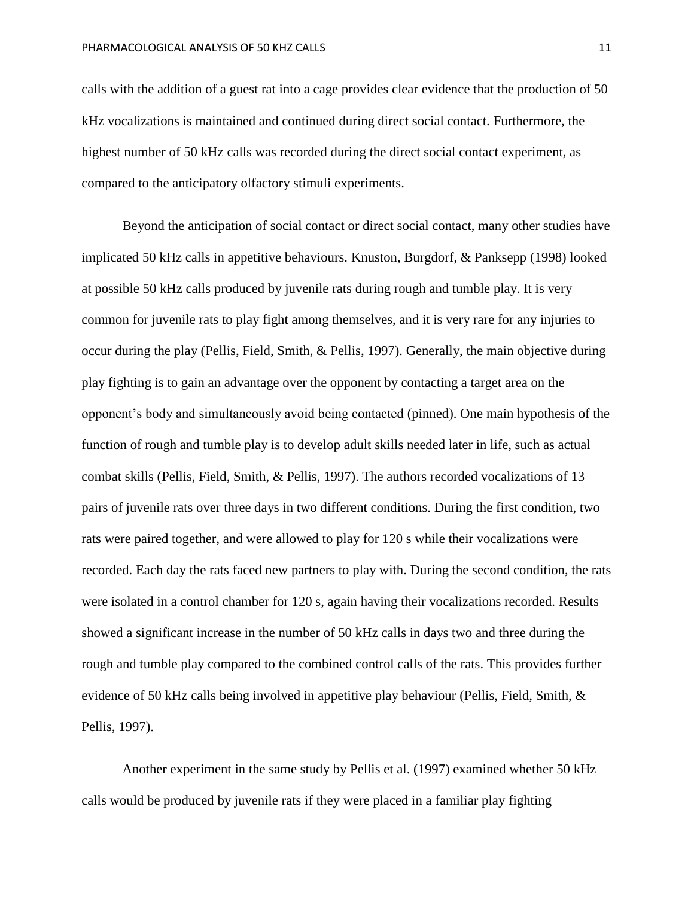calls with the addition of a guest rat into a cage provides clear evidence that the production of 50 kHz vocalizations is maintained and continued during direct social contact. Furthermore, the highest number of 50 kHz calls was recorded during the direct social contact experiment, as compared to the anticipatory olfactory stimuli experiments.

Beyond the anticipation of social contact or direct social contact, many other studies have implicated 50 kHz calls in appetitive behaviours. Knuston, Burgdorf, & Panksepp (1998) looked at possible 50 kHz calls produced by juvenile rats during rough and tumble play. It is very common for juvenile rats to play fight among themselves, and it is very rare for any injuries to occur during the play (Pellis, Field, Smith, & Pellis, 1997). Generally, the main objective during play fighting is to gain an advantage over the opponent by contacting a target area on the opponent's body and simultaneously avoid being contacted (pinned). One main hypothesis of the function of rough and tumble play is to develop adult skills needed later in life, such as actual combat skills (Pellis, Field, Smith, & Pellis, 1997). The authors recorded vocalizations of 13 pairs of juvenile rats over three days in two different conditions. During the first condition, two rats were paired together, and were allowed to play for 120 s while their vocalizations were recorded. Each day the rats faced new partners to play with. During the second condition, the rats were isolated in a control chamber for 120 s, again having their vocalizations recorded. Results showed a significant increase in the number of 50 kHz calls in days two and three during the rough and tumble play compared to the combined control calls of the rats. This provides further evidence of 50 kHz calls being involved in appetitive play behaviour (Pellis, Field, Smith, & Pellis, 1997).

Another experiment in the same study by Pellis et al. (1997) examined whether 50 kHz calls would be produced by juvenile rats if they were placed in a familiar play fighting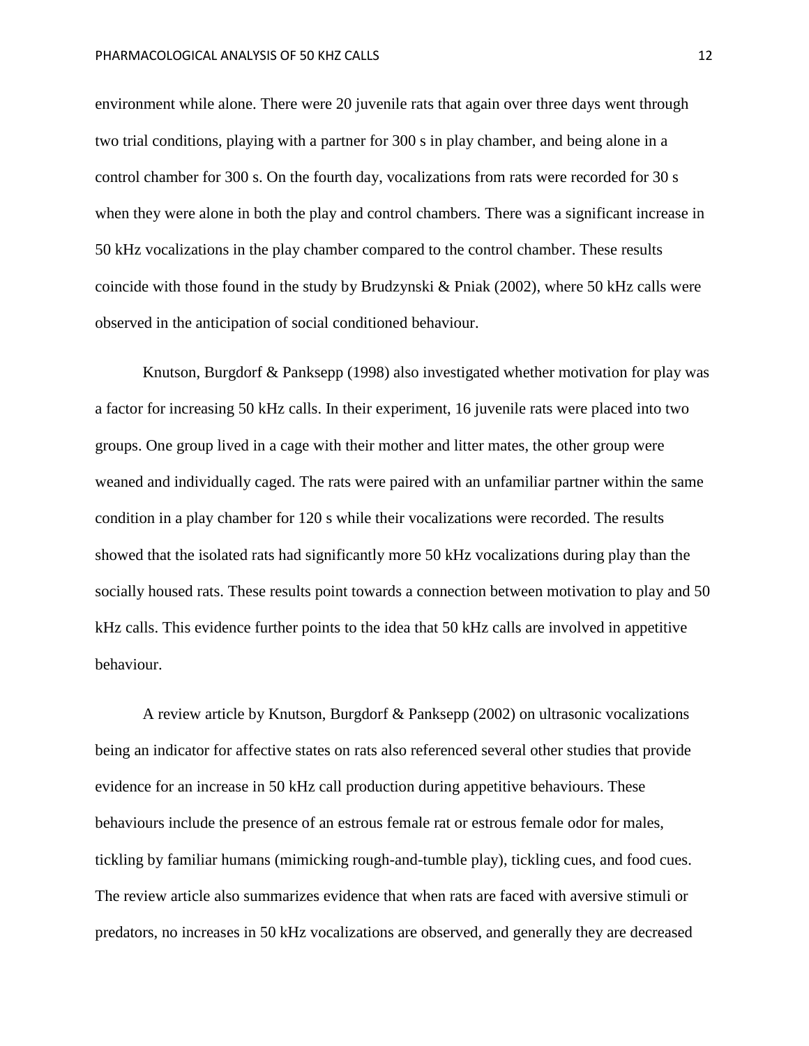environment while alone. There were 20 juvenile rats that again over three days went through two trial conditions, playing with a partner for 300 s in play chamber, and being alone in a control chamber for 300 s. On the fourth day, vocalizations from rats were recorded for 30 s when they were alone in both the play and control chambers. There was a significant increase in 50 kHz vocalizations in the play chamber compared to the control chamber. These results coincide with those found in the study by Brudzynski & Pniak (2002), where 50 kHz calls were observed in the anticipation of social conditioned behaviour.

Knutson, Burgdorf & Panksepp (1998) also investigated whether motivation for play was a factor for increasing 50 kHz calls. In their experiment, 16 juvenile rats were placed into two groups. One group lived in a cage with their mother and litter mates, the other group were weaned and individually caged. The rats were paired with an unfamiliar partner within the same condition in a play chamber for 120 s while their vocalizations were recorded. The results showed that the isolated rats had significantly more 50 kHz vocalizations during play than the socially housed rats. These results point towards a connection between motivation to play and 50 kHz calls. This evidence further points to the idea that 50 kHz calls are involved in appetitive behaviour.

A review article by Knutson, Burgdorf & Panksepp (2002) on ultrasonic vocalizations being an indicator for affective states on rats also referenced several other studies that provide evidence for an increase in 50 kHz call production during appetitive behaviours. These behaviours include the presence of an estrous female rat or estrous female odor for males, tickling by familiar humans (mimicking rough-and-tumble play), tickling cues, and food cues. The review article also summarizes evidence that when rats are faced with aversive stimuli or predators, no increases in 50 kHz vocalizations are observed, and generally they are decreased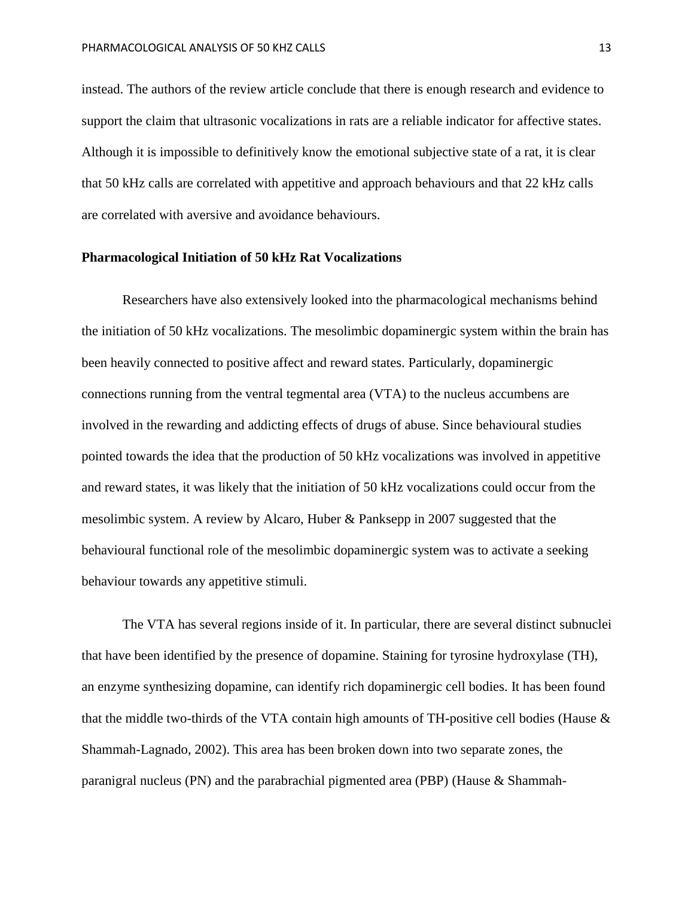instead. The authors of the review article conclude that there is enough research and evidence to support the claim that ultrasonic vocalizations in rats are a reliable indicator for affective states. Although it is impossible to definitively know the emotional subjective state of a rat, it is clear that 50 kHz calls are correlated with appetitive and approach behaviours and that 22 kHz calls are correlated with aversive and avoidance behaviours.

**Pharmacological Initiation of 50 kHz Rat Vocalizations**

Researchers have also extensively looked into the pharmacological mechanisms behind the initiation of 50 kHz vocalizations. The mesolimbic dopaminergic system within the brain has been heavily connected to positive affect and reward states. Particularly, dopaminergic connections running from the ventral tegmental area (VTA) to the nucleus accumbens are involved in the rewarding and addicting effects of drugs of abuse. Since behavioural studies pointed towards the idea that the production of 50 kHz vocalizations was involved in appetitive and reward states, it was likely that the initiation of 50 kHz vocalizations could occur from the mesolimbic system. A review by Alcaro, Huber & Panksepp in 2007 suggested that the behavioural functional role of the mesolimbic dopaminergic system was to activate a seeking behaviour towards any appetitive stimuli.

The VTA has several regions inside of it. In particular, there are several distinct subnuclei that have been identified by the presence of dopamine. Staining for tyrosine hydroxylase (TH), an enzyme synthesizing dopamine, can identify rich dopaminergic cell bodies. It has been found that the middle two-thirds of the VTA contain high amounts of TH-positive cell bodies (Hause & Shammah-Lagnado, 2002). This area has been broken down into two separate zones, the paranigral nucleus (PN) and the parabrachial pigmented area (PBP) (Hause & Shammah-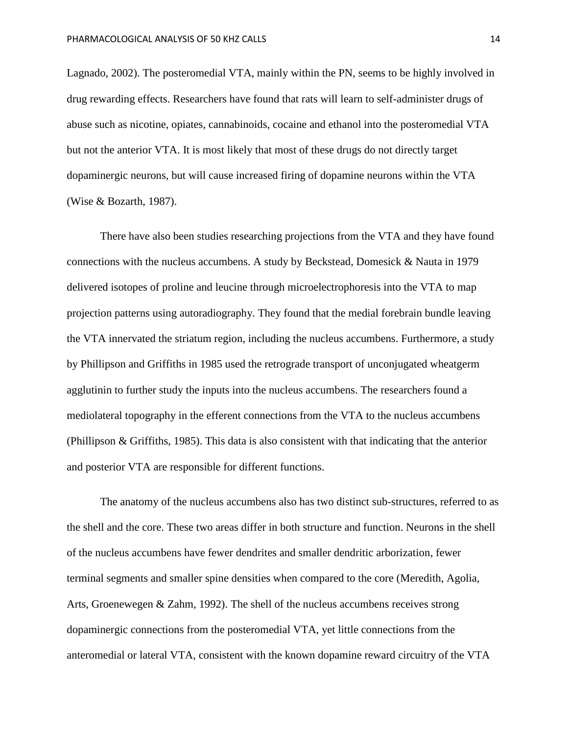Lagnado, 2002). The posteromedial VTA, mainly within the PN, seems to be highly involved in drug rewarding effects. Researchers have found that rats will learn to self-administer drugs of abuse such as nicotine, opiates, cannabinoids, cocaine and ethanol into the posteromedial VTA but not the anterior VTA. It is most likely that most of these drugs do not directly target dopaminergic neurons, but will cause increased firing of dopamine neurons within the VTA (Wise & Bozarth, 1987).

There have also been studies researching projections from the VTA and they have found connections with the nucleus accumbens. A study by Beckstead, Domesick & Nauta in 1979 delivered isotopes of proline and leucine through microelectrophoresis into the VTA to map projection patterns using autoradiography. They found that the medial forebrain bundle leaving the VTA innervated the striatum region, including the nucleus accumbens. Furthermore, a study by Phillipson and Griffiths in 1985 used the retrograde transport of unconjugated wheatgerm agglutinin to further study the inputs into the nucleus accumbens. The researchers found a mediolateral topography in the efferent connections from the VTA to the nucleus accumbens (Phillipson & Griffiths, 1985). This data is also consistent with that indicating that the anterior and posterior VTA are responsible for different functions.

The anatomy of the nucleus accumbens also has two distinct sub-structures, referred to as the shell and the core. These two areas differ in both structure and function. Neurons in the shell of the nucleus accumbens have fewer dendrites and smaller dendritic arborization, fewer terminal segments and smaller spine densities when compared to the core (Meredith, Agolia, Arts, Groenewegen & Zahm, 1992). The shell of the nucleus accumbens receives strong dopaminergic connections from the posteromedial VTA, yet little connections from the anteromedial or lateral VTA, consistent with the known dopamine reward circuitry of the VTA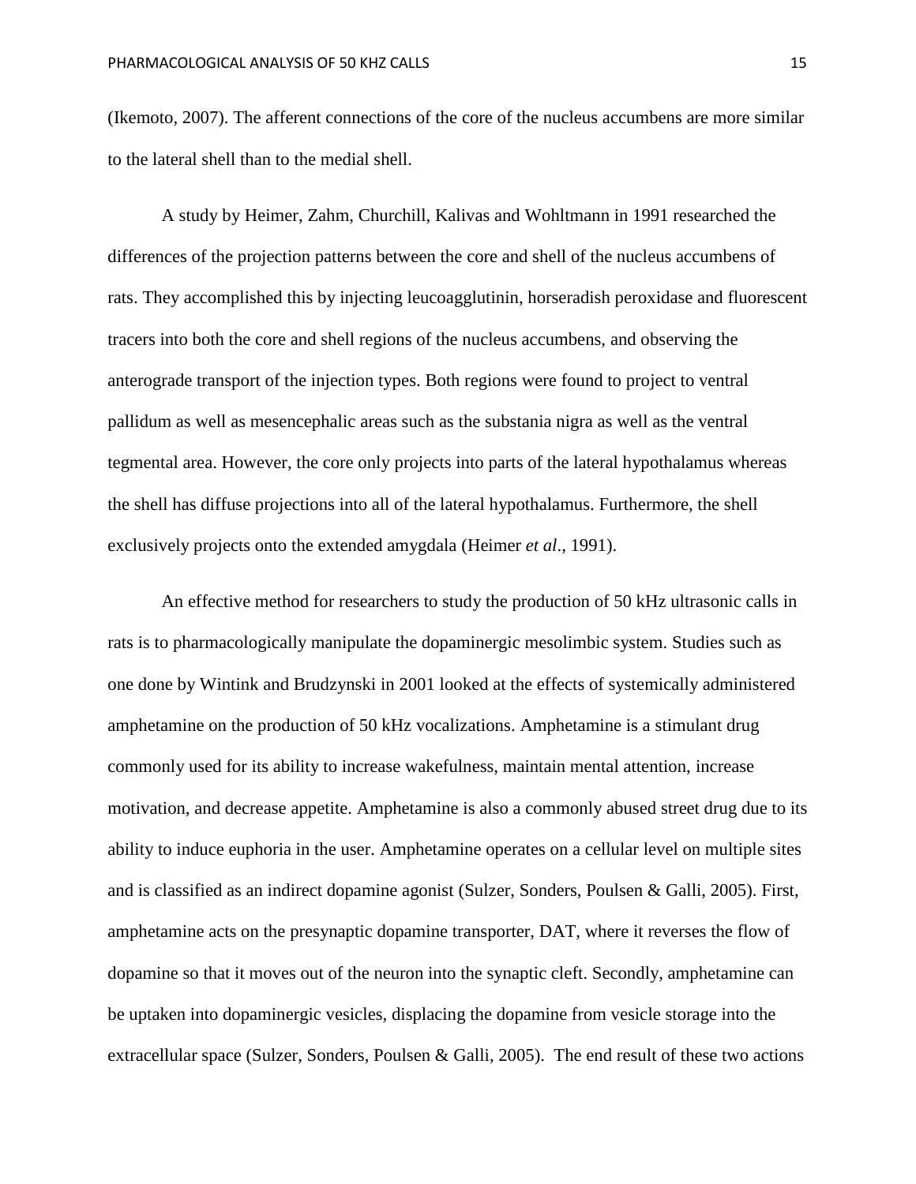(Ikemoto, 2007). The afferent connections of the core of the nucleus accumbens are more similar to the lateral shell than to the medial shell.

A study by Heimer, Zahm, Churchill, Kalivas and Wohltmann in 1991 researched the differences of the projection patterns between the core and shell of the nucleus accumbens of rats. They accomplished this by injecting leucoagglutinin, horseradish peroxidase and fluorescent tracers into both the core and shell regions of the nucleus accumbens, and observing the anterograde transport of the injection types. Both regions were found to project to ventral pallidum as well as mesencephalic areas such as the substania nigra as well as the ventral tegmental area. However, the core only projects into parts of the lateral hypothalamus whereas the shell has diffuse projections into all of the lateral hypothalamus. Furthermore, the shell exclusively projects onto the extended amygdala (Heimer *et al*., 1991).

An effective method for researchers to study the production of 50 kHz ultrasonic calls in rats is to pharmacologically manipulate the dopaminergic mesolimbic system. Studies such as one done by Wintink and Brudzynski in 2001 looked at the effects of systemically administered amphetamine on the production of 50 kHz vocalizations. Amphetamine is a stimulant drug commonly used for its ability to increase wakefulness, maintain mental attention, increase motivation, and decrease appetite. Amphetamine is also a commonly abused street drug due to its ability to induce euphoria in the user. Amphetamine operates on a cellular level on multiple sites and is classified as an indirect dopamine agonist (Sulzer, Sonders, Poulsen & Galli, 2005). First, amphetamine acts on the presynaptic dopamine transporter, DAT, where it reverses the flow of dopamine so that it moves out of the neuron into the synaptic cleft. Secondly, amphetamine can be uptaken into dopaminergic vesicles, displacing the dopamine from vesicle storage into the extracellular space (Sulzer, Sonders, Poulsen & Galli, 2005). The end result of these two actions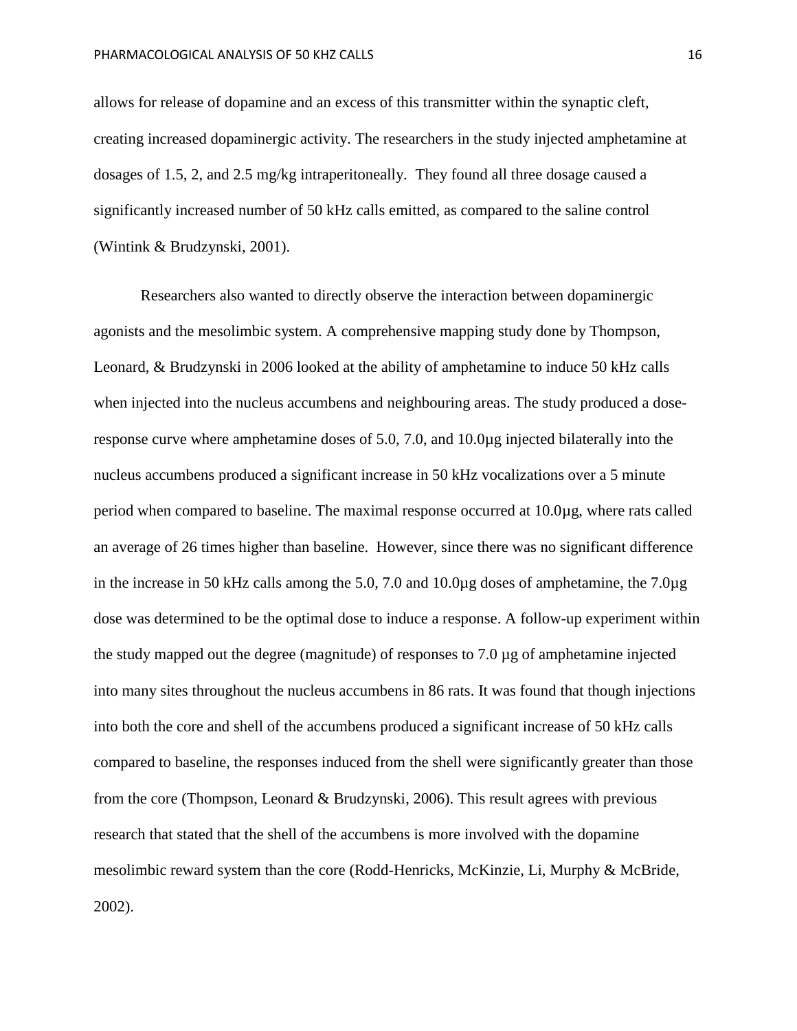allows for release of dopamine and an excess of this transmitter within the synaptic cleft, creating increased dopaminergic activity. The researchers in the study injected amphetamine at dosages of 1.5, 2, and 2.5 mg/kg intraperitoneally. They found all three dosage caused a significantly increased number of 50 kHz calls emitted, as compared to the saline control (Wintink & Brudzynski, 2001).

Researchers also wanted to directly observe the interaction between dopaminergic agonists and the mesolimbic system. A comprehensive mapping study done by Thompson, Leonard, & Brudzynski in 2006 looked at the ability of amphetamine to induce 50 kHz calls when injected into the nucleus accumbens and neighbouring areas. The study produced a dose-response curve where amphetamine doses of 5.0, 7.0, and 10.0µg injected bilaterally into the nucleus accumbens produced a significant increase in 50 kHz vocalizations over a 5 minute period when compared to baseline. The maximal response occurred at 10.0µg, where rats called an average of 26 times higher than baseline. However, since there was no significant difference in the increase in 50 kHz calls among the 5.0, 7.0 and 10.0µg doses of amphetamine, the 7.0µg dose was determined to be the optimal dose to induce a response. A follow-up experiment within the study mapped out the degree (magnitude) of responses to 7.0 µg of amphetamine injected into many sites throughout the nucleus accumbens in 86 rats. It was found that though injections into both the core and shell of the accumbens produced a significant increase of 50 kHz calls compared to baseline, the responses induced from the shell were significantly greater than those from the core (Thompson, Leonard & Brudzynski, 2006). This result agrees with previous research that stated that the shell of the accumbens is more involved with the dopamine mesolimbic reward system than the core (Rodd-Henricks, McKinzie, Li, Murphy & McBride, 2002).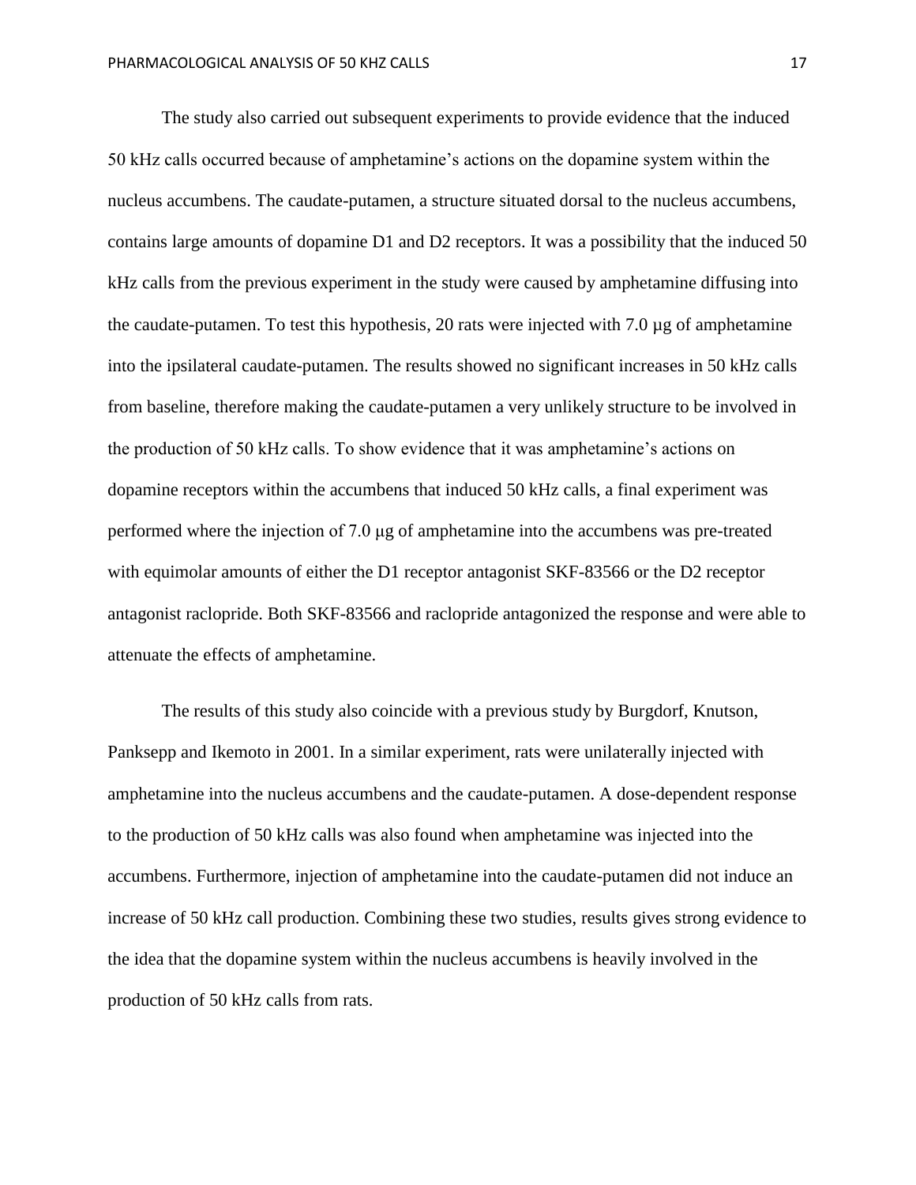The study also carried out subsequent experiments to provide evidence that the induced 50 kHz calls occurred because of amphetamine's actions on the dopamine system within the nucleus accumbens. The caudate-putamen, a structure situated dorsal to the nucleus accumbens, contains large amounts of dopamine D1 and D2 receptors. It was a possibility that the induced 50 kHz calls from the previous experiment in the study were caused by amphetamine diffusing into the caudate-putamen. To test this hypothesis, 20 rats were injected with 7.0 µg of amphetamine into the ipsilateral caudate-putamen. The results showed no significant increases in 50 kHz calls from baseline, therefore making the caudate-putamen a very unlikely structure to be involved in the production of 50 kHz calls. To show evidence that it was amphetamine's actions on dopamine receptors within the accumbens that induced 50 kHz calls, a final experiment was performed where the injection of 7.0 µg of amphetamine into the accumbens was pre-treated with equimolar amounts of either the D1 receptor antagonist SKF-83566 or the D2 receptor antagonist raclopride. Both SKF-83566 and raclopride antagonized the response and were able to attenuate the effects of amphetamine.

The results of this study also coincide with a previous study by Burgdorf, Knutson, Panksepp and Ikemoto in 2001. In a similar experiment, rats were unilaterally injected with amphetamine into the nucleus accumbens and the caudate-putamen. A dose-dependent response to the production of 50 kHz calls was also found when amphetamine was injected into the accumbens. Furthermore, injection of amphetamine into the caudate-putamen did not induce an increase of 50 kHz call production. Combining these two studies, results gives strong evidence to the idea that the dopamine system within the nucleus accumbens is heavily involved in the production of 50 kHz calls from rats.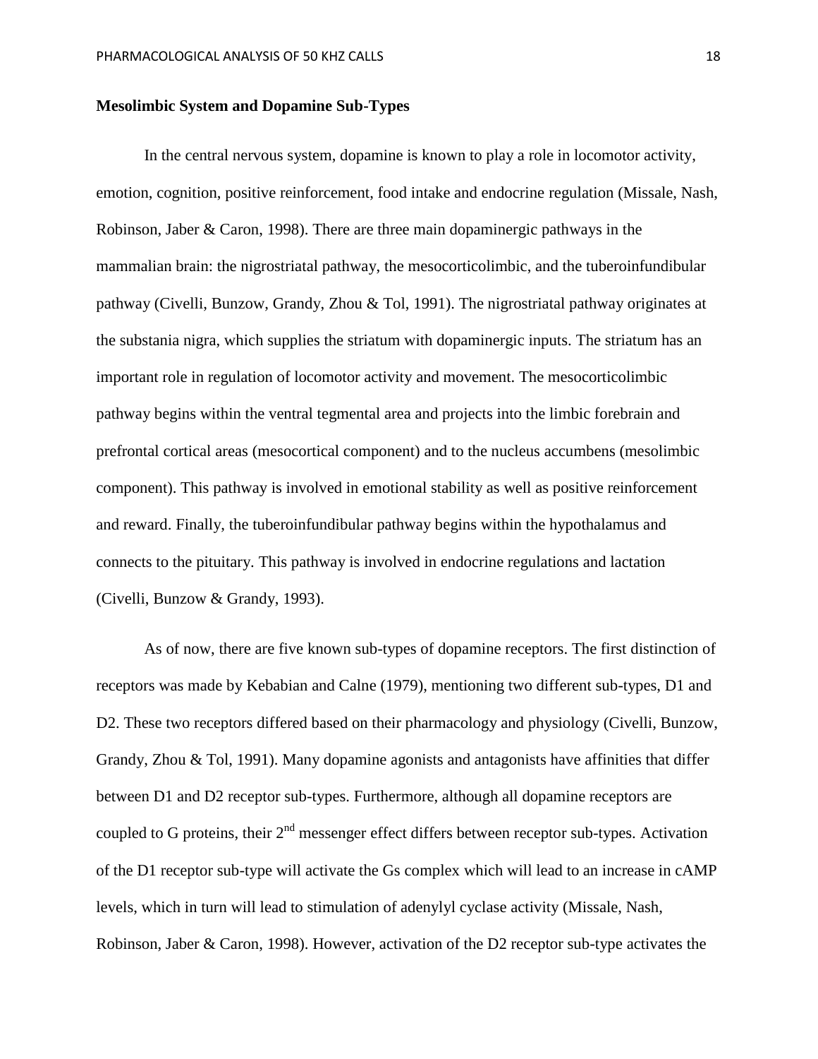**Mesolimbic System and Dopamine Sub-Types**

In the central nervous system, dopamine is known to play a role in locomotor activity, emotion, cognition, positive reinforcement, food intake and endocrine regulation (Missale, Nash, Robinson, Jaber & Caron, 1998). There are three main dopaminergic pathways in the mammalian brain: the nigrostriatal pathway, the mesocorticolimbic, and the tuberoinfundibular pathway (Civelli, Bunzow, Grandy, Zhou & Tol, 1991). The nigrostriatal pathway originates at the substania nigra, which supplies the striatum with dopaminergic inputs. The striatum has an important role in regulation of locomotor activity and movement. The mesocorticolimbic pathway begins within the ventral tegmental area and projects into the limbic forebrain and prefrontal cortical areas (mesocortical component) and to the nucleus accumbens (mesolimbic component). This pathway is involved in emotional stability as well as positive reinforcement and reward. Finally, the tuberoinfundibular pathway begins within the hypothalamus and connects to the pituitary. This pathway is involved in endocrine regulations and lactation (Civelli, Bunzow & Grandy, 1993).

As of now, there are five known sub-types of dopamine receptors. The first distinction of receptors was made by Kebabian and Calne (1979), mentioning two different sub-types, D1 and D2. These two receptors differed based on their pharmacology and physiology (Civelli, Bunzow, Grandy, Zhou & Tol, 1991). Many dopamine agonists and antagonists have affinities that differ between D1 and D2 receptor sub-types. Furthermore, although all dopamine receptors are coupled to G proteins, their 2$^{nd}$ messenger effect differs between receptor sub-types. Activation of the D1 receptor sub-type will activate the Gs complex which will lead to an increase in cAMP levels, which in turn will lead to stimulation of adenylyl cyclase activity (Missale, Nash, Robinson, Jaber & Caron, 1998). However, activation of the D2 receptor sub-type activates the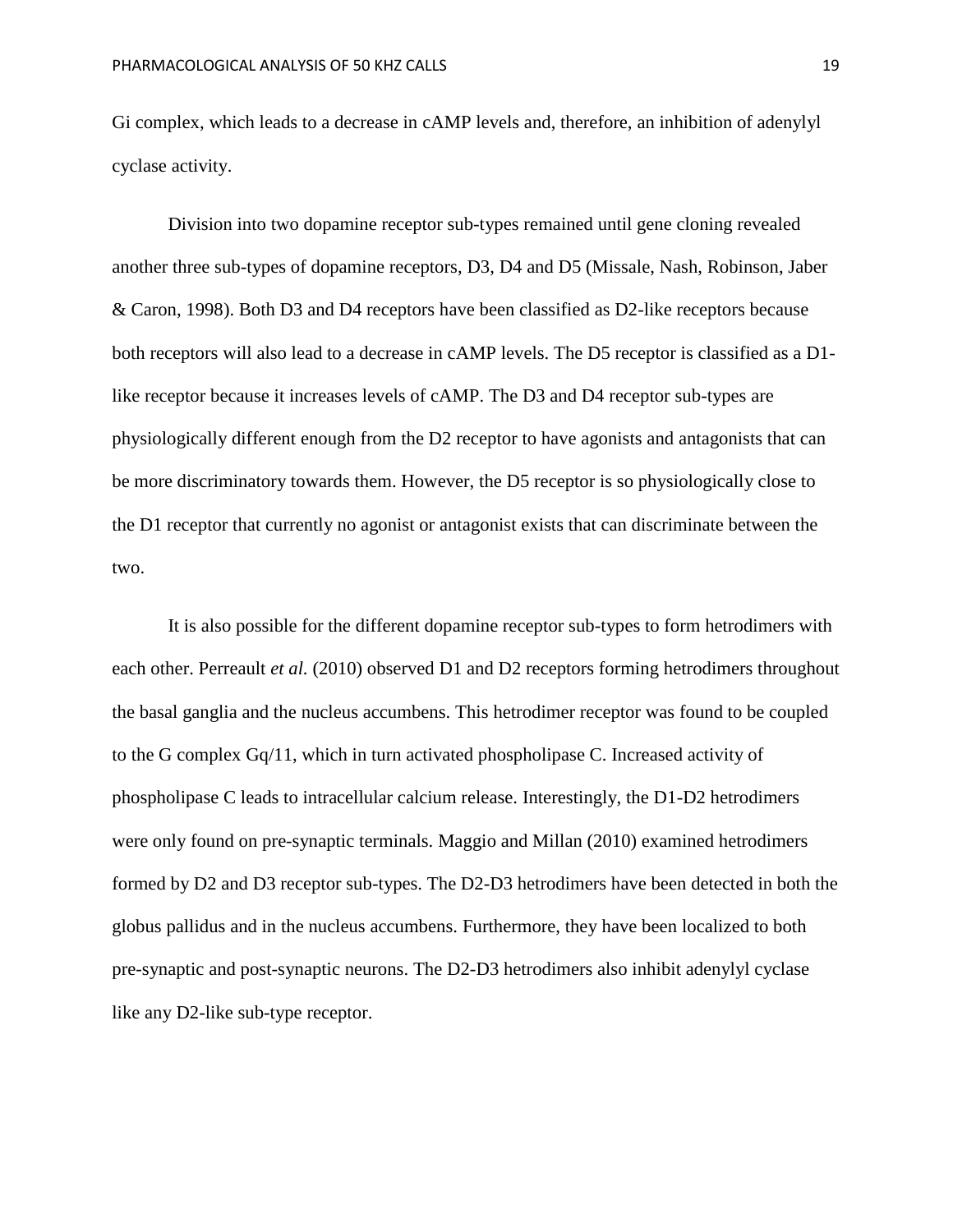Gi complex, which leads to a decrease in cAMP levels and, therefore, an inhibition of adenylyl cyclase activity.

Division into two dopamine receptor sub-types remained until gene cloning revealed another three sub-types of dopamine receptors, D3, D4 and D5 (Missale, Nash, Robinson, Jaber & Caron, 1998). Both D3 and D4 receptors have been classified as D2-like receptors because both receptors will also lead to a decrease in cAMP levels. The D5 receptor is classified as a D1-like receptor because it increases levels of cAMP. The D3 and D4 receptor sub-types are physiologically different enough from the D2 receptor to have agonists and antagonists that can be more discriminatory towards them. However, the D5 receptor is so physiologically close to the D1 receptor that currently no agonist or antagonist exists that can discriminate between the two.

It is also possible for the different dopamine receptor sub-types to form hetrodimers with each other. Perreault *et al.* (2010) observed D1 and D2 receptors forming hetrodimers throughout the basal ganglia and the nucleus accumbens. This hetrodimer receptor was found to be coupled to the G complex Gq/11, which in turn activated phospholipase C. Increased activity of phospholipase C leads to intracellular calcium release. Interestingly, the D1-D2 hetrodimers were only found on pre-synaptic terminals. Maggio and Millan (2010) examined hetrodimers formed by D2 and D3 receptor sub-types. The D2-D3 hetrodimers have been detected in both the globus pallidus and in the nucleus accumbens. Furthermore, they have been localized to both pre-synaptic and post-synaptic neurons. The D2-D3 hetrodimers also inhibit adenylyl cyclase like any D2-like sub-type receptor.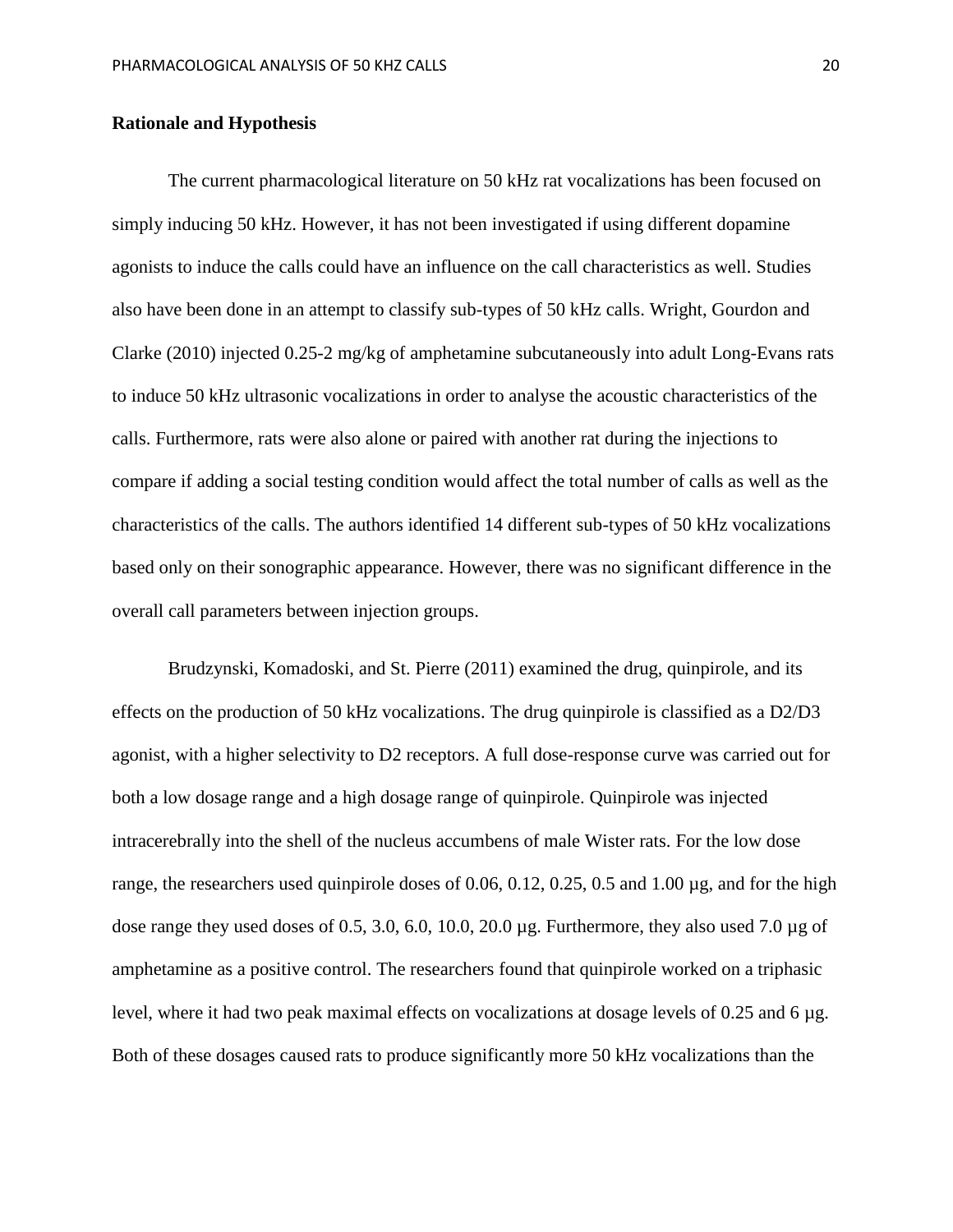**Rationale and Hypothesis**

The current pharmacological literature on 50 kHz rat vocalizations has been focused on simply inducing 50 kHz. However, it has not been investigated if using different dopamine agonists to induce the calls could have an influence on the call characteristics as well. Studies also have been done in an attempt to classify sub-types of 50 kHz calls. Wright, Gourdon and Clarke (2010) injected 0.25-2 mg/kg of amphetamine subcutaneously into adult Long-Evans rats to induce 50 kHz ultrasonic vocalizations in order to analyse the acoustic characteristics of the calls. Furthermore, rats were also alone or paired with another rat during the injections to compare if adding a social testing condition would affect the total number of calls as well as the characteristics of the calls. The authors identified 14 different sub-types of 50 kHz vocalizations based only on their sonographic appearance. However, there was no significant difference in the overall call parameters between injection groups.

Brudzynski, Komadoski, and St. Pierre (2011) examined the drug, quinpirole, and its effects on the production of 50 kHz vocalizations. The drug quinpirole is classified as a D2/D3 agonist, with a higher selectivity to D2 receptors. A full dose-response curve was carried out for both a low dosage range and a high dosage range of quinpirole. Quinpirole was injected intracerebrally into the shell of the nucleus accumbens of male Wister rats. For the low dose range, the researchers used quinpirole doses of 0.06, 0.12, 0.25, 0.5 and 1.00 µg, and for the high dose range they used doses of 0.5, 3.0, 6.0, 10.0, 20.0 µg. Furthermore, they also used 7.0 µg of amphetamine as a positive control. The researchers found that quinpirole worked on a triphasic level, where it had two peak maximal effects on vocalizations at dosage levels of 0.25 and 6 µg. Both of these dosages caused rats to produce significantly more 50 kHz vocalizations than the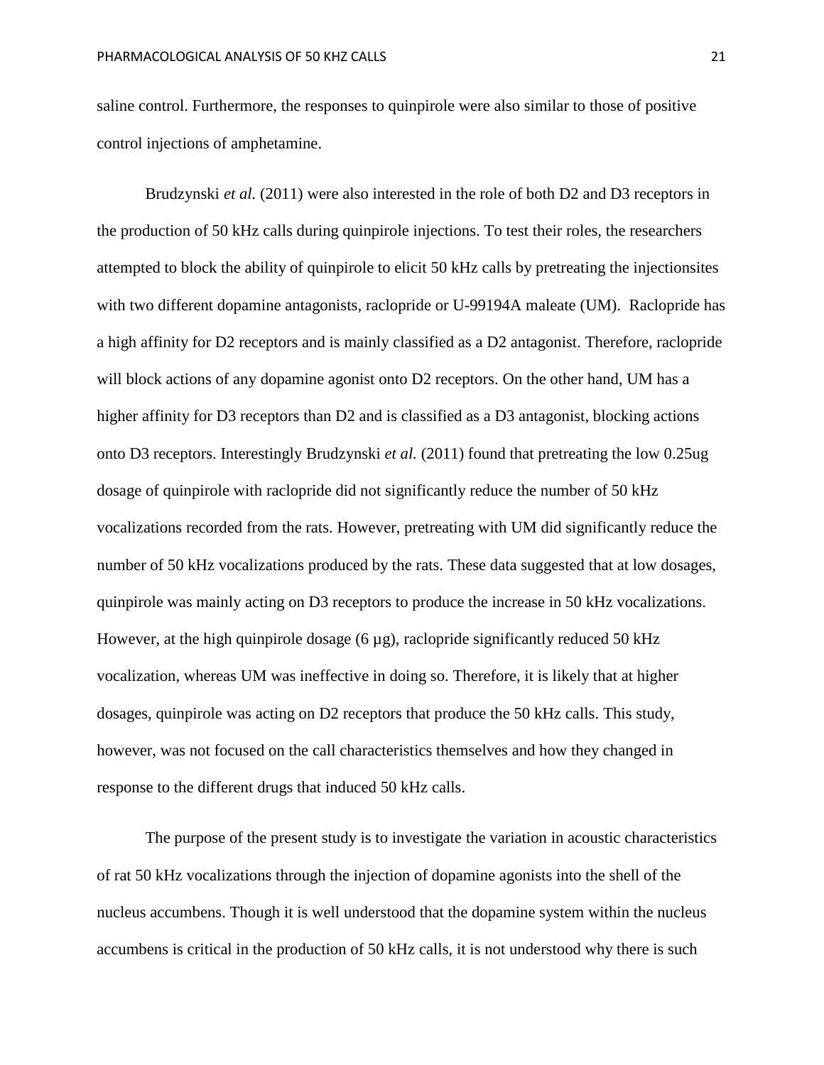saline control. Furthermore, the responses to quinpirole were also similar to those of positive control injections of amphetamine.

Brudzynski *et al.* (2011) were also interested in the role of both D2 and D3 receptors in the production of 50 kHz calls during quinpirole injections. To test their roles, the researchers attempted to block the ability of quinpirole to elicit 50 kHz calls by pretreating the injectionsites with two different dopamine antagonists, raclopride or U-99194A maleate (UM). Raclopride has a high affinity for D2 receptors and is mainly classified as a D2 antagonist. Therefore, raclopride will block actions of any dopamine agonist onto D2 receptors. On the other hand, UM has a higher affinity for D3 receptors than D2 and is classified as a D3 antagonist, blocking actions onto D3 receptors. Interestingly Brudzynski *et al.* (2011) found that pretreating the low 0.25ug dosage of quinpirole with raclopride did not significantly reduce the number of 50 kHz vocalizations recorded from the rats. However, pretreating with UM did significantly reduce the number of 50 kHz vocalizations produced by the rats. These data suggested that at low dosages, quinpirole was mainly acting on D3 receptors to produce the increase in 50 kHz vocalizations. However, at the high quinpirole dosage (6 µg), raclopride significantly reduced 50 kHz vocalization, whereas UM was ineffective in doing so. Therefore, it is likely that at higher dosages, quinpirole was acting on D2 receptors that produce the 50 kHz calls. This study, however, was not focused on the call characteristics themselves and how they changed in response to the different drugs that induced 50 kHz calls.

The purpose of the present study is to investigate the variation in acoustic characteristics of rat 50 kHz vocalizations through the injection of dopamine agonists into the shell of the nucleus accumbens. Though it is well understood that the dopamine system within the nucleus accumbens is critical in the production of 50 kHz calls, it is not understood why there is such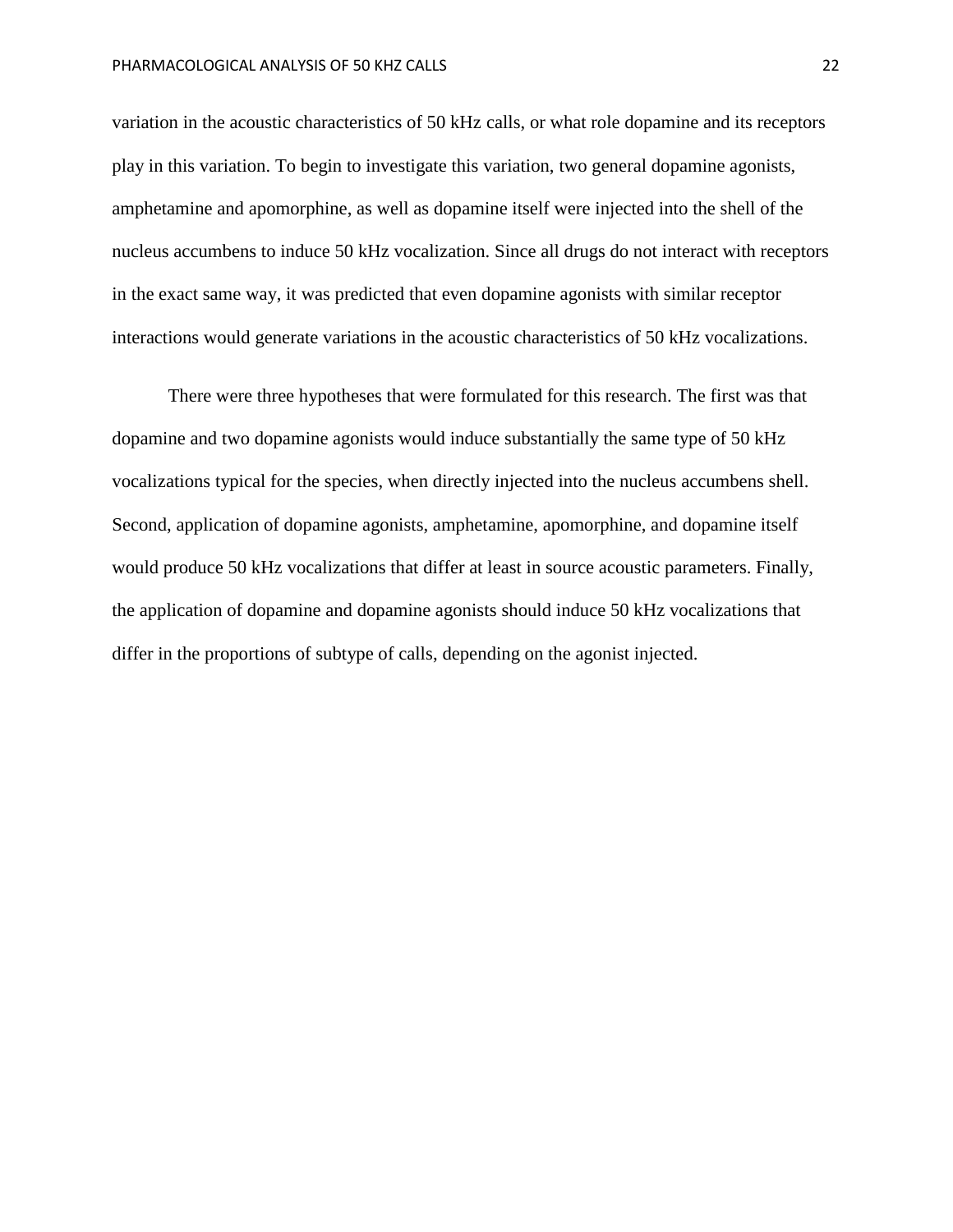variation in the acoustic characteristics of 50 kHz calls, or what role dopamine and its receptors play in this variation. To begin to investigate this variation, two general dopamine agonists, amphetamine and apomorphine, as well as dopamine itself were injected into the shell of the nucleus accumbens to induce 50 kHz vocalization. Since all drugs do not interact with receptors in the exact same way, it was predicted that even dopamine agonists with similar receptor interactions would generate variations in the acoustic characteristics of 50 kHz vocalizations.

There were three hypotheses that were formulated for this research. The first was that dopamine and two dopamine agonists would induce substantially the same type of 50 kHz vocalizations typical for the species, when directly injected into the nucleus accumbens shell. Second, application of dopamine agonists, amphetamine, apomorphine, and dopamine itself would produce 50 kHz vocalizations that differ at least in source acoustic parameters. Finally, the application of dopamine and dopamine agonists should induce 50 kHz vocalizations that differ in the proportions of subtype of calls, depending on the agonist injected.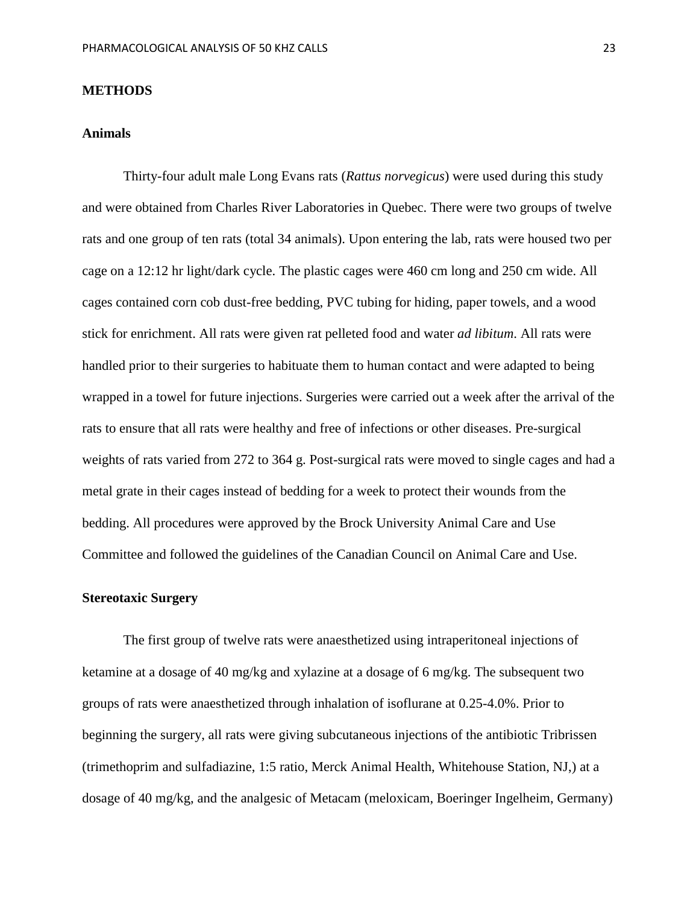## METHODS

### Animals

Thirty-four adult male Long Evans rats (*Rattus norvegicus*) were used during this study and were obtained from Charles River Laboratories in Quebec. There were two groups of twelve rats and one group of ten rats (total 34 animals). Upon entering the lab, rats were housed two per cage on a 12:12 hr light/dark cycle. The plastic cages were 460 cm long and 250 cm wide. All cages contained corn cob dust-free bedding, PVC tubing for hiding, paper towels, and a wood stick for enrichment. All rats were given rat pelleted food and water *ad libitum*. All rats were handled prior to their surgeries to habituate them to human contact and were adapted to being wrapped in a towel for future injections. Surgeries were carried out a week after the arrival of the rats to ensure that all rats were healthy and free of infections or other diseases. Pre-surgical weights of rats varied from 272 to 364 g. Post-surgical rats were moved to single cages and had a metal grate in their cages instead of bedding for a week to protect their wounds from the bedding. All procedures were approved by the Brock University Animal Care and Use Committee and followed the guidelines of the Canadian Council on Animal Care and Use.

### Stereotaxic Surgery

The first group of twelve rats were anaesthetized using intraperitoneal injections of ketamine at a dosage of 40 mg/kg and xylazine at a dosage of 6 mg/kg. The subsequent two groups of rats were anaesthetized through inhalation of isoflurane at 0.25-4.0%. Prior to beginning the surgery, all rats were giving subcutaneous injections of the antibiotic Tribrissen (trimethoprim and sulfadiazine, 1:5 ratio, Merck Animal Health, Whitehouse Station, NJ,) at a dosage of 40 mg/kg, and the analgesic of Metacam (meloxicam, Boeringer Ingelheim, Germany)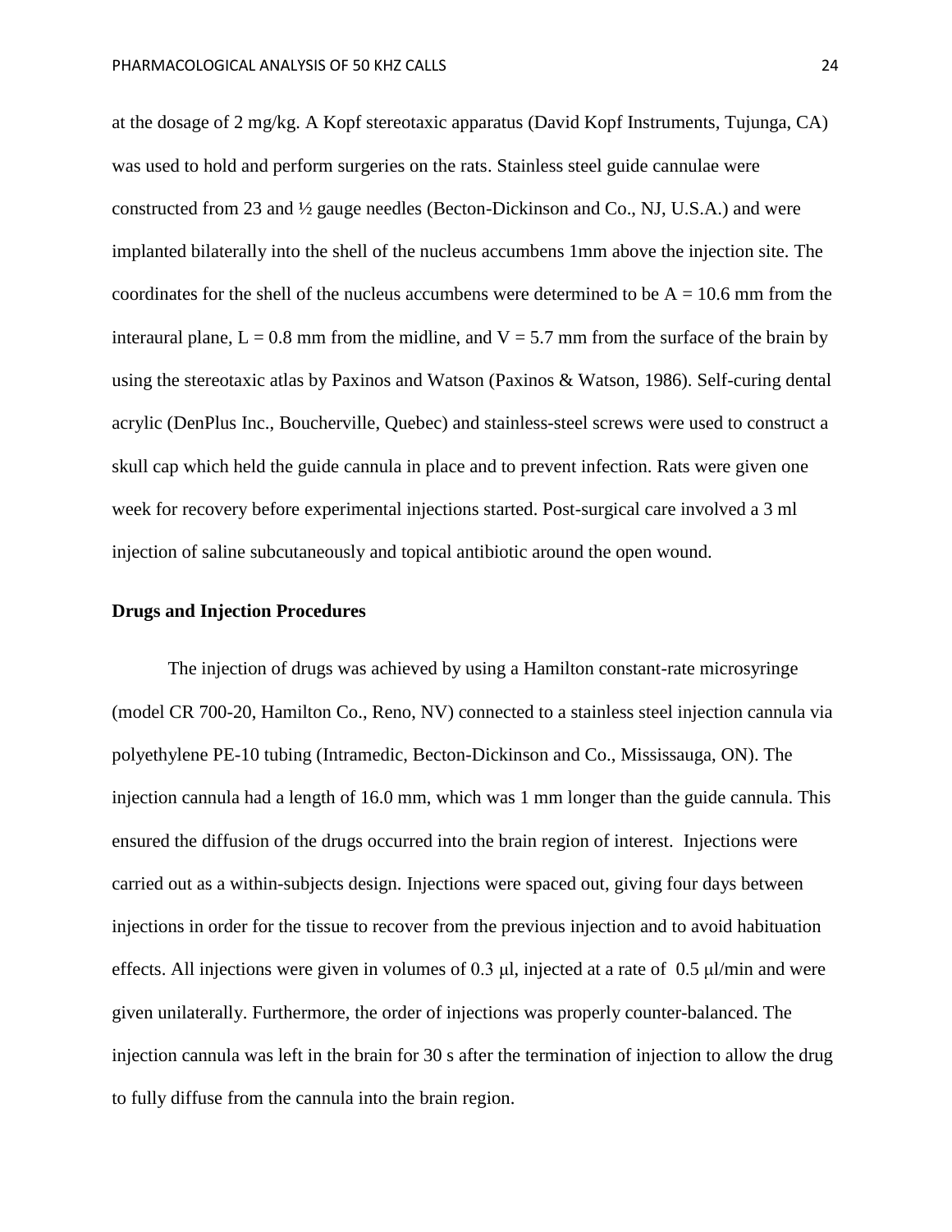at the dosage of 2 mg/kg. A Kopf stereotaxic apparatus (David Kopf Instruments, Tujunga, CA) was used to hold and perform surgeries on the rats. Stainless steel guide cannulae were constructed from 23 and ½ gauge needles (Becton-Dickinson and Co., NJ, U.S.A.) and were implanted bilaterally into the shell of the nucleus accumbens 1mm above the injection site. The coordinates for the shell of the nucleus accumbens were determined to be A = 10.6 mm from the interaural plane, L = 0.8 mm from the midline, and V = 5.7 mm from the surface of the brain by using the stereotaxic atlas by Paxinos and Watson (Paxinos & Watson, 1986). Self-curing dental acrylic (DenPlus Inc., Boucherville, Quebec) and stainless-steel screws were used to construct a skull cap which held the guide cannula in place and to prevent infection. Rats were given one week for recovery before experimental injections started. Post-surgical care involved a 3 ml injection of saline subcutaneously and topical antibiotic around the open wound.

**Drugs and Injection Procedures**

The injection of drugs was achieved by using a Hamilton constant-rate microsyringe (model CR 700-20, Hamilton Co., Reno, NV) connected to a stainless steel injection cannula via polyethylene PE-10 tubing (Intramedic, Becton-Dickinson and Co., Mississauga, ON). The injection cannula had a length of 16.0 mm, which was 1 mm longer than the guide cannula. This ensured the diffusion of the drugs occurred into the brain region of interest. Injections were carried out as a within-subjects design. Injections were spaced out, giving four days between injections in order for the tissue to recover from the previous injection and to avoid habituation effects. All injections were given in volumes of 0.3 μl, injected at a rate of 0.5 μl/min and were given unilaterally. Furthermore, the order of injections was properly counter-balanced. The injection cannula was left in the brain for 30 s after the termination of injection to allow the drug to fully diffuse from the cannula into the brain region.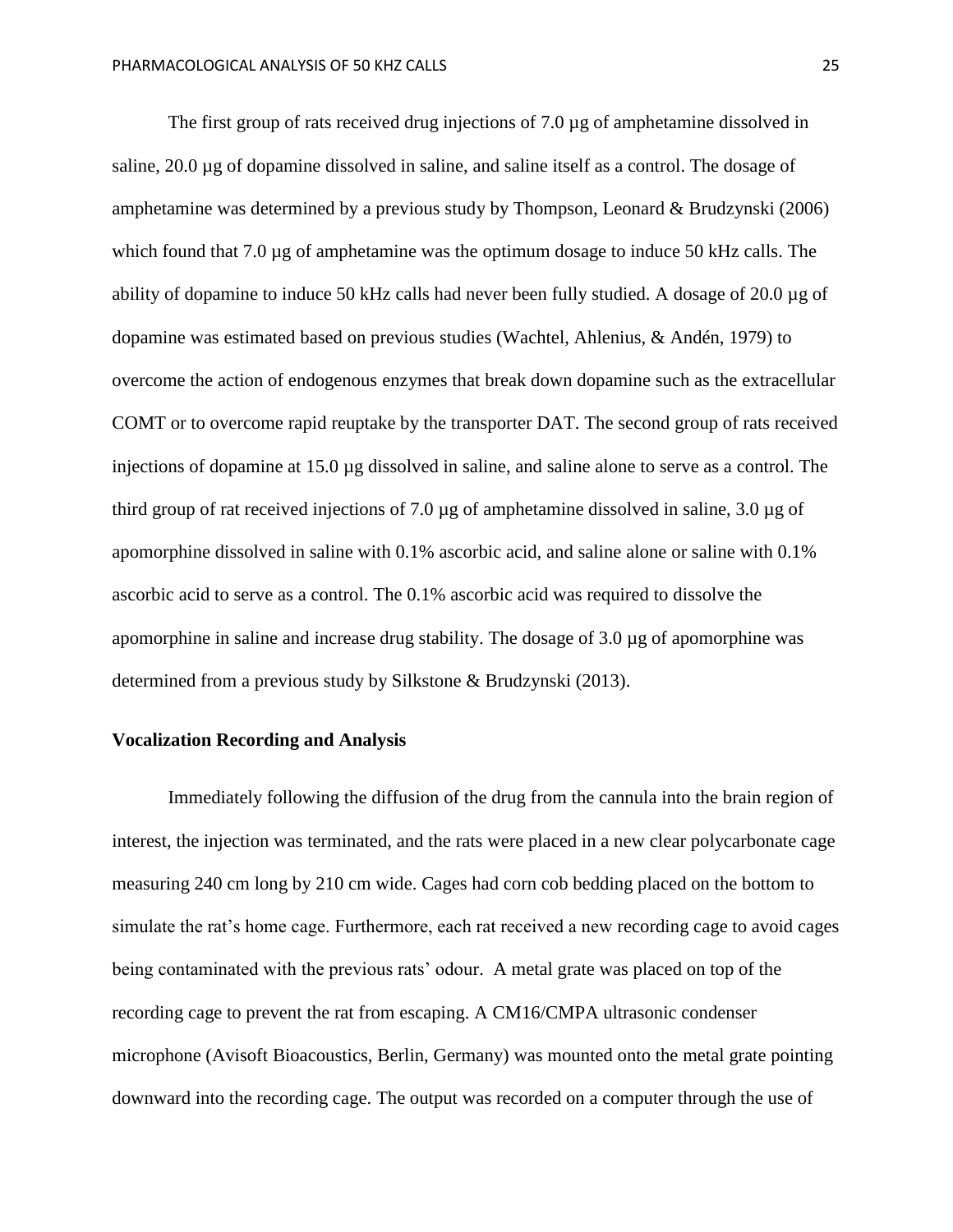The first group of rats received drug injections of 7.0 µg of amphetamine dissolved in saline, 20.0 µg of dopamine dissolved in saline, and saline itself as a control. The dosage of amphetamine was determined by a previous study by Thompson, Leonard & Brudzynski (2006) which found that 7.0 µg of amphetamine was the optimum dosage to induce 50 kHz calls. The ability of dopamine to induce 50 kHz calls had never been fully studied. A dosage of 20.0 µg of dopamine was estimated based on previous studies (Wachtel, Ahlenius, & Andén, 1979) to overcome the action of endogenous enzymes that break down dopamine such as the extracellular COMT or to overcome rapid reuptake by the transporter DAT. The second group of rats received injections of dopamine at 15.0 µg dissolved in saline, and saline alone to serve as a control. The third group of rat received injections of 7.0 µg of amphetamine dissolved in saline, 3.0 µg of apomorphine dissolved in saline with 0.1% ascorbic acid, and saline alone or saline with 0.1% ascorbic acid to serve as a control. The 0.1% ascorbic acid was required to dissolve the apomorphine in saline and increase drug stability. The dosage of 3.0 µg of apomorphine was determined from a previous study by Silkstone & Brudzynski (2013).

**Vocalization Recording and Analysis**

Immediately following the diffusion of the drug from the cannula into the brain region of interest, the injection was terminated, and the rats were placed in a new clear polycarbonate cage measuring 240 cm long by 210 cm wide. Cages had corn cob bedding placed on the bottom to simulate the rat's home cage. Furthermore, each rat received a new recording cage to avoid cages being contaminated with the previous rats' odour. A metal grate was placed on top of the recording cage to prevent the rat from escaping. A CM16/CMPA ultrasonic condenser microphone (Avisoft Bioacoustics, Berlin, Germany) was mounted onto the metal grate pointing downward into the recording cage. The output was recorded on a computer through the use of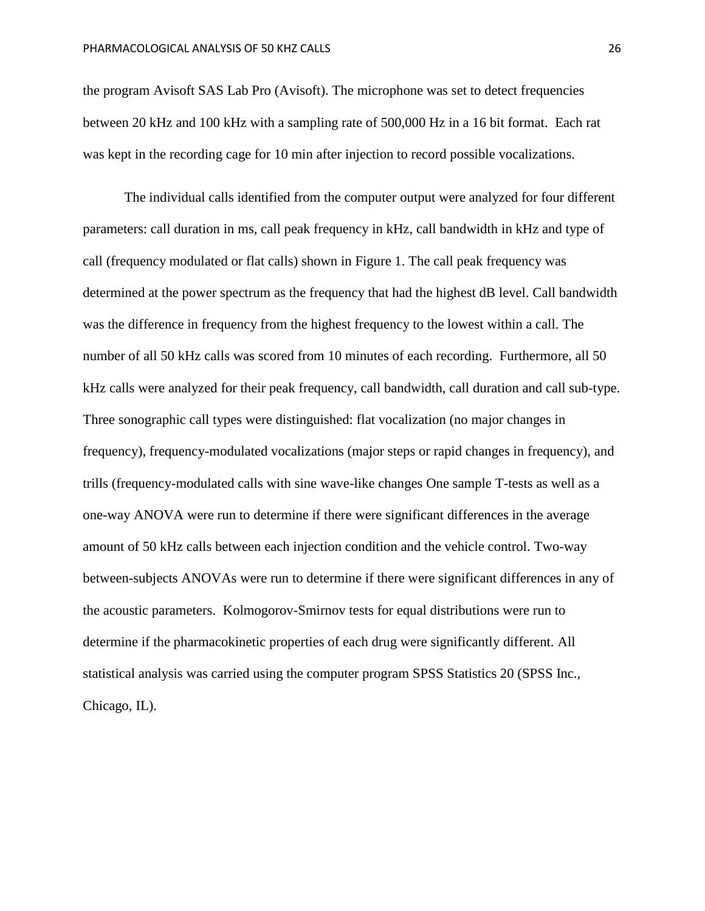the program Avisoft SAS Lab Pro (Avisoft). The microphone was set to detect frequencies between 20 kHz and 100 kHz with a sampling rate of 500,000 Hz in a 16 bit format. Each rat was kept in the recording cage for 10 min after injection to record possible vocalizations.

The individual calls identified from the computer output were analyzed for four different parameters: call duration in ms, call peak frequency in kHz, call bandwidth in kHz and type of call (frequency modulated or flat calls) shown in Figure 1. The call peak frequency was determined at the power spectrum as the frequency that had the highest dB level. Call bandwidth was the difference in frequency from the highest frequency to the lowest within a call. The number of all 50 kHz calls was scored from 10 minutes of each recording. Furthermore, all 50 kHz calls were analyzed for their peak frequency, call bandwidth, call duration and call sub-type. Three sonographic call types were distinguished: flat vocalization (no major changes in frequency), frequency-modulated vocalizations (major steps or rapid changes in frequency), and trills (frequency-modulated calls with sine wave-like changes One sample T-tests as well as a one-way ANOVA were run to determine if there were significant differences in the average amount of 50 kHz calls between each injection condition and the vehicle control. Two-way between-subjects ANOVAs were run to determine if there were significant differences in any of the acoustic parameters. Kolmogorov-Smirnov tests for equal distributions were run to determine if the pharmacokinetic properties of each drug were significantly different. All statistical analysis was carried using the computer program SPSS Statistics 20 (SPSS Inc., Chicago, IL).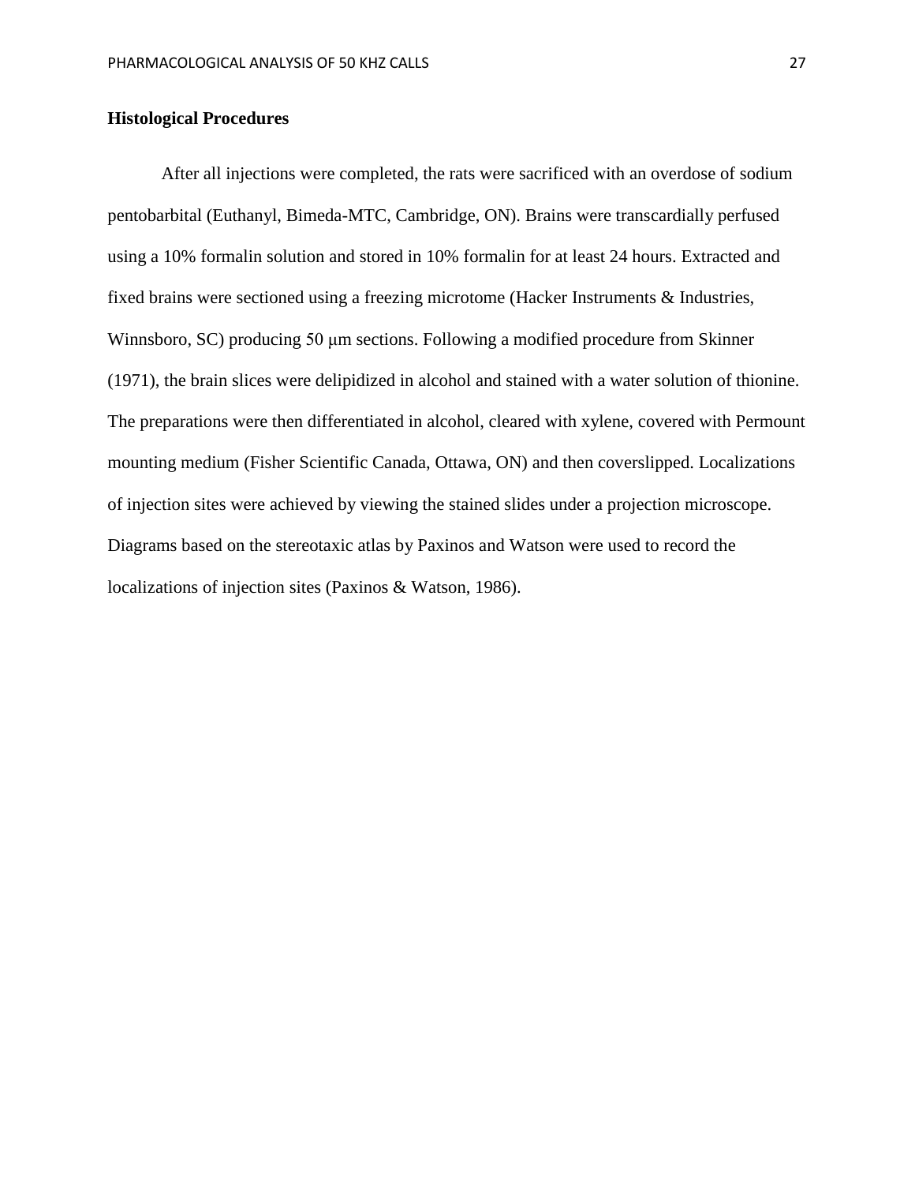## Histological Procedures

After all injections were completed, the rats were sacrificed with an overdose of sodium pentobarbital (Euthanyl, Bimeda-MTC, Cambridge, ON). Brains were transcardially perfused using a 10% formalin solution and stored in 10% formalin for at least 24 hours. Extracted and fixed brains were sectioned using a freezing microtome (Hacker Instruments & Industries, Winnsboro, SC) producing 50 μm sections. Following a modified procedure from Skinner (1971), the brain slices were delipidized in alcohol and stained with a water solution of thionine. The preparations were then differentiated in alcohol, cleared with xylene, covered with Permount mounting medium (Fisher Scientific Canada, Ottawa, ON) and then coverslipped. Localizations of injection sites were achieved by viewing the stained slides under a projection microscope. Diagrams based on the stereotaxic atlas by Paxinos and Watson were used to record the localizations of injection sites (Paxinos & Watson, 1986).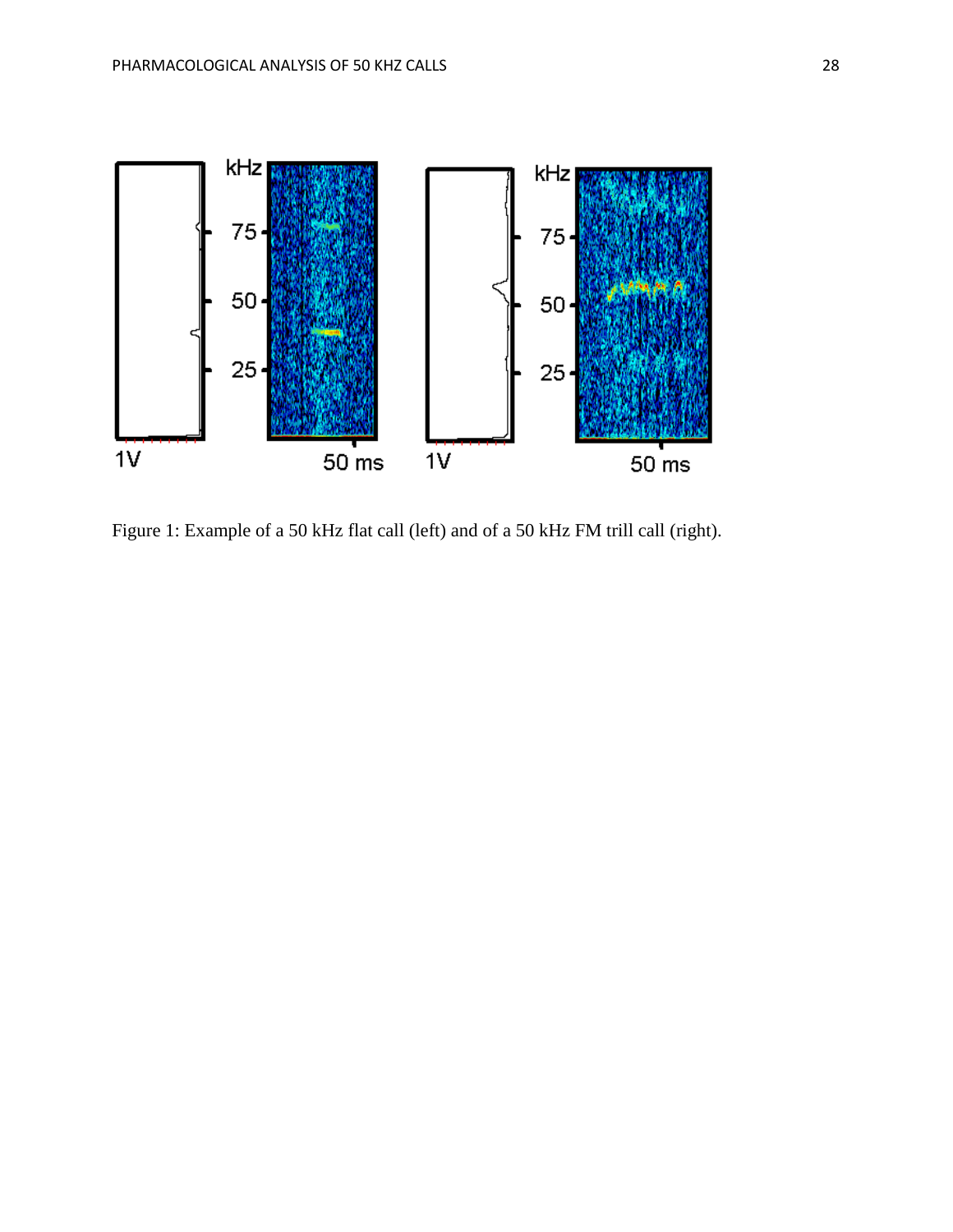Figure 1: Example of a 50 kHz flat call (left) and of a 50 kHz FM trill call (right).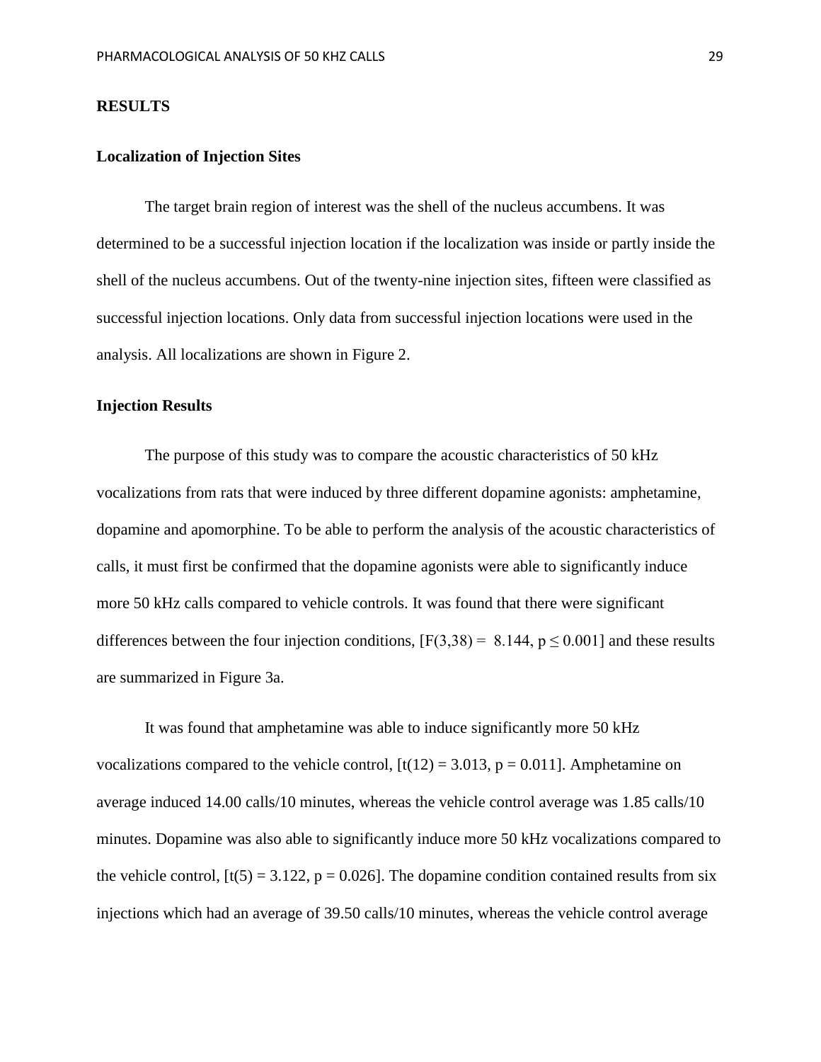## RESULTS

### Localization of Injection Sites

The target brain region of interest was the shell of the nucleus accumbens. It was determined to be a successful injection location if the localization was inside or partly inside the shell of the nucleus accumbens. Out of the twenty-nine injection sites, fifteen were classified as successful injection locations. Only data from successful injection locations were used in the analysis. All localizations are shown in Figure 2.

### Injection Results

The purpose of this study was to compare the acoustic characteristics of 50 kHz vocalizations from rats that were induced by three different dopamine agonists: amphetamine, dopamine and apomorphine. To be able to perform the analysis of the acoustic characteristics of calls, it must first be confirmed that the dopamine agonists were able to significantly induce more 50 kHz calls compared to vehicle controls. It was found that there were significant differences between the four injection conditions, [$F(3,38) = 8.144$, $p \leq 0.001$] and these results are summarized in Figure 3a.

It was found that amphetamine was able to induce significantly more 50 kHz vocalizations compared to the vehicle control, [$t(12) = 3.013$, $p = 0.011$]. Amphetamine on average induced 14.00 calls/10 minutes, whereas the vehicle control average was 1.85 calls/10 minutes. Dopamine was also able to significantly induce more 50 kHz vocalizations compared to the vehicle control, [$t(5) = 3.122$, $p = 0.026$]. The dopamine condition contained results from six injections which had an average of 39.50 calls/10 minutes, whereas the vehicle control average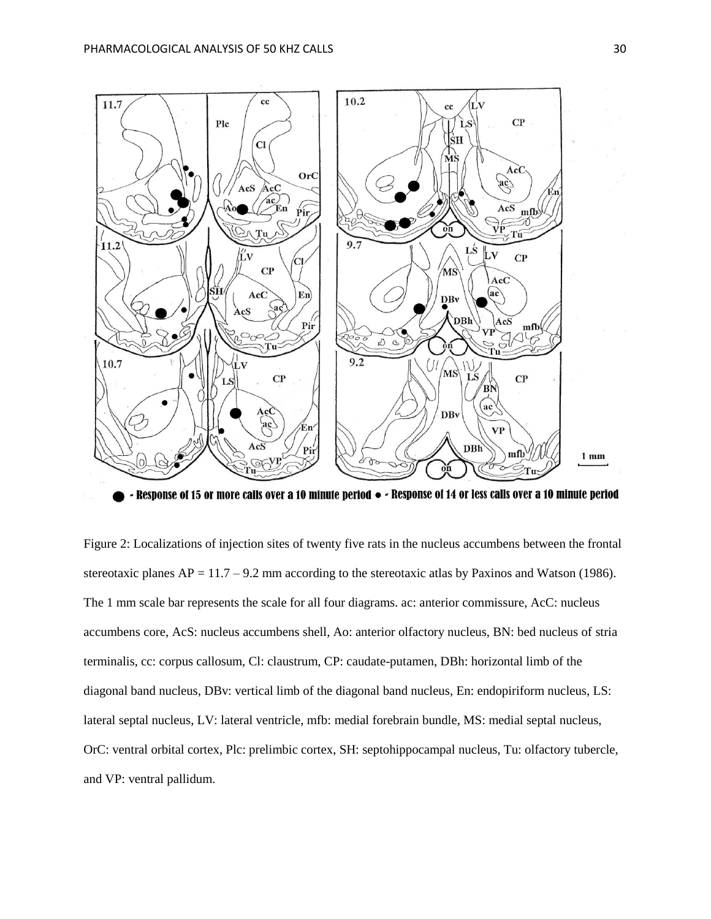Figure 2: Localizations of injection sites of twenty five rats in the nucleus accumbens between the frontal stereotaxic planes AP = 11.7 – 9.2 mm according to the stereotaxic atlas by Paxinos and Watson (1986). The 1 mm scale bar represents the scale for all four diagrams. ac: anterior commissure, AcC: nucleus accumbens core, AcS: nucleus accumbens shell, Ao: anterior olfactory nucleus, BN: bed nucleus of stria terminalis, cc: corpus callosum, Cl: claustrum, CP: caudate-putamen, DBh: horizontal limb of the diagonal band nucleus, DBv: vertical limb of the diagonal band nucleus, En: endopiriform nucleus, LS: lateral septal nucleus, LV: lateral ventricle, mfb: medial forebrain bundle, MS: medial septal nucleus, OrC: ventral orbital cortex, Plc: prelimbic cortex, SH: septohippocampal nucleus, Tu: olfactory tubercle, and VP: ventral pallidum.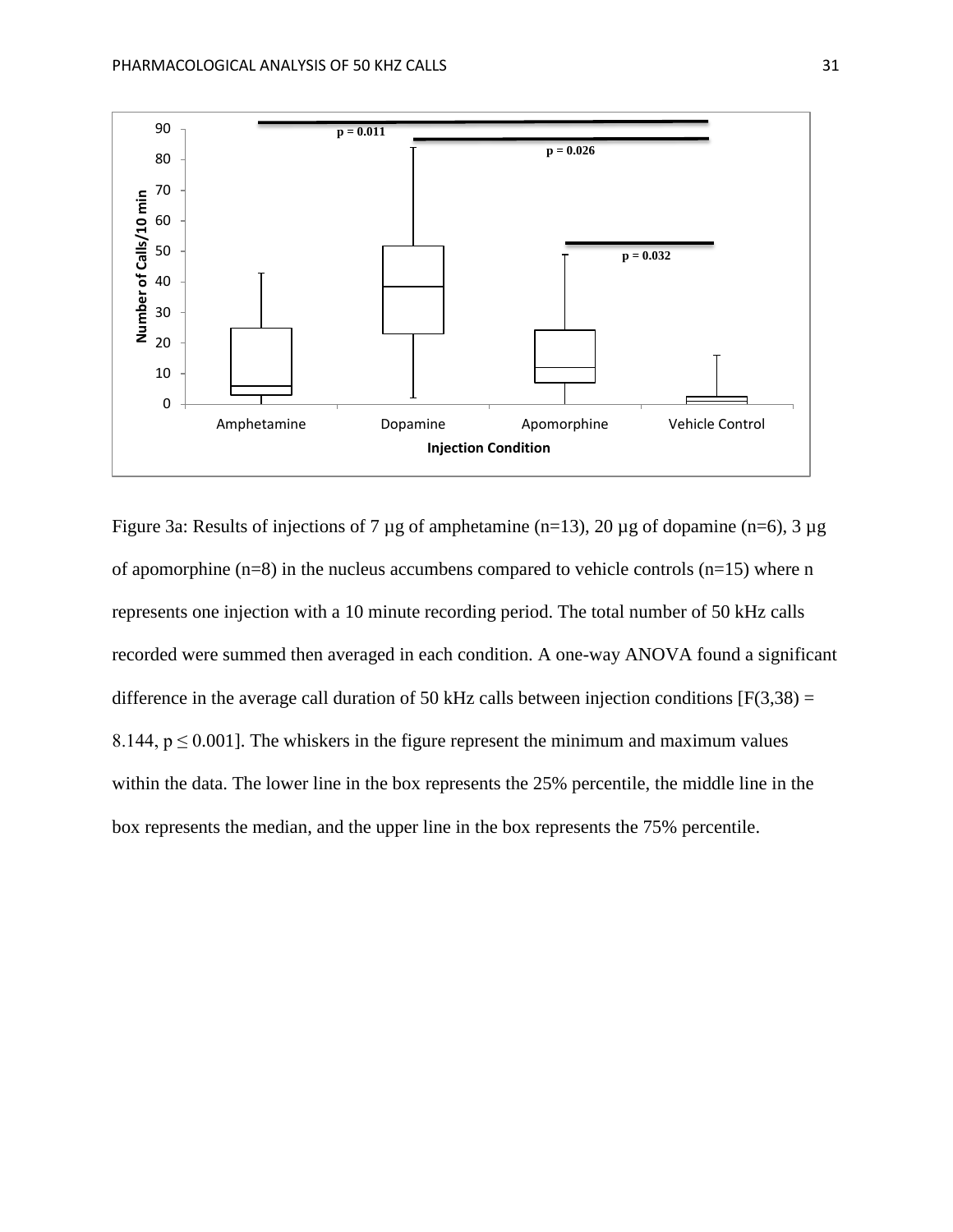Figure 3a: Results of injections of 7 µg of amphetamine (n=13), 20 µg of dopamine (n=6), 3 µg of apomorphine (n=8) in the nucleus accumbens compared to vehicle controls (n=15) where n represents one injection with a 10 minute recording period. The total number of 50 kHz calls recorded were summed then averaged in each condition. A one-way ANOVA found a significant difference in the average call duration of 50 kHz calls between injection conditions [$F(3,38) = 8.144$, $p \leq 0.001$]. The whiskers in the figure represent the minimum and maximum values within the data. The lower line in the box represents the 25% percentile, the middle line in the box represents the median, and the upper line in the box represents the 75% percentile.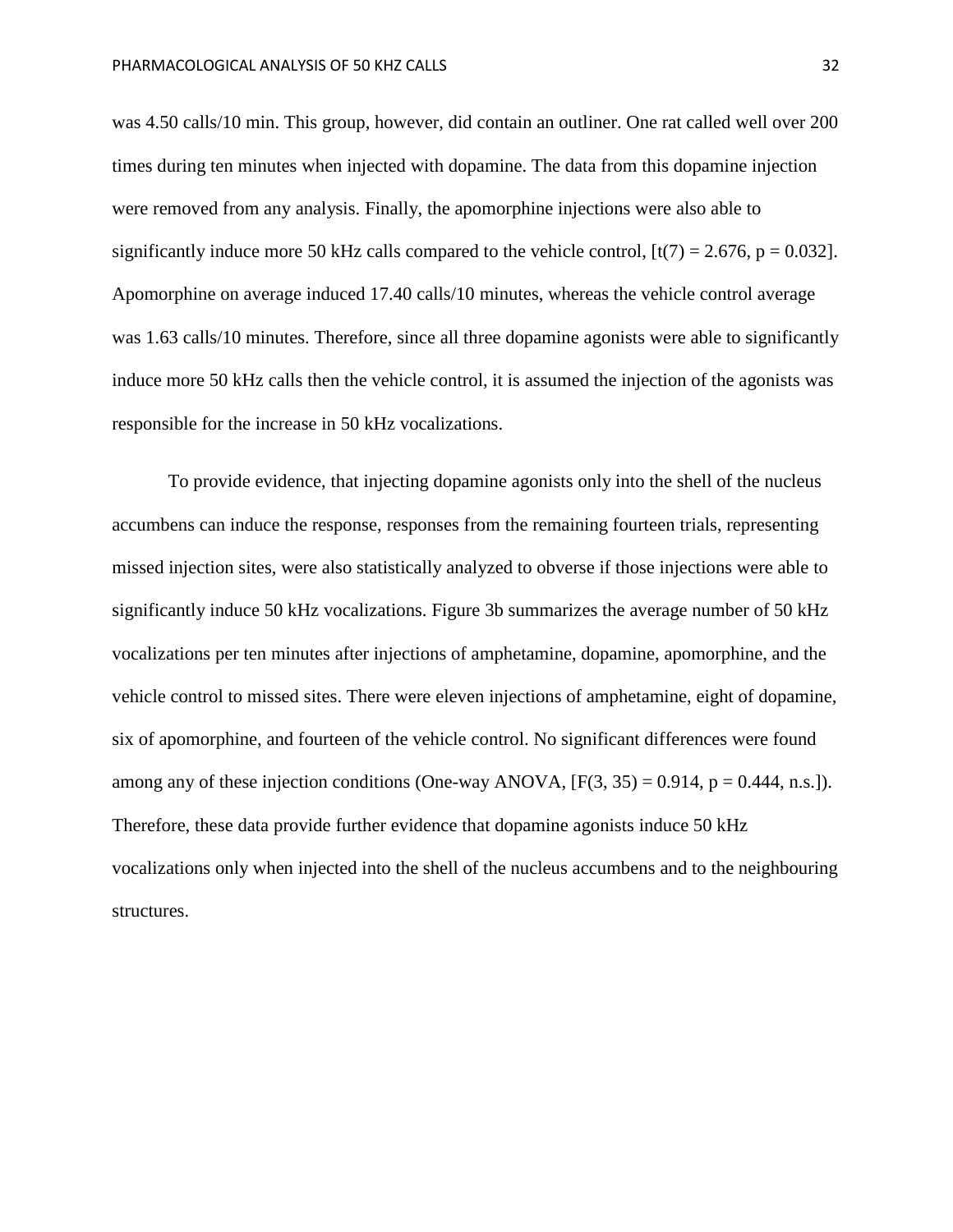was 4.50 calls/10 min. This group, however, did contain an outliner. One rat called well over 200 times during ten minutes when injected with dopamine. The data from this dopamine injection were removed from any analysis. Finally, the apomorphine injections were also able to significantly induce more 50 kHz calls compared to the vehicle control, [$t(7) = 2.676$, $p = 0.032$]. Apomorphine on average induced 17.40 calls/10 minutes, whereas the vehicle control average was 1.63 calls/10 minutes. Therefore, since all three dopamine agonists were able to significantly induce more 50 kHz calls then the vehicle control, it is assumed the injection of the agonists was responsible for the increase in 50 kHz vocalizations.

To provide evidence, that injecting dopamine agonists only into the shell of the nucleus accumbens can induce the response, responses from the remaining fourteen trials, representing missed injection sites, were also statistically analyzed to obverse if those injections were able to significantly induce 50 kHz vocalizations. Figure 3b summarizes the average number of 50 kHz vocalizations per ten minutes after injections of amphetamine, dopamine, apomorphine, and the vehicle control to missed sites. There were eleven injections of amphetamine, eight of dopamine, six of apomorphine, and fourteen of the vehicle control. No significant differences were found among any of these injection conditions (One-way ANOVA, [$F(3, 35) = 0.914$, $p = 0.444$, n.s.]). Therefore, these data provide further evidence that dopamine agonists induce 50 kHz vocalizations only when injected into the shell of the nucleus accumbens and to the neighbouring structures.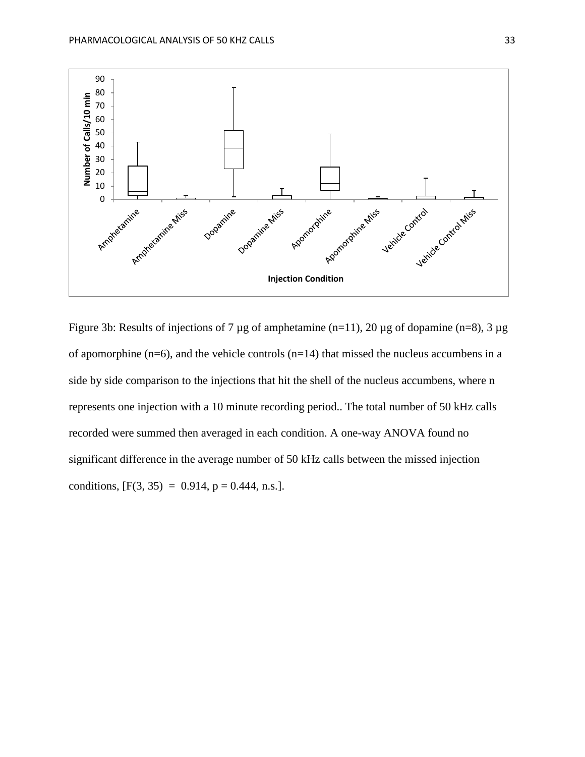Figure 3b: Results of injections of 7 µg of amphetamine (n=11), 20 µg of dopamine (n=8), 3 µg of apomorphine (n=6), and the vehicle controls (n=14) that missed the nucleus accumbens in a side by side comparison to the injections that hit the shell of the nucleus accumbens, where n represents one injection with a 10 minute recording period.. The total number of 50 kHz calls recorded were summed then averaged in each condition. A one-way ANOVA found no significant difference in the average number of 50 kHz calls between the missed injection conditions, [$F(3, 35) = 0.914$, $p = 0.444$, n.s.].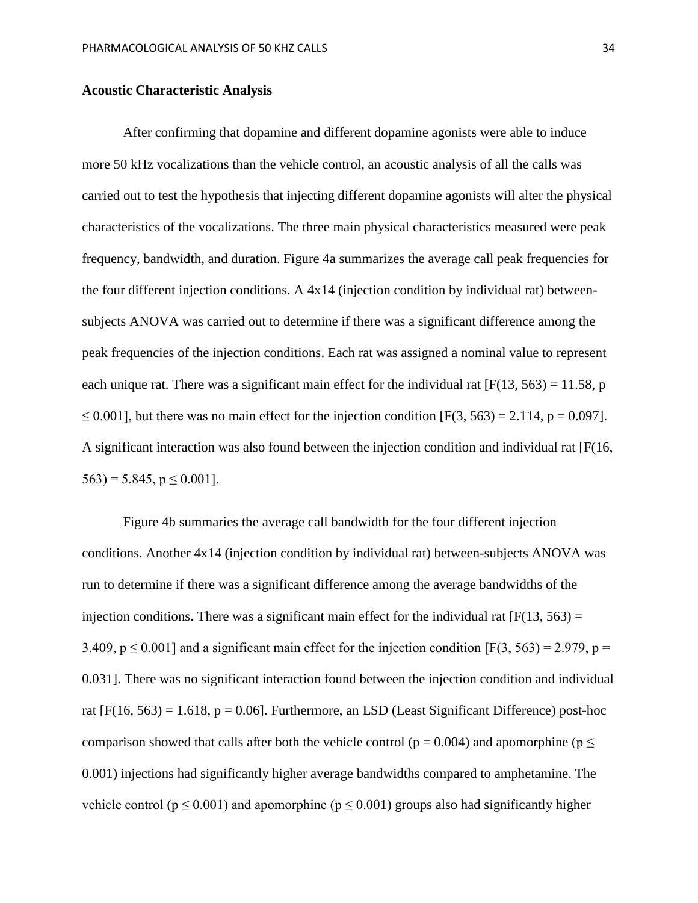**Acoustic Characteristic Analysis**

After confirming that dopamine and different dopamine agonists were able to induce more 50 kHz vocalizations than the vehicle control, an acoustic analysis of all the calls was carried out to test the hypothesis that injecting different dopamine agonists will alter the physical characteristics of the vocalizations. The three main physical characteristics measured were peak frequency, bandwidth, and duration. Figure 4a summarizes the average call peak frequencies for the four different injection conditions. A 4x14 (injection condition by individual rat) between-subjects ANOVA was carried out to determine if there was a significant difference among the peak frequencies of the injection conditions. Each rat was assigned a nominal value to represent each unique rat. There was a significant main effect for the individual rat [$F(13, 563) = 11.58$, $p \leq 0.001$], but there was no main effect for the injection condition [$F(3, 563) = 2.114$, $p = 0.097$]. A significant interaction was also found between the injection condition and individual rat [$F(16, 563) = 5.845$, $p \leq 0.001$].

Figure 4b summaries the average call bandwidth for the four different injection conditions. Another 4x14 (injection condition by individual rat) between-subjects ANOVA was run to determine if there was a significant difference among the average bandwidths of the injection conditions. There was a significant main effect for the individual rat [$F(13, 563) = 3.409$, $p \leq 0.001$] and a significant main effect for the injection condition [$F(3, 563) = 2.979$, $p = 0.031$]. There was no significant interaction found between the injection condition and individual rat [$F(16, 563) = 1.618$, $p = 0.06$]. Furthermore, an LSD (Least Significant Difference) post-hoc comparison showed that calls after both the vehicle control ($p = 0.004$) and apomorphine ($p \leq 0.001$) injections had significantly higher average bandwidths compared to amphetamine. The vehicle control ($p \leq 0.001$) and apomorphine ($p \leq 0.001$) groups also had significantly higher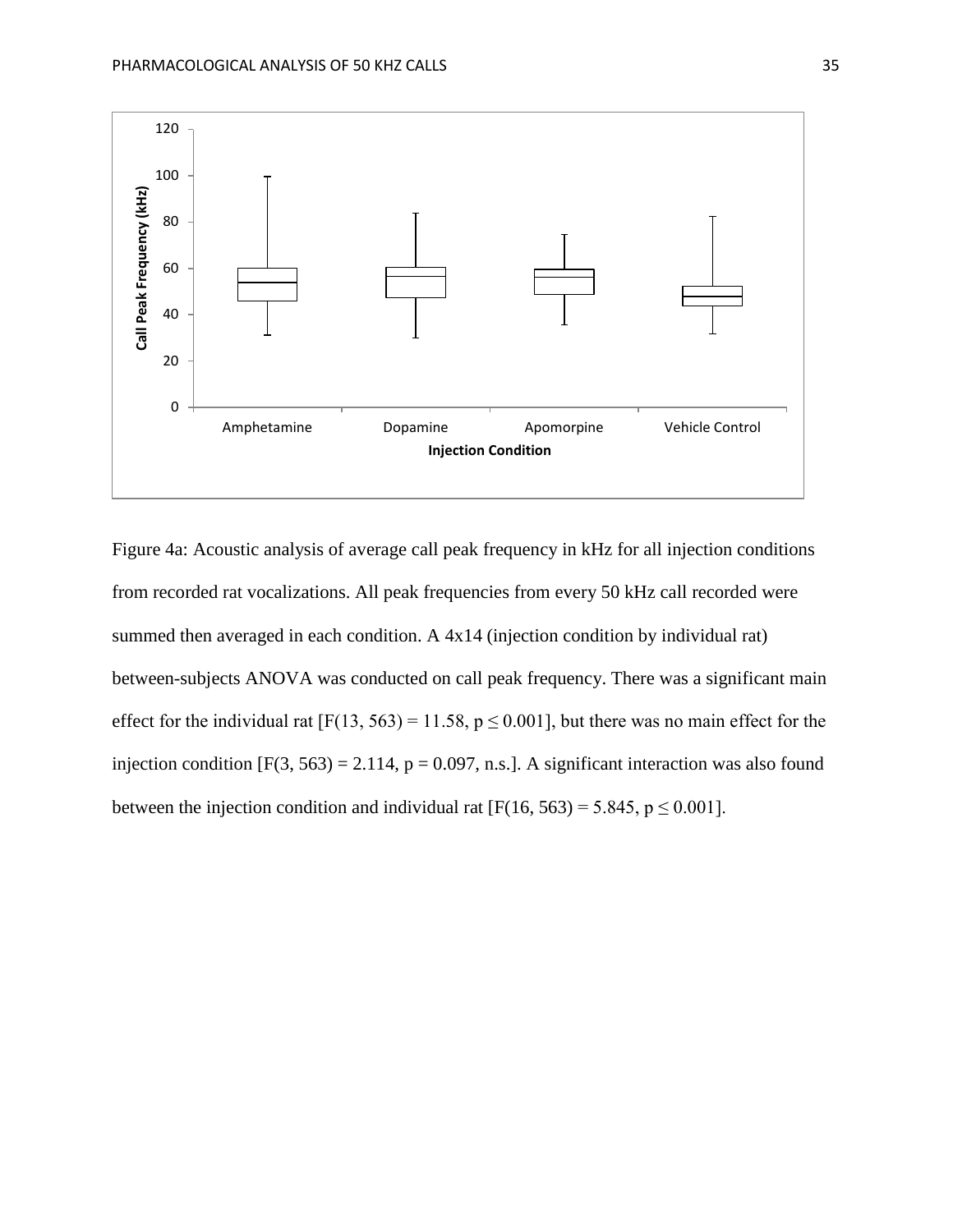Figure 4a: Acoustic analysis of average call peak frequency in kHz for all injection conditions from recorded rat vocalizations. All peak frequencies from every 50 kHz call recorded were summed then averaged in each condition. A 4x14 (injection condition by individual rat) between-subjects ANOVA was conducted on call peak frequency. There was a significant main effect for the individual rat [$F(13, 563) = 11.58$, $p \leq 0.001$], but there was no main effect for the injection condition [$F(3, 563) = 2.114$, $p = 0.097$, n.s.]. A significant interaction was also found between the injection condition and individual rat [$F(16, 563) = 5.845$, $p \leq 0.001$].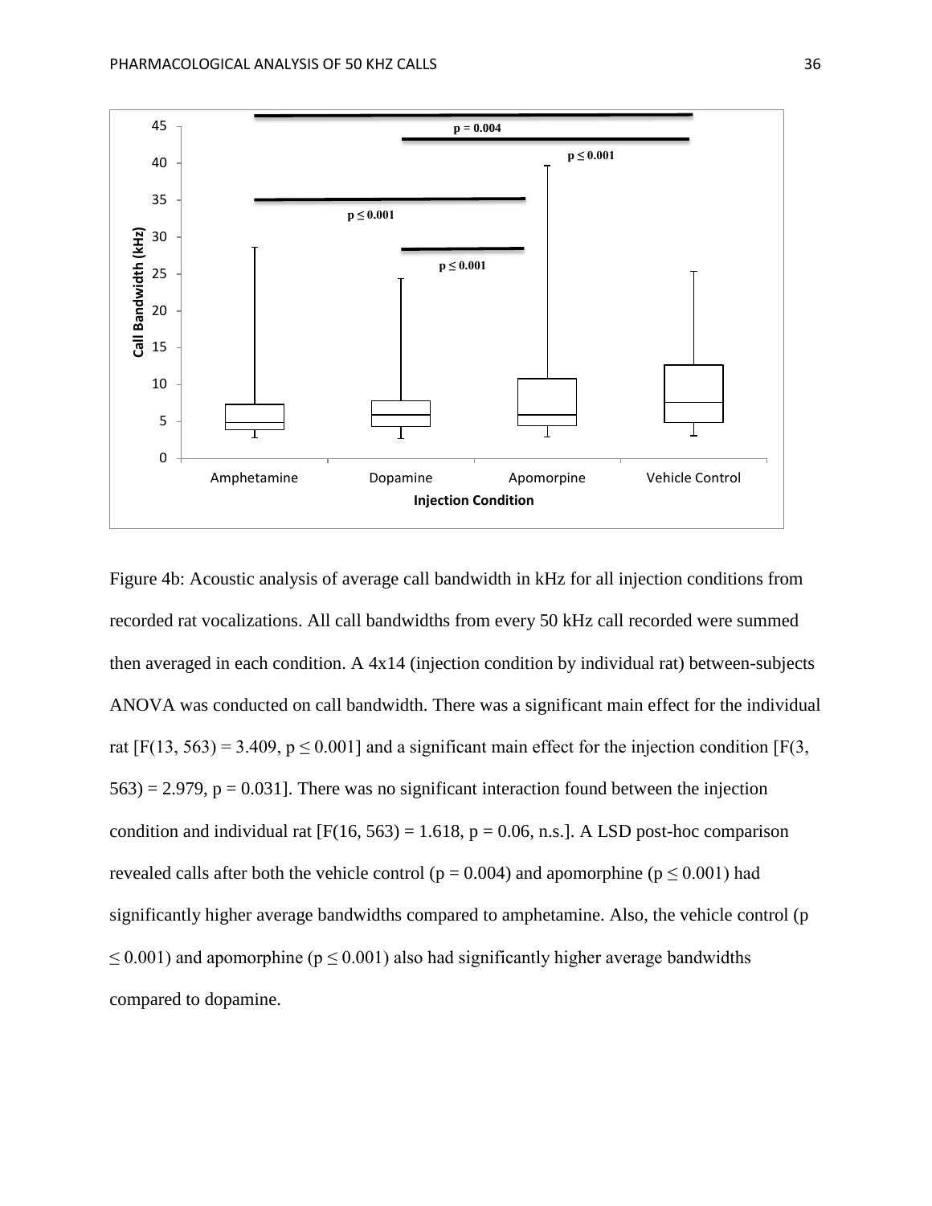Figure 4b: Acoustic analysis of average call bandwidth in kHz for all injection conditions from recorded rat vocalizations. All call bandwidths from every 50 kHz call recorded were summed then averaged in each condition. A 4x14 (injection condition by individual rat) between-subjects ANOVA was conducted on call bandwidth. There was a significant main effect for the individual rat [$F(13, 563) = 3.409$, $p \leq 0.001$] and a significant main effect for the injection condition [$F(3, 563) = 2.979$, $p = 0.031$]. There was no significant interaction found between the injection condition and individual rat [$F(16, 563) = 1.618$, $p = 0.06$, n.s.]. A LSD post-hoc comparison revealed calls after both the vehicle control ($p = 0.004$) and apomorphine ($p \leq 0.001$) had significantly higher average bandwidths compared to amphetamine. Also, the vehicle control ($p \leq 0.001$) and apomorphine ($p \leq 0.001$) also had significantly higher average bandwidths compared to dopamine.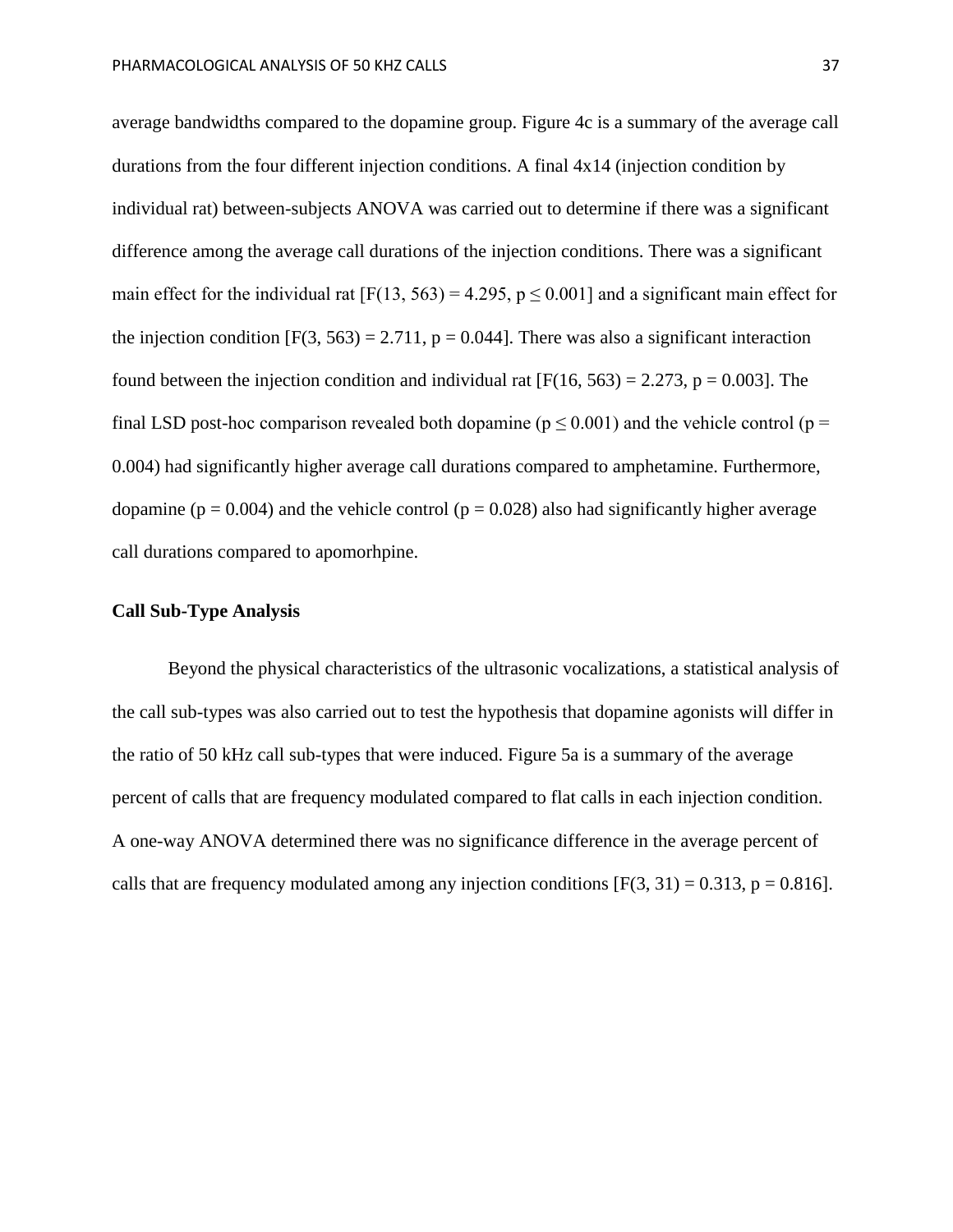average bandwidths compared to the dopamine group. Figure 4c is a summary of the average call durations from the four different injection conditions. A final 4x14 (injection condition by individual rat) between-subjects ANOVA was carried out to determine if there was a significant difference among the average call durations of the injection conditions. There was a significant main effect for the individual rat [$F(13, 563) = 4.295$, $p \leq 0.001$] and a significant main effect for the injection condition [$F(3, 563) = 2.711$, $p = 0.044$]. There was also a significant interaction found between the injection condition and individual rat [$F(16, 563) = 2.273$, $p = 0.003$]. The final LSD post-hoc comparison revealed both dopamine ($p \leq 0.001$) and the vehicle control ($p = 0.004$) had significantly higher average call durations compared to amphetamine. Furthermore, dopamine ($p = 0.004$) and the vehicle control ($p = 0.028$) also had significantly higher average call durations compared to apomorhpine.

### Call Sub-Type Analysis

Beyond the physical characteristics of the ultrasonic vocalizations, a statistical analysis of the call sub-types was also carried out to test the hypothesis that dopamine agonists will differ in the ratio of 50 kHz call sub-types that were induced. Figure 5a is a summary of the average percent of calls that are frequency modulated compared to flat calls in each injection condition. A one-way ANOVA determined there was no significance difference in the average percent of calls that are frequency modulated among any injection conditions [$F(3, 31) = 0.313$, $p = 0.816$].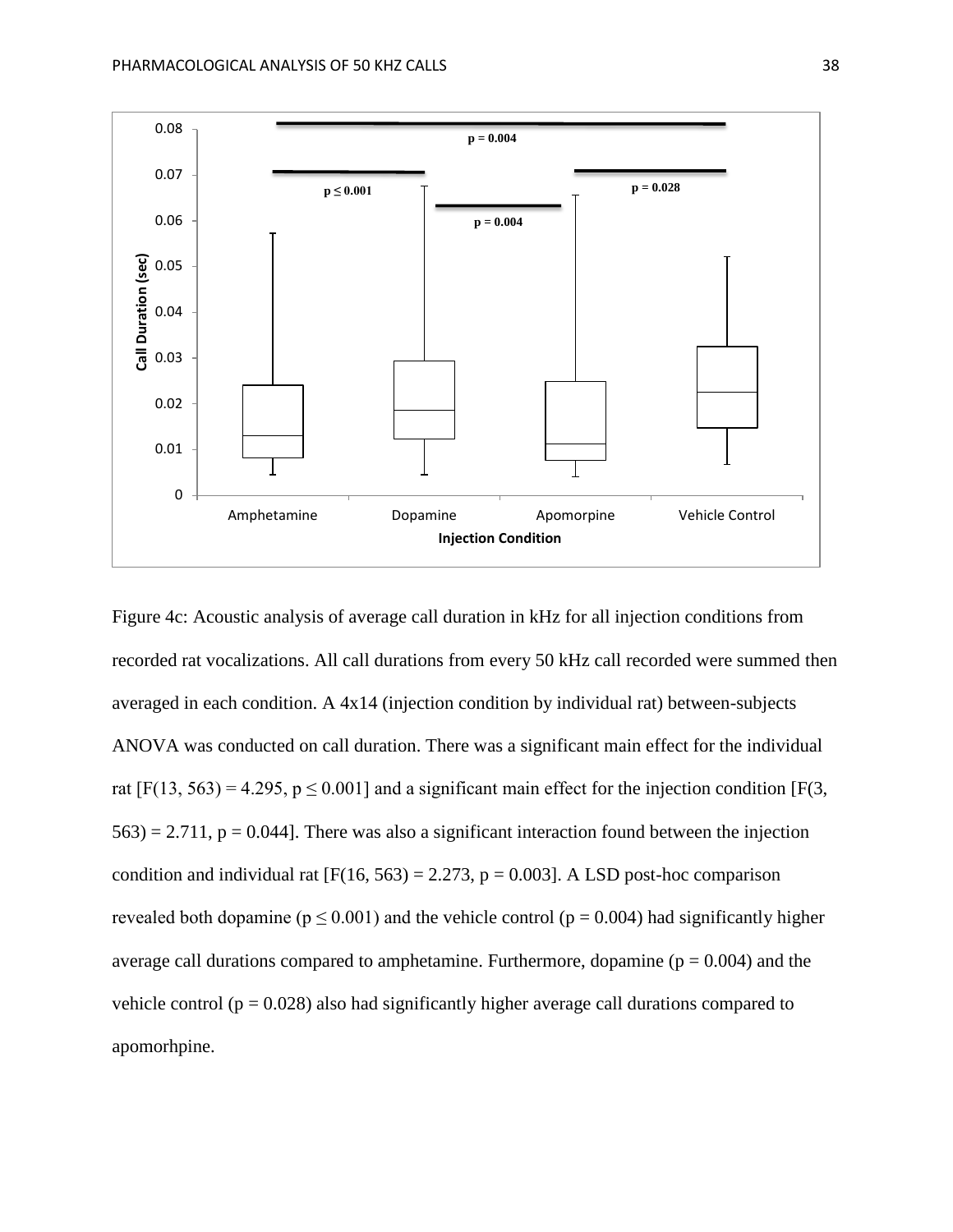Figure 4c: Acoustic analysis of average call duration in kHz for all injection conditions from recorded rat vocalizations. All call durations from every 50 kHz call recorded were summed then averaged in each condition. A 4x14 (injection condition by individual rat) between-subjects ANOVA was conducted on call duration. There was a significant main effect for the individual rat [$F(13, 563) = 4.295$, $p \leq 0.001$] and a significant main effect for the injection condition [$F(3, 563) = 2.711$, $p = 0.044$]. There was also a significant interaction found between the injection condition and individual rat [$F(16, 563) = 2.273$, $p = 0.003$]. A LSD post-hoc comparison revealed both dopamine ($p \leq 0.001$) and the vehicle control ($p = 0.004$) had significantly higher average call durations compared to amphetamine. Furthermore, dopamine ($p = 0.004$) and the vehicle control ($p = 0.028$) also had significantly higher average call durations compared to apomorhpine.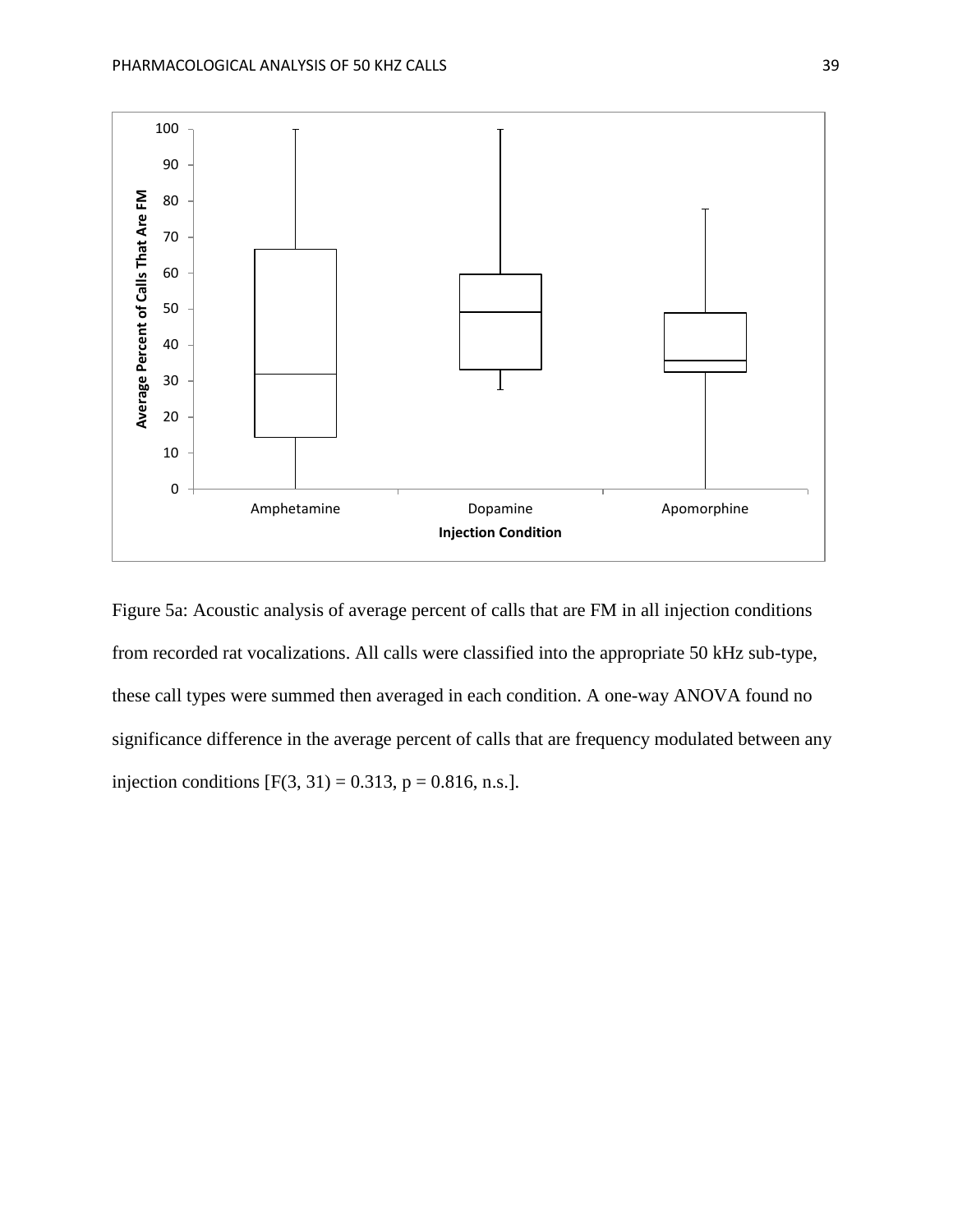Figure 5a: Acoustic analysis of average percent of calls that are FM in all injection conditions from recorded rat vocalizations. All calls were classified into the appropriate 50 kHz sub-type, these call types were summed then averaged in each condition. A one-way ANOVA found no significance difference in the average percent of calls that are frequency modulated between any injection conditions [$F(3, 31) = 0.313$, $p = 0.816$, n.s.].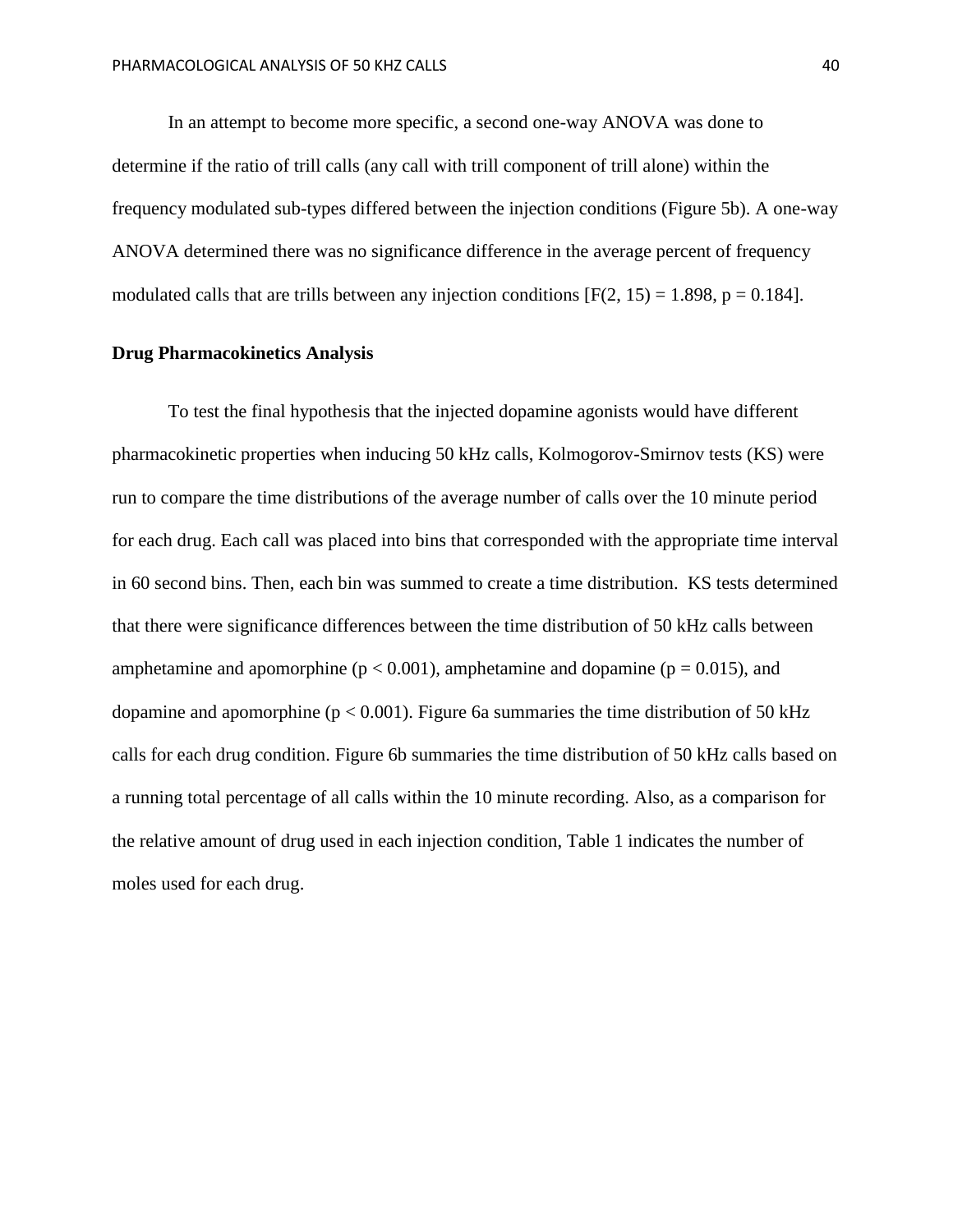In an attempt to become more specific, a second one-way ANOVA was done to determine if the ratio of trill calls (any call with trill component of trill alone) within the frequency modulated sub-types differed between the injection conditions (Figure 5b). A one-way ANOVA determined there was no significance difference in the average percent of frequency modulated calls that are trills between any injection conditions [$F(2, 15) = 1.898$, $p = 0.184$].

**Drug Pharmacokinetics Analysis**

To test the final hypothesis that the injected dopamine agonists would have different pharmacokinetic properties when inducing 50 kHz calls, Kolmogorov-Smirnov tests (KS) were run to compare the time distributions of the average number of calls over the 10 minute period for each drug. Each call was placed into bins that corresponded with the appropriate time interval in 60 second bins. Then, each bin was summed to create a time distribution. KS tests determined that there were significance differences between the time distribution of 50 kHz calls between amphetamine and apomorphine ($p < 0.001$), amphetamine and dopamine ($p = 0.015$), and dopamine and apomorphine ($p < 0.001$). Figure 6a summaries the time distribution of 50 kHz calls for each drug condition. Figure 6b summaries the time distribution of 50 kHz calls based on a running total percentage of all calls within the 10 minute recording. Also, as a comparison for the relative amount of drug used in each injection condition, Table 1 indicates the number of moles used for each drug.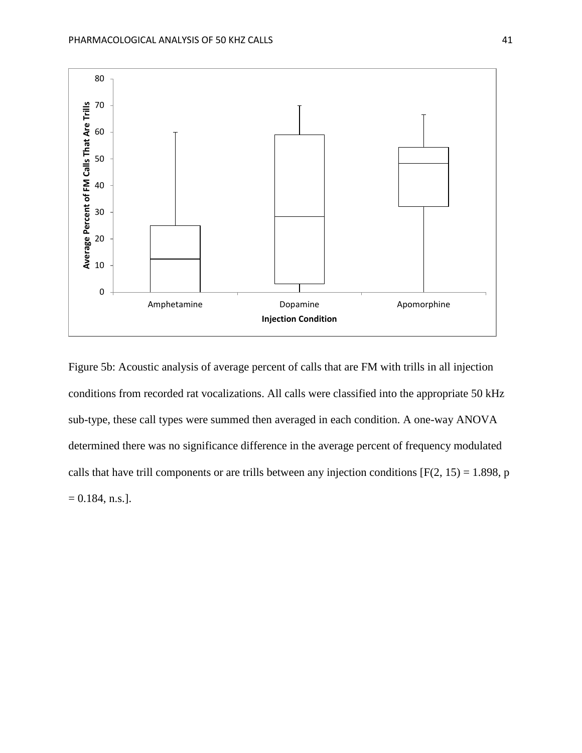Figure 5b: Acoustic analysis of average percent of calls that are FM with trills in all injection conditions from recorded rat vocalizations. All calls were classified into the appropriate 50 kHz sub-type, these call types were summed then averaged in each condition. A one-way ANOVA determined there was no significance difference in the average percent of frequency modulated calls that have trill components or are trills between any injection conditions [$F(2, 15) = 1.898$, $p = 0.184$, n.s.].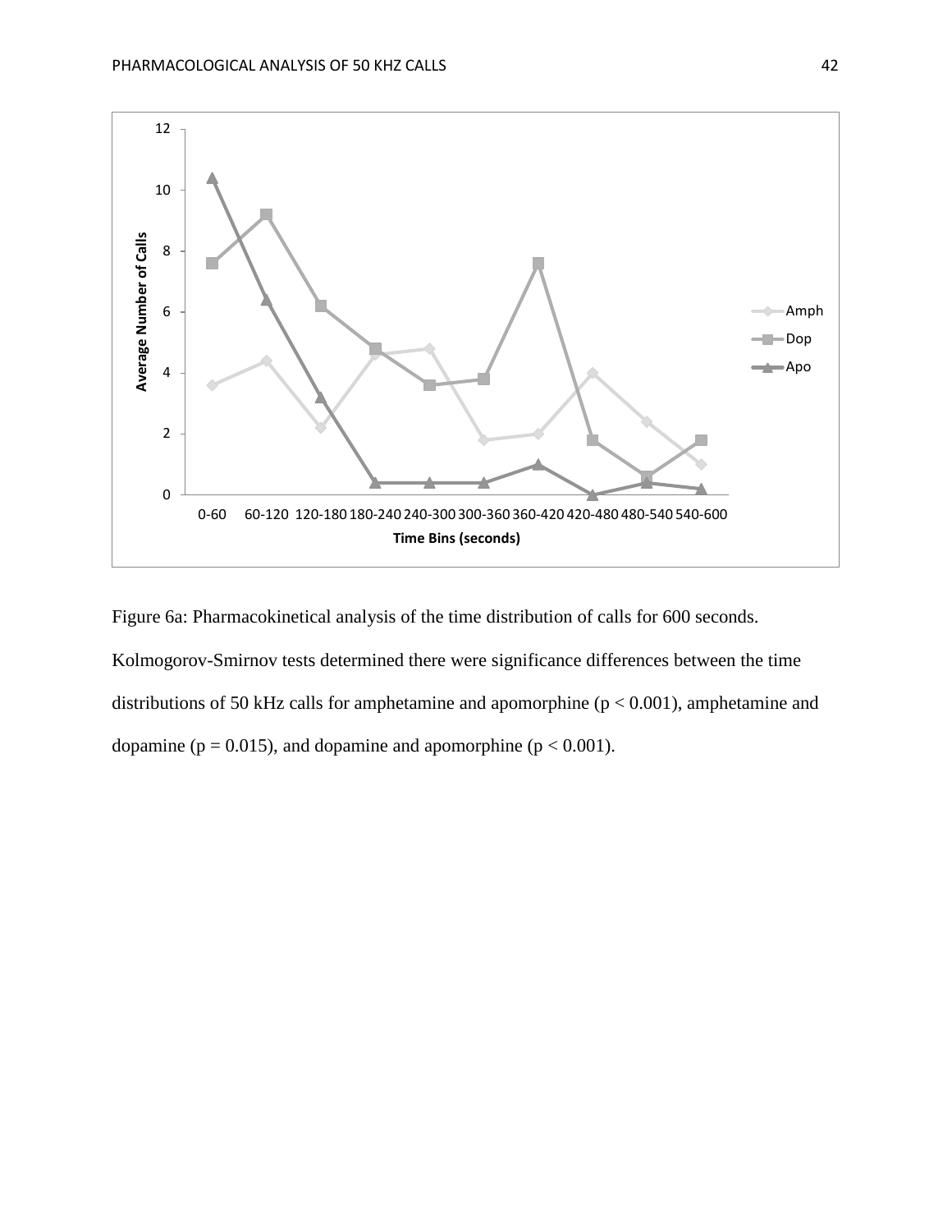Figure 6a: Pharmacokinetical analysis of the time distribution of calls for 600 seconds. Kolmogorov-Smirnov tests determined there were significance differences between the time distributions of 50 kHz calls for amphetamine and apomorphine ($p < 0.001$), amphetamine and dopamine ($p = 0.015$), and dopamine and apomorphine ($p < 0.001$).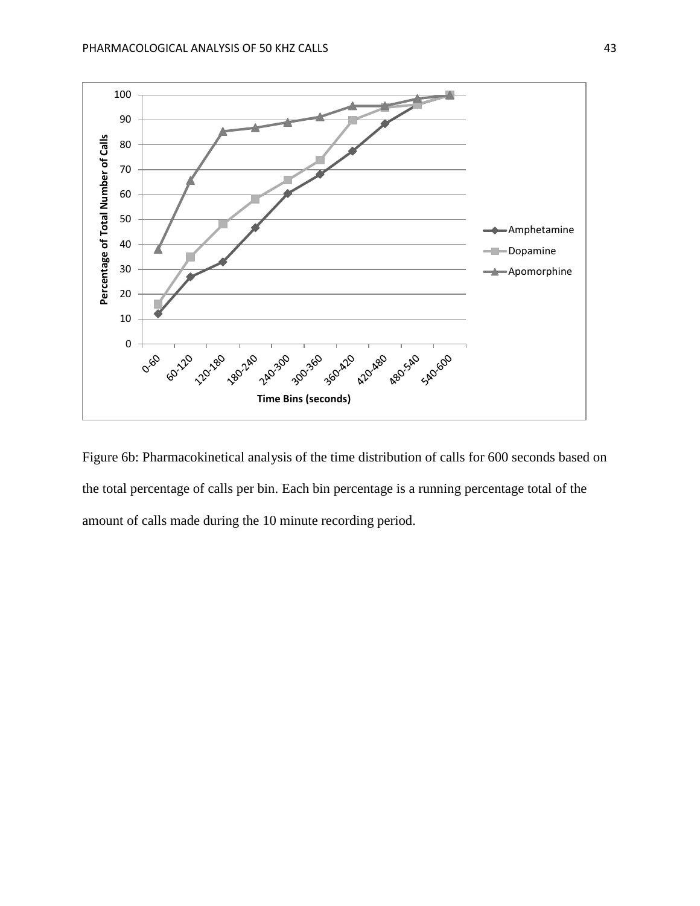Figure 6b: Pharmacokinetical analysis of the time distribution of calls for 600 seconds based on the total percentage of calls per bin. Each bin percentage is a running percentage total of the amount of calls made during the 10 minute recording period.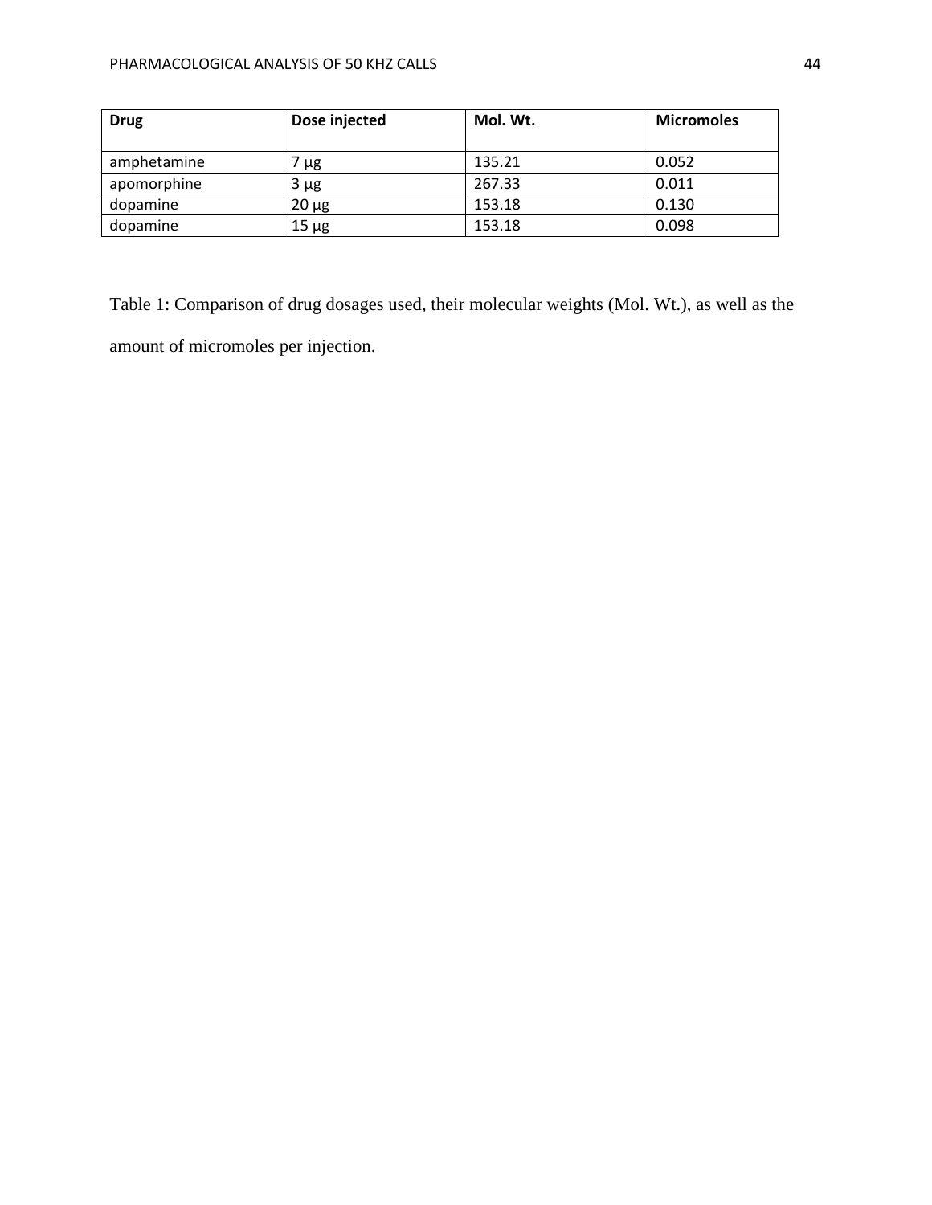| Drug | Dose injected | Mol. Wt. | Micromoles |
|---|---|---|---|
| amphetamine | 7 µg | 135.21 | 0.052 |
| apomorphine | 3 µg | 267.33 | 0.011 |
| dopamine | 20 µg | 153.18 | 0.130 |
| dopamine | 15 µg | 153.18 | 0.098 |

Table 1: Comparison of drug dosages used, their molecular weights (Mol. Wt.), as well as the amount of micromoles per injection.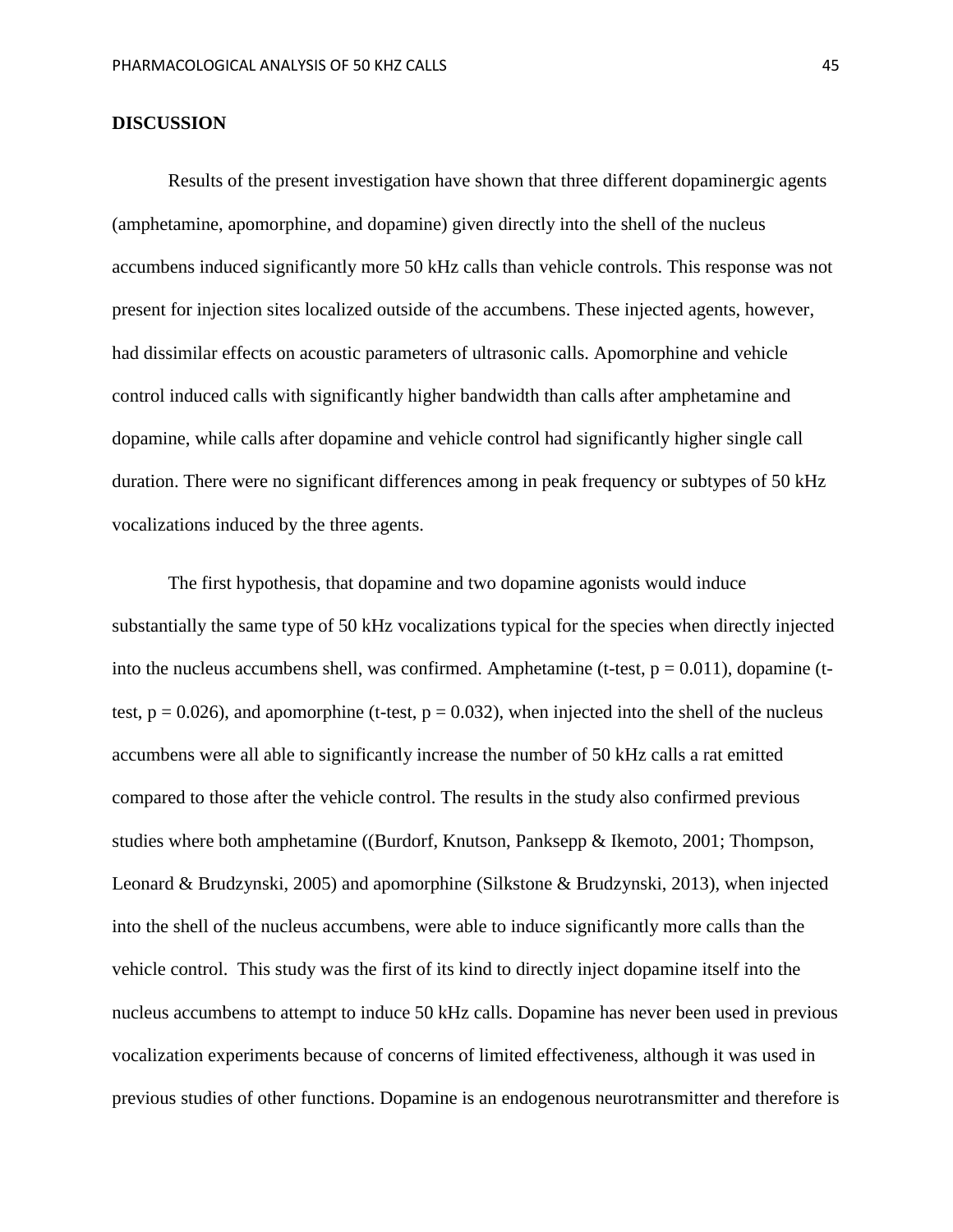## DISCUSSION

Results of the present investigation have shown that three different dopaminergic agents (amphetamine, apomorphine, and dopamine) given directly into the shell of the nucleus accumbens induced significantly more 50 kHz calls than vehicle controls. This response was not present for injection sites localized outside of the accumbens. These injected agents, however, had dissimilar effects on acoustic parameters of ultrasonic calls. Apomorphine and vehicle control induced calls with significantly higher bandwidth than calls after amphetamine and dopamine, while calls after dopamine and vehicle control had significantly higher single call duration. There were no significant differences among in peak frequency or subtypes of 50 kHz vocalizations induced by the three agents.

The first hypothesis, that dopamine and two dopamine agonists would induce substantially the same type of 50 kHz vocalizations typical for the species when directly injected into the nucleus accumbens shell, was confirmed. Amphetamine (t-test, $p = 0.011$), dopamine (t-test, $p = 0.026$), and apomorphine (t-test, $p = 0.032$), when injected into the shell of the nucleus accumbens were all able to significantly increase the number of 50 kHz calls a rat emitted compared to those after the vehicle control. The results in the study also confirmed previous studies where both amphetamine ((Burdorf, Knutson, Panksepp & Ikemoto, 2001; Thompson, Leonard & Brudzynski, 2005) and apomorphine (Silkstone & Brudzynski, 2013), when injected into the shell of the nucleus accumbens, were able to induce significantly more calls than the vehicle control. This study was the first of its kind to directly inject dopamine itself into the nucleus accumbens to attempt to induce 50 kHz calls. Dopamine has never been used in previous vocalization experiments because of concerns of limited effectiveness, although it was used in previous studies of other functions. Dopamine is an endogenous neurotransmitter and therefore is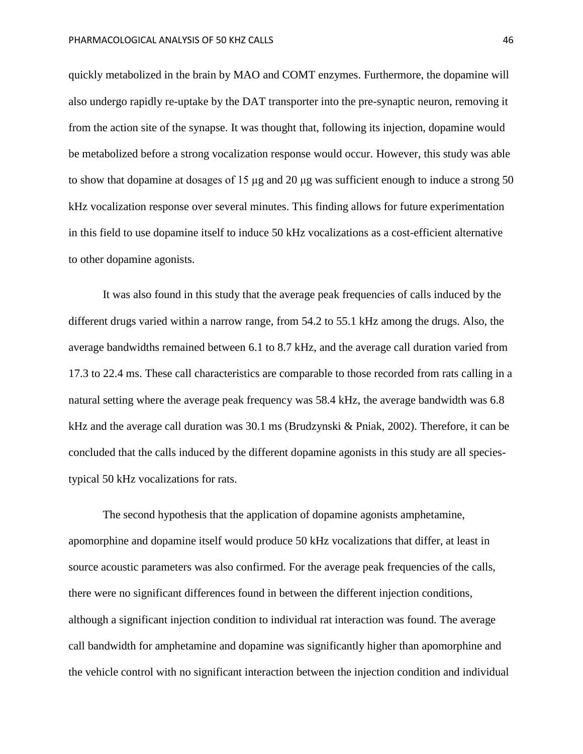quickly metabolized in the brain by MAO and COMT enzymes. Furthermore, the dopamine will also undergo rapidly re-uptake by the DAT transporter into the pre-synaptic neuron, removing it from the action site of the synapse. It was thought that, following its injection, dopamine would be metabolized before a strong vocalization response would occur. However, this study was able to show that dopamine at dosages of 15 μg and 20 μg was sufficient enough to induce a strong 50 kHz vocalization response over several minutes. This finding allows for future experimentation in this field to use dopamine itself to induce 50 kHz vocalizations as a cost-efficient alternative to other dopamine agonists.

It was also found in this study that the average peak frequencies of calls induced by the different drugs varied within a narrow range, from 54.2 to 55.1 kHz among the drugs. Also, the average bandwidths remained between 6.1 to 8.7 kHz, and the average call duration varied from 17.3 to 22.4 ms. These call characteristics are comparable to those recorded from rats calling in a natural setting where the average peak frequency was 58.4 kHz, the average bandwidth was 6.8 kHz and the average call duration was 30.1 ms (Brudzynski & Pniak, 2002). Therefore, it can be concluded that the calls induced by the different dopamine agonists in this study are all species-typical 50 kHz vocalizations for rats.

The second hypothesis that the application of dopamine agonists amphetamine, apomorphine and dopamine itself would produce 50 kHz vocalizations that differ, at least in source acoustic parameters was also confirmed. For the average peak frequencies of the calls, there were no significant differences found in between the different injection conditions, although a significant injection condition to individual rat interaction was found. The average call bandwidth for amphetamine and dopamine was significantly higher than apomorphine and the vehicle control with no significant interaction between the injection condition and individual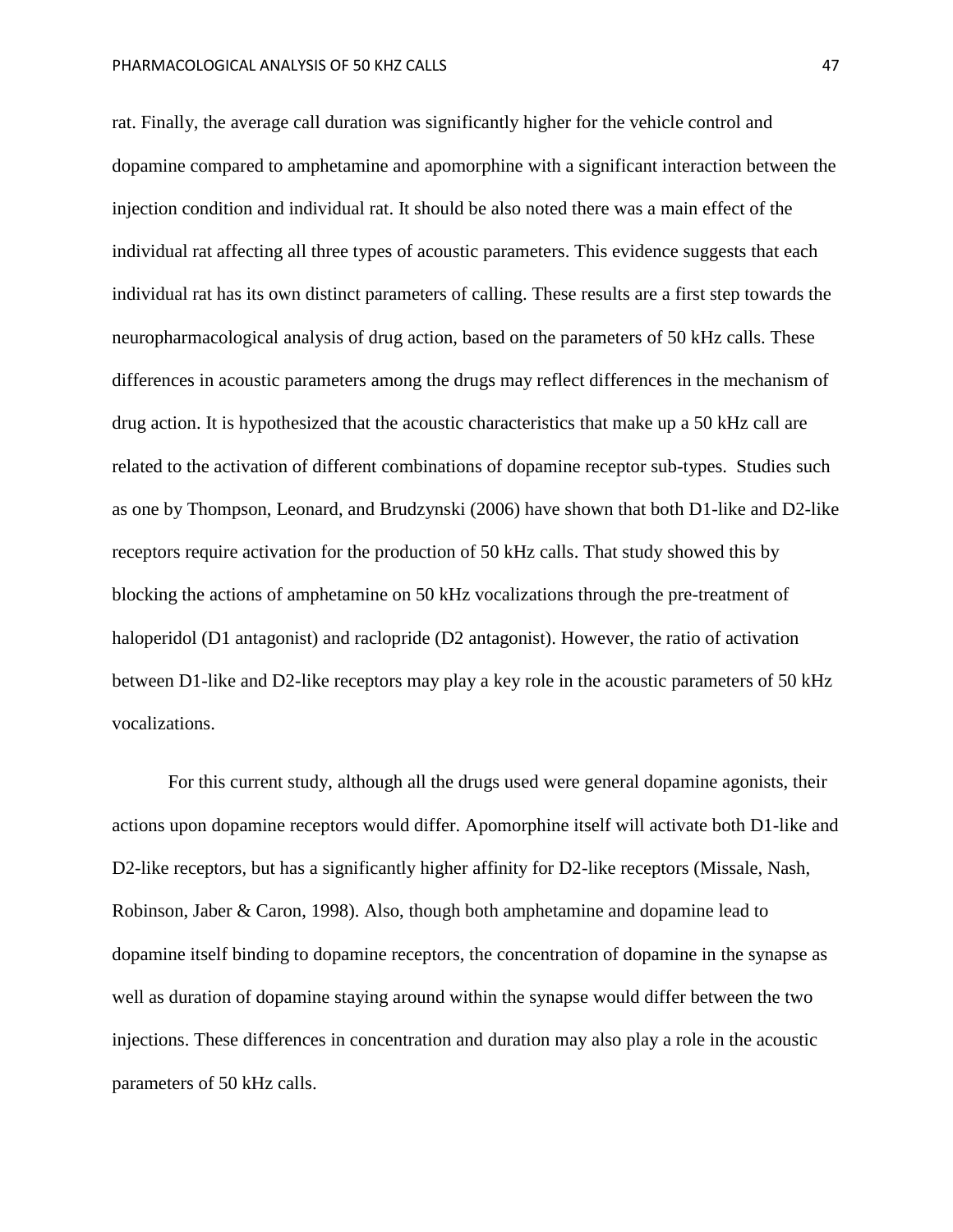rat. Finally, the average call duration was significantly higher for the vehicle control and dopamine compared to amphetamine and apomorphine with a significant interaction between the injection condition and individual rat. It should be also noted there was a main effect of the individual rat affecting all three types of acoustic parameters. This evidence suggests that each individual rat has its own distinct parameters of calling. These results are a first step towards the neuropharmacological analysis of drug action, based on the parameters of 50 kHz calls. These differences in acoustic parameters among the drugs may reflect differences in the mechanism of drug action. It is hypothesized that the acoustic characteristics that make up a 50 kHz call are related to the activation of different combinations of dopamine receptor sub-types. Studies such as one by Thompson, Leonard, and Brudzynski (2006) have shown that both D1-like and D2-like receptors require activation for the production of 50 kHz calls. That study showed this by blocking the actions of amphetamine on 50 kHz vocalizations through the pre-treatment of haloperidol (D1 antagonist) and raclopride (D2 antagonist). However, the ratio of activation between D1-like and D2-like receptors may play a key role in the acoustic parameters of 50 kHz vocalizations.

For this current study, although all the drugs used were general dopamine agonists, their actions upon dopamine receptors would differ. Apomorphine itself will activate both D1-like and D2-like receptors, but has a significantly higher affinity for D2-like receptors (Missale, Nash, Robinson, Jaber & Caron, 1998). Also, though both amphetamine and dopamine lead to dopamine itself binding to dopamine receptors, the concentration of dopamine in the synapse as well as duration of dopamine staying around within the synapse would differ between the two injections. These differences in concentration and duration may also play a role in the acoustic parameters of 50 kHz calls.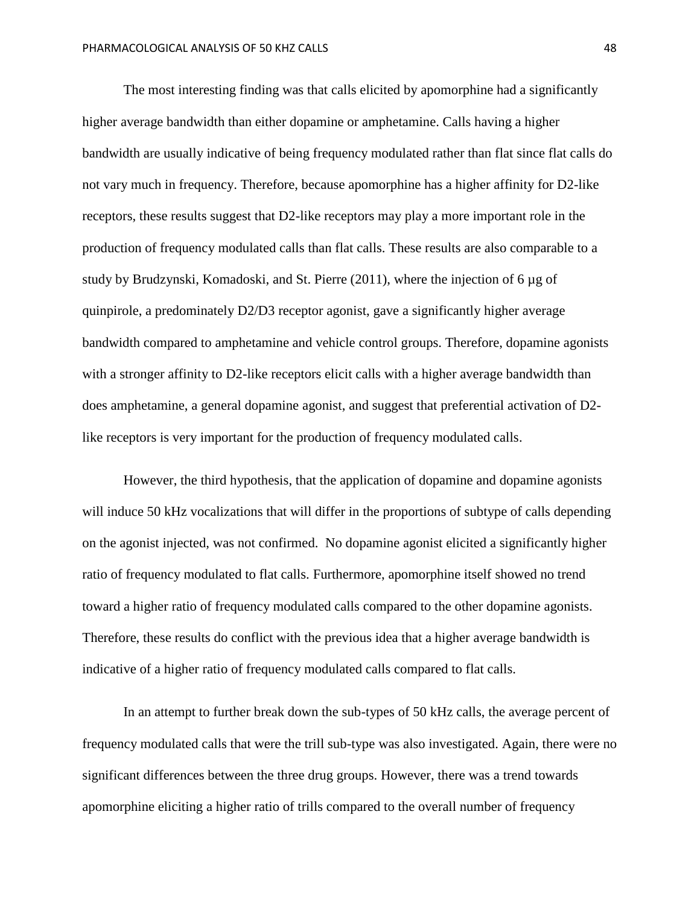The most interesting finding was that calls elicited by apomorphine had a significantly higher average bandwidth than either dopamine or amphetamine. Calls having a higher bandwidth are usually indicative of being frequency modulated rather than flat since flat calls do not vary much in frequency. Therefore, because apomorphine has a higher affinity for D2-like receptors, these results suggest that D2-like receptors may play a more important role in the production of frequency modulated calls than flat calls. These results are also comparable to a study by Brudzynski, Komadoski, and St. Pierre (2011), where the injection of 6 µg of quinpirole, a predominately D2/D3 receptor agonist, gave a significantly higher average bandwidth compared to amphetamine and vehicle control groups. Therefore, dopamine agonists with a stronger affinity to D2-like receptors elicit calls with a higher average bandwidth than does amphetamine, a general dopamine agonist, and suggest that preferential activation of D2-like receptors is very important for the production of frequency modulated calls.

However, the third hypothesis, that the application of dopamine and dopamine agonists will induce 50 kHz vocalizations that will differ in the proportions of subtype of calls depending on the agonist injected, was not confirmed. No dopamine agonist elicited a significantly higher ratio of frequency modulated to flat calls. Furthermore, apomorphine itself showed no trend toward a higher ratio of frequency modulated calls compared to the other dopamine agonists. Therefore, these results do conflict with the previous idea that a higher average bandwidth is indicative of a higher ratio of frequency modulated calls compared to flat calls.

In an attempt to further break down the sub-types of 50 kHz calls, the average percent of frequency modulated calls that were the trill sub-type was also investigated. Again, there were no significant differences between the three drug groups. However, there was a trend towards apomorphine eliciting a higher ratio of trills compared to the overall number of frequency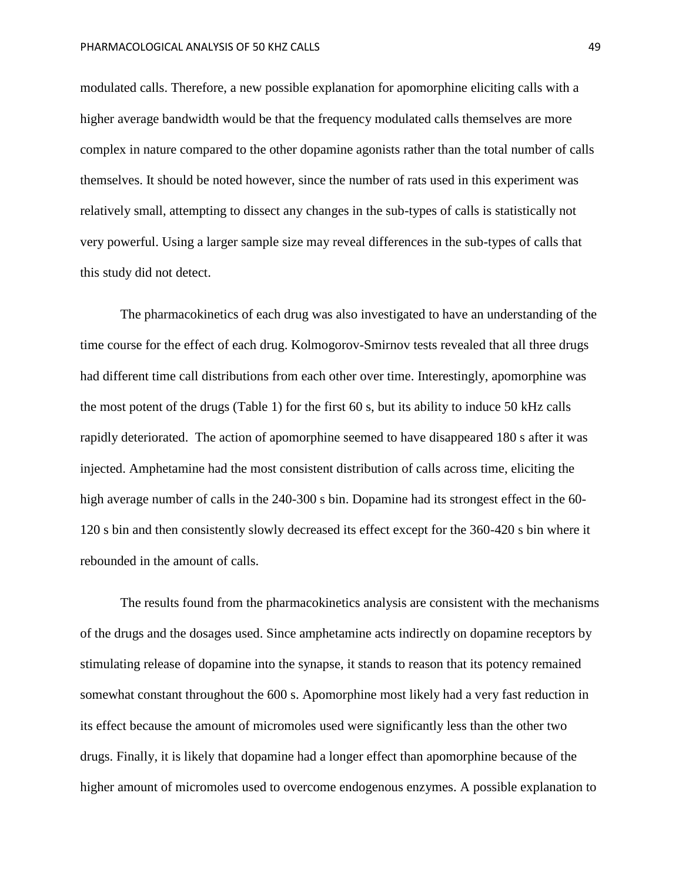modulated calls. Therefore, a new possible explanation for apomorphine eliciting calls with a higher average bandwidth would be that the frequency modulated calls themselves are more complex in nature compared to the other dopamine agonists rather than the total number of calls themselves. It should be noted however, since the number of rats used in this experiment was relatively small, attempting to dissect any changes in the sub-types of calls is statistically not very powerful. Using a larger sample size may reveal differences in the sub-types of calls that this study did not detect.

The pharmacokinetics of each drug was also investigated to have an understanding of the time course for the effect of each drug. Kolmogorov-Smirnov tests revealed that all three drugs had different time call distributions from each other over time. Interestingly, apomorphine was the most potent of the drugs (Table 1) for the first 60 s, but its ability to induce 50 kHz calls rapidly deteriorated. The action of apomorphine seemed to have disappeared 180 s after it was injected. Amphetamine had the most consistent distribution of calls across time, eliciting the high average number of calls in the 240-300 s bin. Dopamine had its strongest effect in the 60-120 s bin and then consistently slowly decreased its effect except for the 360-420 s bin where it rebounded in the amount of calls.

The results found from the pharmacokinetics analysis are consistent with the mechanisms of the drugs and the dosages used. Since amphetamine acts indirectly on dopamine receptors by stimulating release of dopamine into the synapse, it stands to reason that its potency remained somewhat constant throughout the 600 s. Apomorphine most likely had a very fast reduction in its effect because the amount of micromoles used were significantly less than the other two drugs. Finally, it is likely that dopamine had a longer effect than apomorphine because of the higher amount of micromoles used to overcome endogenous enzymes. A possible explanation to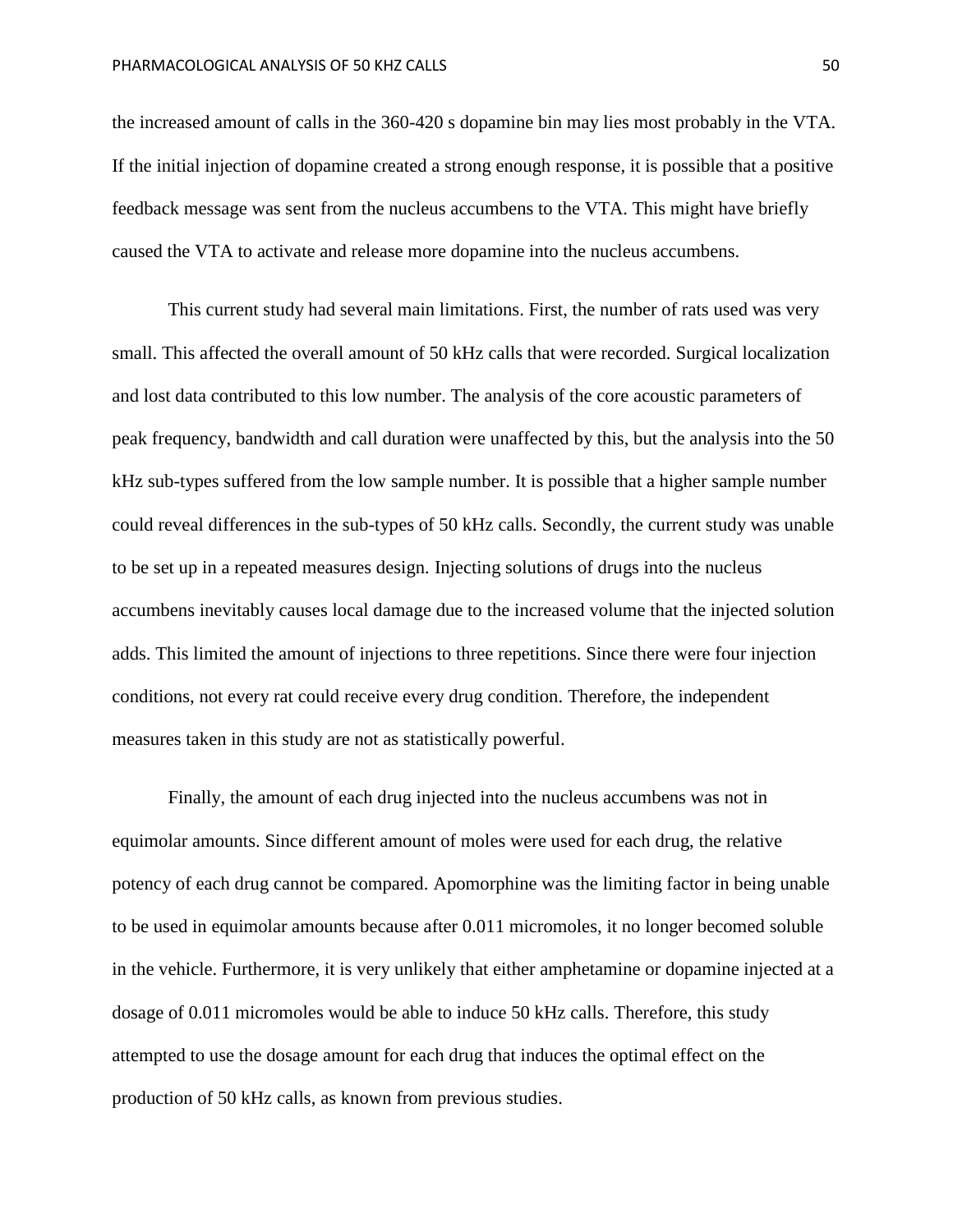the increased amount of calls in the 360-420 s dopamine bin may lies most probably in the VTA. If the initial injection of dopamine created a strong enough response, it is possible that a positive feedback message was sent from the nucleus accumbens to the VTA. This might have briefly caused the VTA to activate and release more dopamine into the nucleus accumbens.

This current study had several main limitations. First, the number of rats used was very small. This affected the overall amount of 50 kHz calls that were recorded. Surgical localization and lost data contributed to this low number. The analysis of the core acoustic parameters of peak frequency, bandwidth and call duration were unaffected by this, but the analysis into the 50 kHz sub-types suffered from the low sample number. It is possible that a higher sample number could reveal differences in the sub-types of 50 kHz calls. Secondly, the current study was unable to be set up in a repeated measures design. Injecting solutions of drugs into the nucleus accumbens inevitably causes local damage due to the increased volume that the injected solution adds. This limited the amount of injections to three repetitions. Since there were four injection conditions, not every rat could receive every drug condition. Therefore, the independent measures taken in this study are not as statistically powerful.

Finally, the amount of each drug injected into the nucleus accumbens was not in equimolar amounts. Since different amount of moles were used for each drug, the relative potency of each drug cannot be compared. Apomorphine was the limiting factor in being unable to be used in equimolar amounts because after 0.011 micromoles, it no longer becomed soluble in the vehicle. Furthermore, it is very unlikely that either amphetamine or dopamine injected at a dosage of 0.011 micromoles would be able to induce 50 kHz calls. Therefore, this study attempted to use the dosage amount for each drug that induces the optimal effect on the production of 50 kHz calls, as known from previous studies.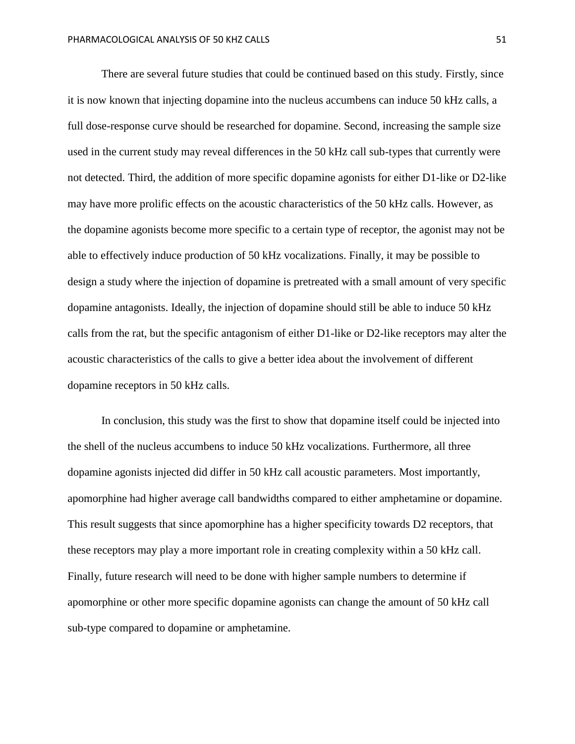There are several future studies that could be continued based on this study. Firstly, since it is now known that injecting dopamine into the nucleus accumbens can induce 50 kHz calls, a full dose-response curve should be researched for dopamine. Second, increasing the sample size used in the current study may reveal differences in the 50 kHz call sub-types that currently were not detected. Third, the addition of more specific dopamine agonists for either D1-like or D2-like may have more prolific effects on the acoustic characteristics of the 50 kHz calls. However, as the dopamine agonists become more specific to a certain type of receptor, the agonist may not be able to effectively induce production of 50 kHz vocalizations. Finally, it may be possible to design a study where the injection of dopamine is pretreated with a small amount of very specific dopamine antagonists. Ideally, the injection of dopamine should still be able to induce 50 kHz calls from the rat, but the specific antagonism of either D1-like or D2-like receptors may alter the acoustic characteristics of the calls to give a better idea about the involvement of different dopamine receptors in 50 kHz calls.

In conclusion, this study was the first to show that dopamine itself could be injected into the shell of the nucleus accumbens to induce 50 kHz vocalizations. Furthermore, all three dopamine agonists injected did differ in 50 kHz call acoustic parameters. Most importantly, apomorphine had higher average call bandwidths compared to either amphetamine or dopamine. This result suggests that since apomorphine has a higher specificity towards D2 receptors, that these receptors may play a more important role in creating complexity within a 50 kHz call. Finally, future research will need to be done with higher sample numbers to determine if apomorphine or other more specific dopamine agonists can change the amount of 50 kHz call sub-type compared to dopamine or amphetamine.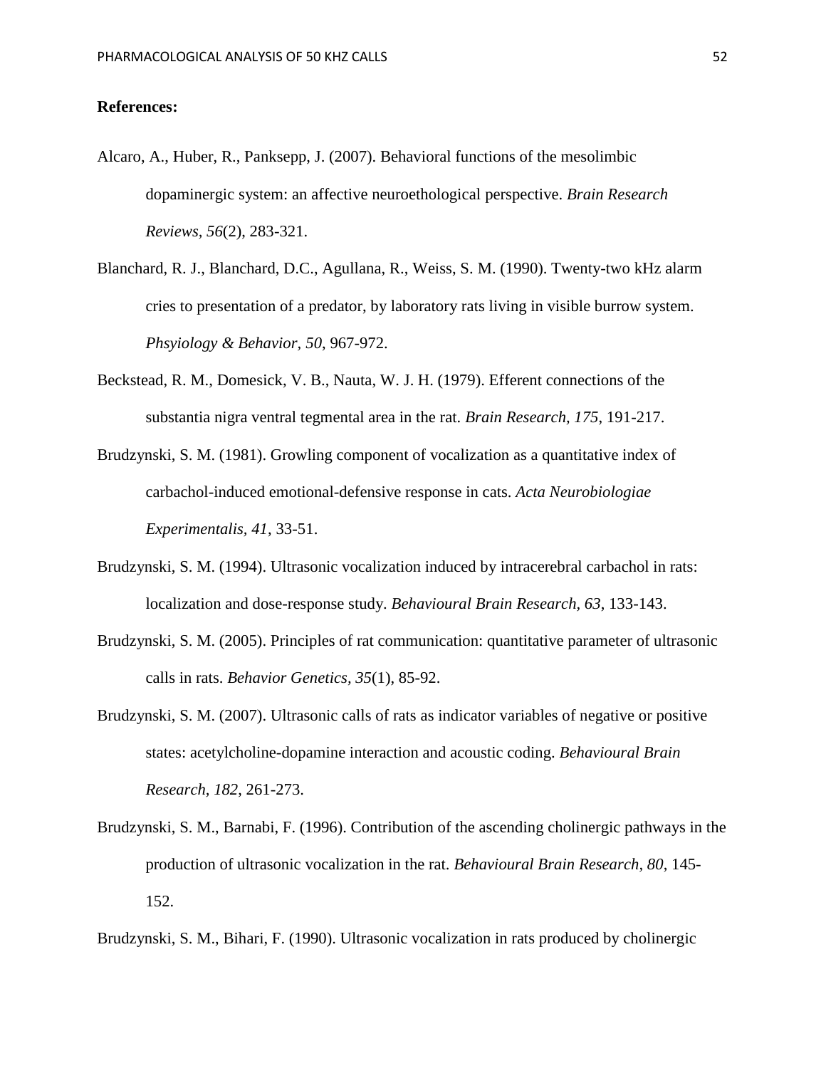**References:**

Alcaro, A., Huber, R., Panksepp, J. (2007). Behavioral functions of the mesolimbic dopaminergic system: an affective neuroethological perspective. *Brain Research Reviews, 56*(2), 283-321.

Blanchard, R. J., Blanchard, D.C., Agullana, R., Weiss, S. M. (1990). Twenty-two kHz alarm cries to presentation of a predator, by laboratory rats living in visible burrow system. *Phsyiology & Behavior, 50*, 967-972.

Beckstead, R. M., Domesick, V. B., Nauta, W. J. H. (1979). Efferent connections of the substantia nigra ventral tegmental area in the rat. *Brain Research, 175*, 191-217.

Brudzynski, S. M. (1981). Growling component of vocalization as a quantitative index of carbachol-induced emotional-defensive response in cats. *Acta Neurobiologiae Experimentalis, 41*, 33-51.

Brudzynski, S. M. (1994). Ultrasonic vocalization induced by intracerebral carbachol in rats: localization and dose-response study. *Behavioural Brain Research, 63*, 133-143.

Brudzynski, S. M. (2005). Principles of rat communication: quantitative parameter of ultrasonic calls in rats. *Behavior Genetics, 35*(1), 85-92.

Brudzynski, S. M. (2007). Ultrasonic calls of rats as indicator variables of negative or positive states: acetylcholine-dopamine interaction and acoustic coding. *Behavioural Brain Research, 182*, 261-273.

Brudzynski, S. M., Barnabi, F. (1996). Contribution of the ascending cholinergic pathways in the production of ultrasonic vocalization in the rat. *Behavioural Brain Research, 80*, 145-152.

Brudzynski, S. M., Bihari, F. (1990). Ultrasonic vocalization in rats produced by cholinergic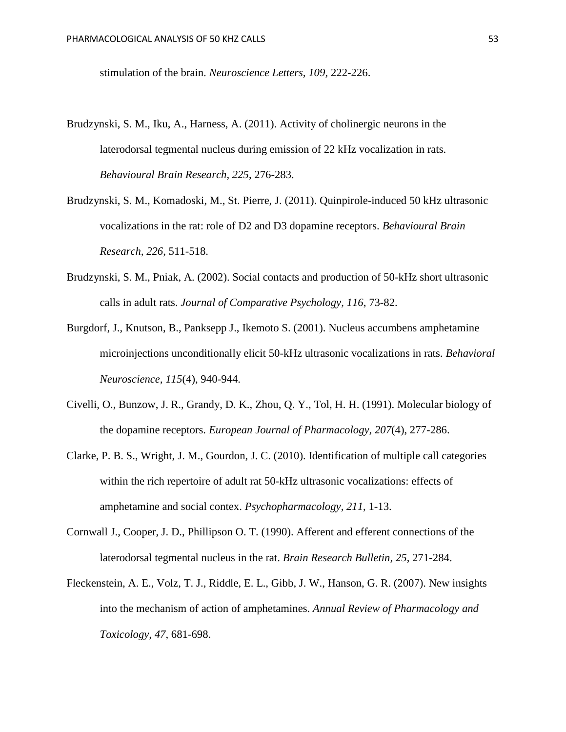stimulation of the brain. *Neuroscience Letters, 109*, 222-226.

Brudzynski, S. M., Iku, A., Harness, A. (2011). Activity of cholinergic neurons in the laterodorsal tegmental nucleus during emission of 22 kHz vocalization in rats. *Behavioural Brain Research, 225*, 276-283.

Brudzynski, S. M., Komadoski, M., St. Pierre, J. (2011). Quinpirole-induced 50 kHz ultrasonic vocalizations in the rat: role of D2 and D3 dopamine receptors. *Behavioural Brain Research, 226*, 511-518.

Brudzynski, S. M., Pniak, A. (2002). Social contacts and production of 50-kHz short ultrasonic calls in adult rats. *Journal of Comparative Psychology, 116*, 73-82.

Burgdorf, J., Knutson, B., Panksepp J., Ikemoto S. (2001). Nucleus accumbens amphetamine microinjections unconditionally elicit 50-kHz ultrasonic vocalizations in rats. *Behavioral Neuroscience, 115*(4), 940-944.

Civelli, O., Bunzow, J. R., Grandy, D. K., Zhou, Q. Y., Tol, H. H. (1991). Molecular biology of the dopamine receptors. *European Journal of Pharmacology, 207*(4), 277-286.

Clarke, P. B. S., Wright, J. M., Gourdon, J. C. (2010). Identification of multiple call categories within the rich repertoire of adult rat 50-kHz ultrasonic vocalizations: effects of amphetamine and social contex. *Psychopharmacology, 211*, 1-13.

Cornwall J., Cooper, J. D., Phillipson O. T. (1990). Afferent and efferent connections of the laterodorsal tegmental nucleus in the rat. *Brain Research Bulletin, 25*, 271-284.

Fleckenstein, A. E., Volz, T. J., Riddle, E. L., Gibb, J. W., Hanson, G. R. (2007). New insights into the mechanism of action of amphetamines. *Annual Review of Pharmacology and Toxicology, 47*, 681-698.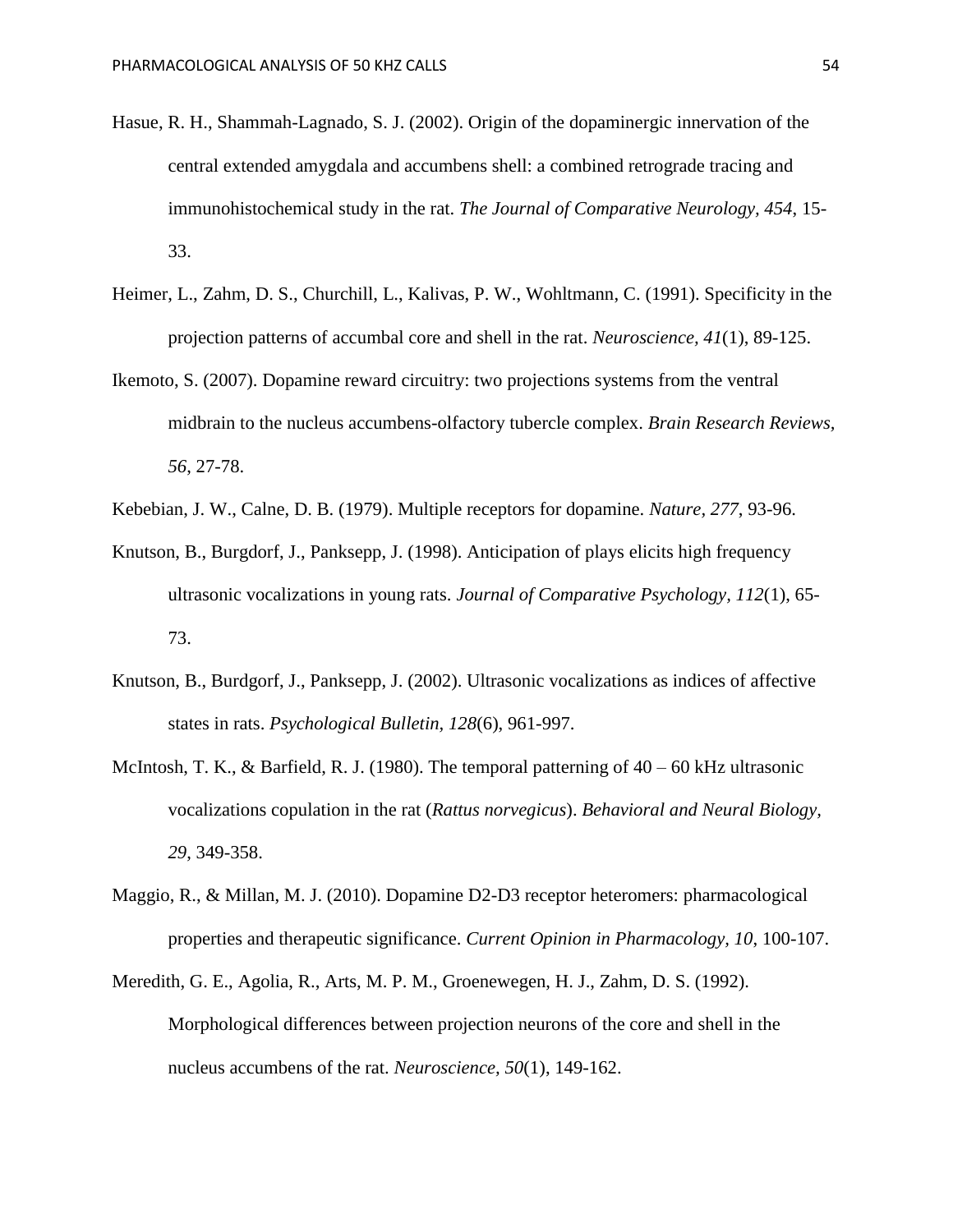Hasue, R. H., Shammah-Lagnado, S. J. (2002). Origin of the dopaminergic innervation of the central extended amygdala and accumbens shell: a combined retrograde tracing and immunohistochemical study in the rat. *The Journal of Comparative Neurology, 454*, 15-33.

Heimer, L., Zahm, D. S., Churchill, L., Kalivas, P. W., Wohltmann, C. (1991). Specificity in the projection patterns of accumbal core and shell in the rat. *Neuroscience, 41*(1), 89-125.

Ikemoto, S. (2007). Dopamine reward circuitry: two projections systems from the ventral midbrain to the nucleus accumbens-olfactory tubercle complex. *Brain Research Reviews, 56*, 27-78.

Kebebian, J. W., Calne, D. B. (1979). Multiple receptors for dopamine. *Nature, 277*, 93-96.

Knutson, B., Burgdorf, J., Panksepp, J. (1998). Anticipation of plays elicits high frequency ultrasonic vocalizations in young rats. *Journal of Comparative Psychology, 112*(1), 65-73.

Knutson, B., Burdgorf, J., Panksepp, J. (2002). Ultrasonic vocalizations as indices of affective states in rats. *Psychological Bulletin, 128*(6), 961-997.

McIntosh, T. K., & Barfield, R. J. (1980). The temporal patterning of 40 – 60 kHz ultrasonic vocalizations copulation in the rat (*Rattus norvegicus*). *Behavioral and Neural Biology, 29*, 349-358.

Maggio, R., & Millan, M. J. (2010). Dopamine D2-D3 receptor heteromers: pharmacological properties and therapeutic significance. *Current Opinion in Pharmacology, 10*, 100-107.

Meredith, G. E., Agolia, R., Arts, M. P. M., Groenewegen, H. J., Zahm, D. S. (1992). Morphological differences between projection neurons of the core and shell in the nucleus accumbens of the rat. *Neuroscience, 50*(1), 149-162.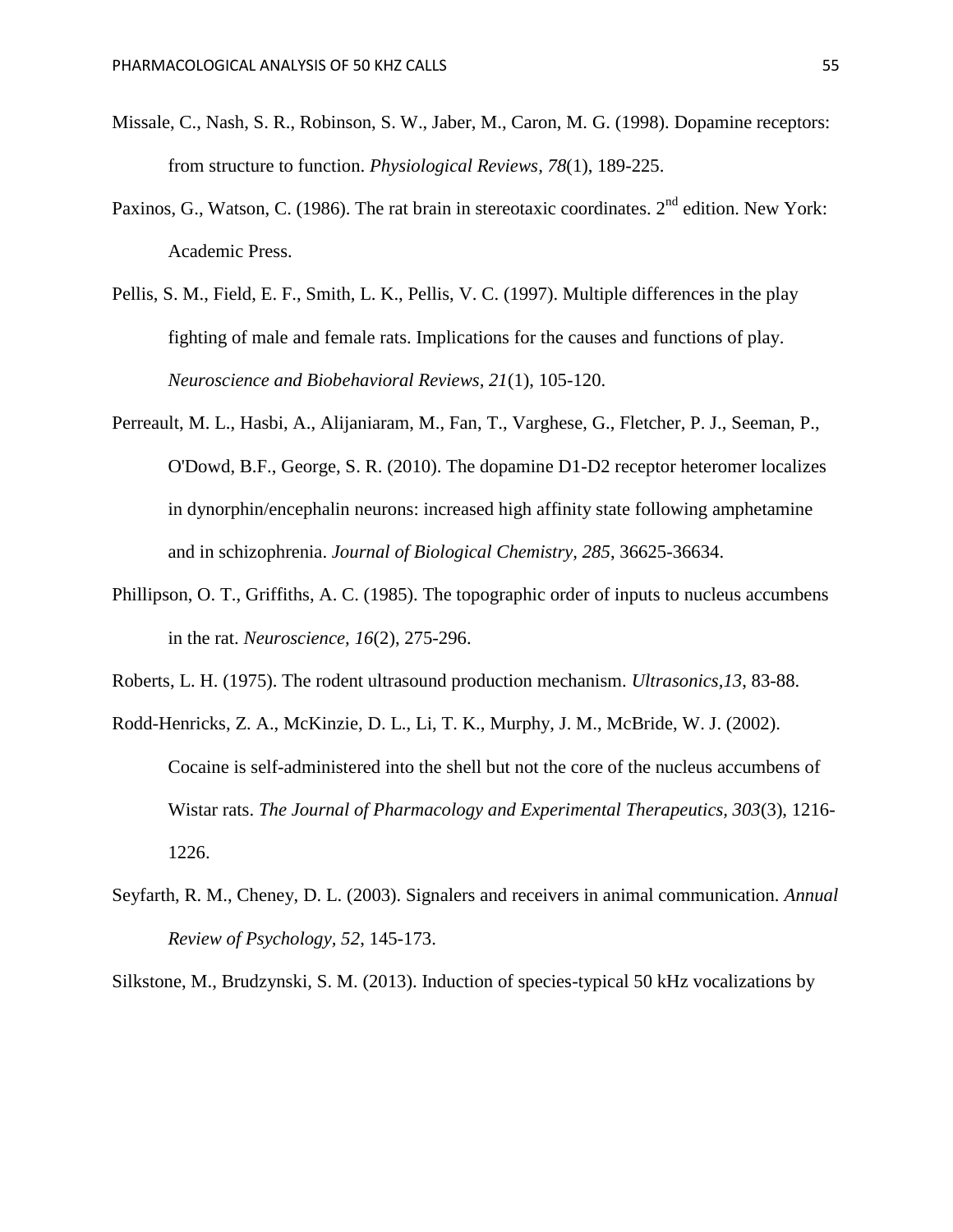Missale, C., Nash, S. R., Robinson, S. W., Jaber, M., Caron, M. G. (1998). Dopamine receptors: from structure to function. *Physiological Reviews*, *78*(1), 189-225.

Paxinos, G., Watson, C. (1986). The rat brain in stereotaxic coordinates. 2nd edition. New York: Academic Press.

Pellis, S. M., Field, E. F., Smith, L. K., Pellis, V. C. (1997). Multiple differences in the play fighting of male and female rats. Implications for the causes and functions of play. *Neuroscience and Biobehavioral Reviews*, *21*(1), 105-120.

Perreault, M. L., Hasbi, A., Alijaniaram, M., Fan, T., Varghese, G., Fletcher, P. J., Seeman, P., O'Dowd, B.F., George, S. R. (2010). The dopamine D1-D2 receptor heteromer localizes in dynorphin/encephalin neurons: increased high affinity state following amphetamine and in schizophrenia. *Journal of Biological Chemistry*, *285*, 36625-36634.

Phillipson, O. T., Griffiths, A. C. (1985). The topographic order of inputs to nucleus accumbens in the rat. *Neuroscience*, *16*(2), 275-296.

Roberts, L. H. (1975). The rodent ultrasound production mechanism. *Ultrasonics,13*, 83-88.

Rodd-Henricks, Z. A., McKinzie, D. L., Li, T. K., Murphy, J. M., McBride, W. J. (2002). Cocaine is self-administered into the shell but not the core of the nucleus accumbens of Wistar rats. *The Journal of Pharmacology and Experimental Therapeutics, 303*(3), 1216-1226.

Seyfarth, R. M., Cheney, D. L. (2003). Signalers and receivers in animal communication. *Annual Review of Psychology*, *52*, 145-173.

Silkstone, M., Brudzynski, S. M. (2013). Induction of species-typical 50 kHz vocalizations by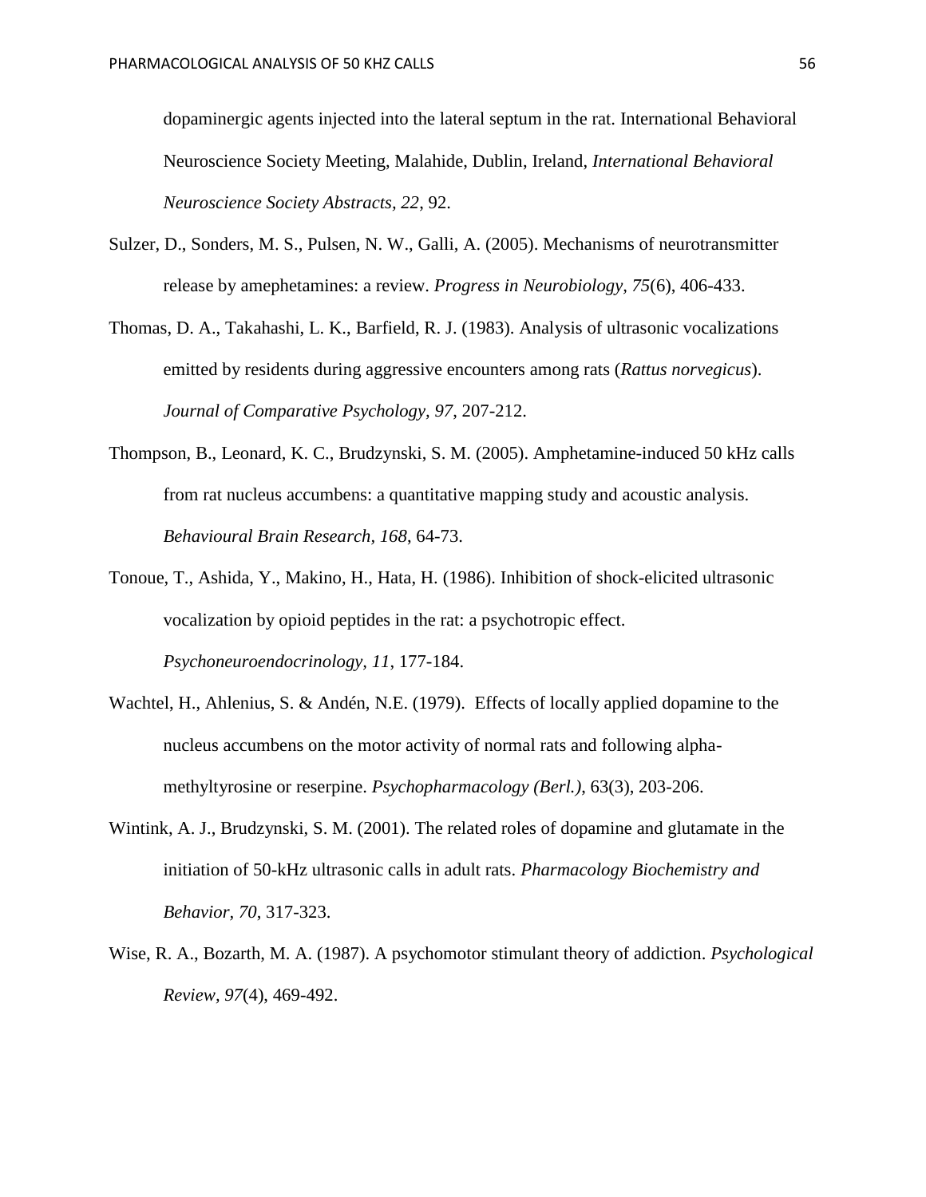dopaminergic agents injected into the lateral septum in the rat. International Behavioral Neuroscience Society Meeting, Malahide, Dublin, Ireland, *International Behavioral Neuroscience Society Abstracts, 22*, 92.

Sulzer, D., Sonders, M. S., Pulsen, N. W., Galli, A. (2005). Mechanisms of neurotransmitter release by amephetamines: a review. *Progress in Neurobiology, 75*(6), 406-433.

Thomas, D. A., Takahashi, L. K., Barfield, R. J. (1983). Analysis of ultrasonic vocalizations emitted by residents during aggressive encounters among rats (*Rattus norvegicus*). *Journal of Comparative Psychology, 97*, 207-212.

Thompson, B., Leonard, K. C., Brudzynski, S. M. (2005). Amphetamine-induced 50 kHz calls from rat nucleus accumbens: a quantitative mapping study and acoustic analysis. *Behavioural Brain Research, 168*, 64-73.

Tonoue, T., Ashida, Y., Makino, H., Hata, H. (1986). Inhibition of shock-elicited ultrasonic vocalization by opioid peptides in the rat: a psychotropic effect. *Psychoneuroendocrinology, 11*, 177-184.

Wachtel, H., Ahlenius, S. & Andén, N.E. (1979). Effects of locally applied dopamine to the nucleus accumbens on the motor activity of normal rats and following alpha-methyltyrosine or reserpine. *Psychopharmacology (Berl.)*, 63(3), 203-206.

Wintink, A. J., Brudzynski, S. M. (2001). The related roles of dopamine and glutamate in the initiation of 50-kHz ultrasonic calls in adult rats. *Pharmacology Biochemistry and Behavior, 70*, 317-323.

Wise, R. A., Bozarth, M. A. (1987). A psychomotor stimulant theory of addiction. *Psychological Review, 97*(4), 469-492.